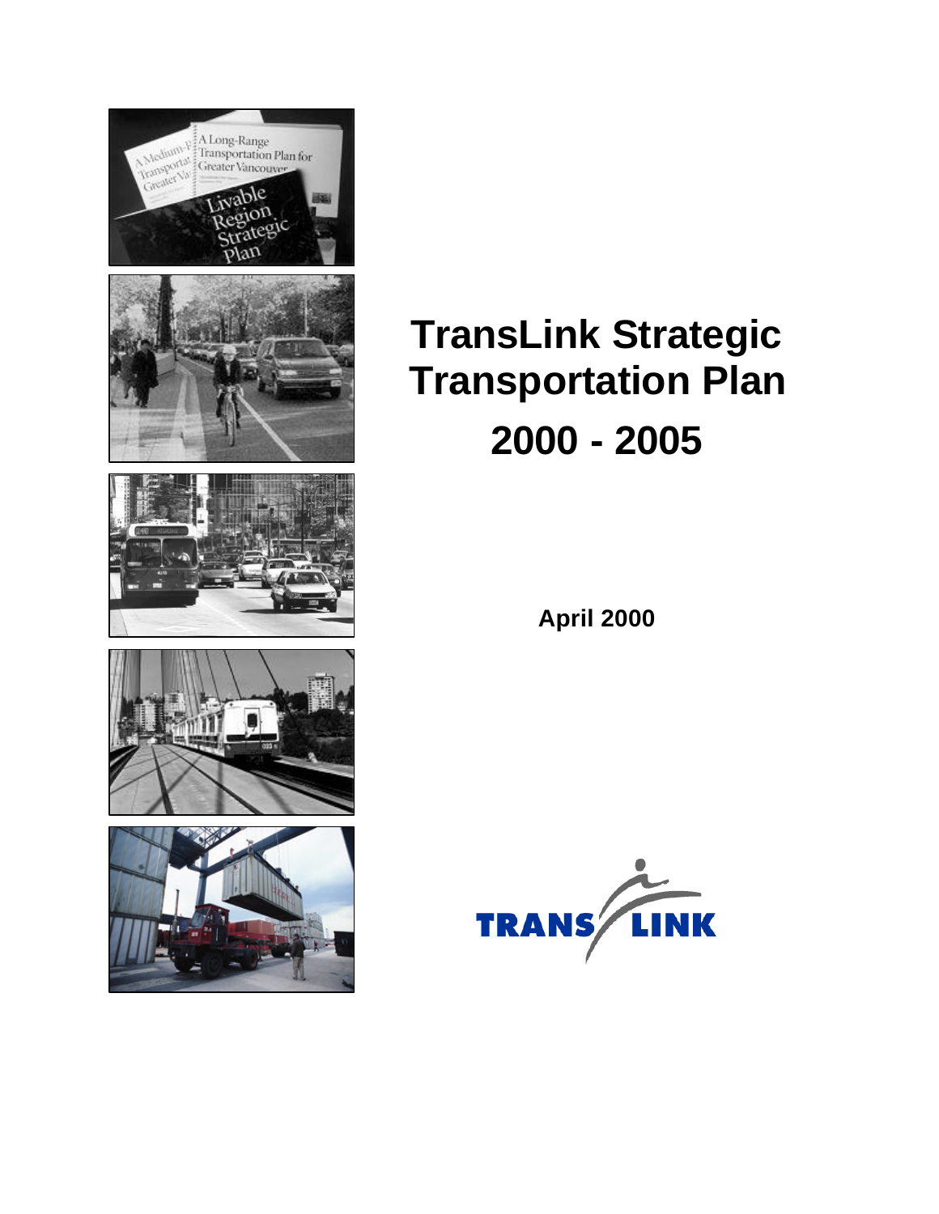# TransLink Strategic Transportation Plan

## 2000 - 2005

**April 2000**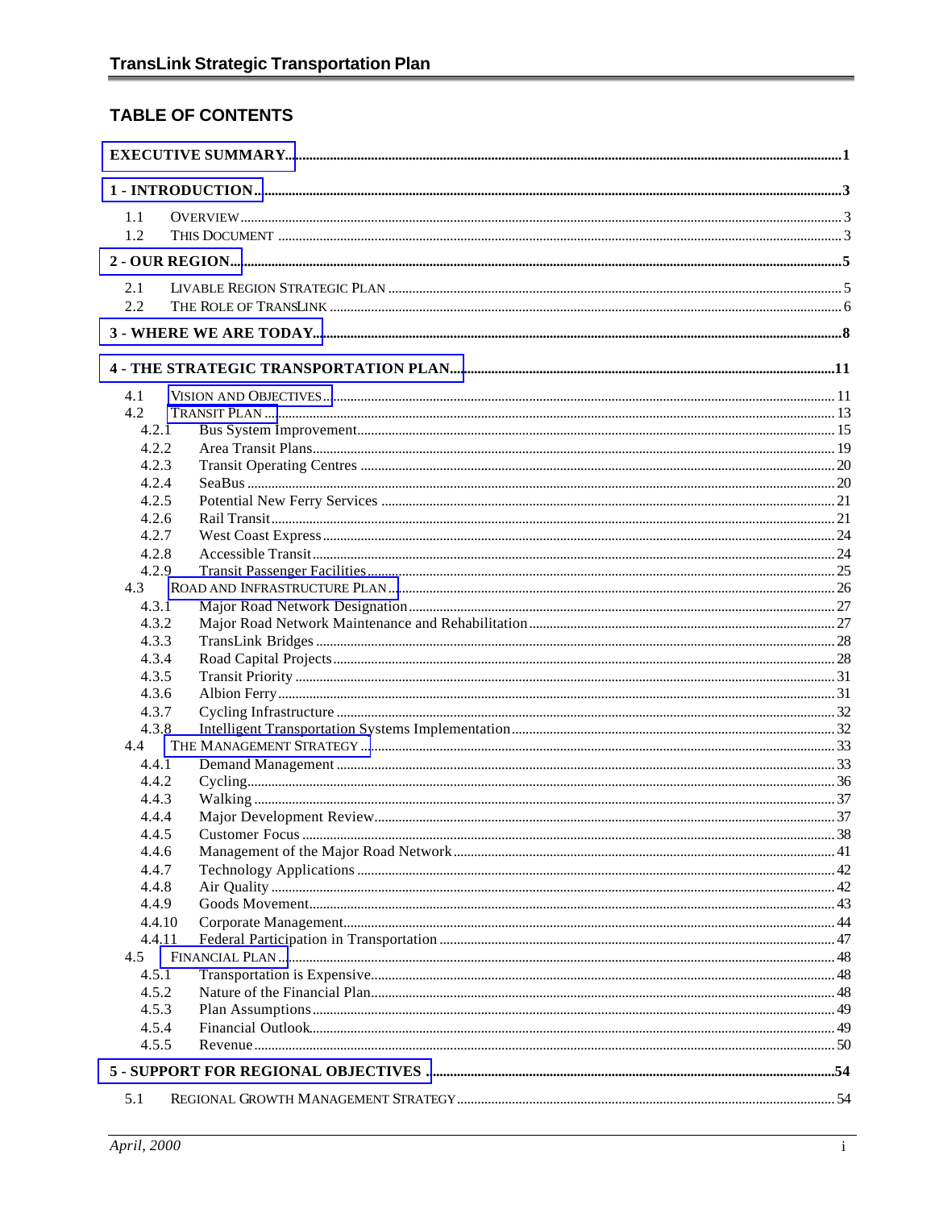# TABLE OF CONTENTS

EXECUTIVE SUMMARY ..... 1

1 - INTRODUCTION ..... 3

- 1.1 OVERVIEW ..... 3
- 1.2 THIS DOCUMENT ..... 3

2 - OUR REGION ..... 5

- 2.1 LIVABLE REGION STRATEGIC PLAN ..... 5
- 2.2 THE ROLE OF TRANSLINK ..... 6

3 - WHERE WE ARE TODAY ..... 8

4 - THE STRATEGIC TRANSPORTATION PLAN ..... 11

- 4.1 VISION AND OBJECTIVES ..... 11
- 4.2 TRANSIT PLAN ..... 13
  - 4.2.1 Bus System Improvement ..... 15
  - 4.2.2 Area Transit Plans ..... 19
  - 4.2.3 Transit Operating Centres ..... 20
  - 4.2.4 SeaBus ..... 20
  - 4.2.5 Potential New Ferry Services ..... 21
  - 4.2.6 Rail Transit ..... 21
  - 4.2.7 West Coast Express ..... 24
  - 4.2.8 Accessible Transit ..... 24
  - 4.2.9 Transit Passenger Facilities ..... 25
- 4.3 ROAD AND INFRASTRUCTURE PLAN ..... 26
  - 4.3.1 Major Road Network Designation ..... 27
  - 4.3.2 Major Road Network Maintenance and Rehabilitation ..... 27
  - 4.3.3 TransLink Bridges ..... 28
  - 4.3.4 Road Capital Projects ..... 28
  - 4.3.5 Transit Priority ..... 31
  - 4.3.6 Albion Ferry ..... 31
  - 4.3.7 Cycling Infrastructure ..... 32
  - 4.3.8 Intelligent Transportation Systems Implementation ..... 32
- 4.4 THE MANAGEMENT STRATEGY ..... 33
  - 4.4.1 Demand Management ..... 33
  - 4.4.2 Cycling ..... 36
  - 4.4.3 Walking ..... 37
  - 4.4.4 Major Development Review ..... 37
  - 4.4.5 Customer Focus ..... 38
  - 4.4.6 Management of the Major Road Network ..... 41
  - 4.4.7 Technology Applications ..... 42
  - 4.4.8 Air Quality ..... 42
  - 4.4.9 Goods Movement ..... 43
  - 4.4.10 Corporate Management ..... 44
  - 4.4.11 Federal Participation in Transportation ..... 47
- 4.5 FINANCIAL PLAN ..... 48
  - 4.5.1 Transportation is Expensive ..... 48
  - 4.5.2 Nature of the Financial Plan ..... 48
  - 4.5.3 Plan Assumptions ..... 49
  - 4.5.4 Financial Outlook ..... 49
  - 4.5.5 Revenue ..... 50

5 - SUPPORT FOR REGIONAL OBJECTIVES ..... 54

- 5.1 REGIONAL GROWTH MANAGEMENT STRATEGY ..... 54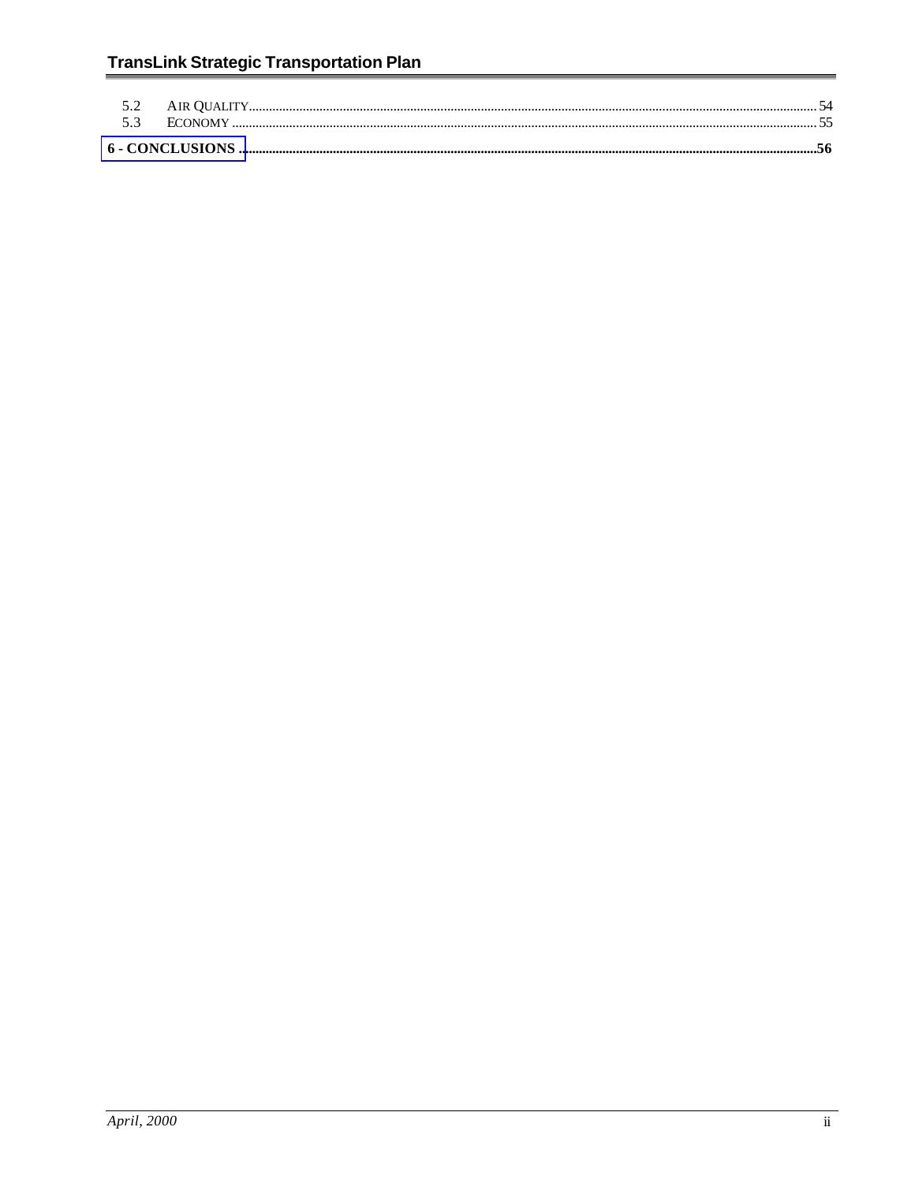5.2 AIR QUALITY........................................................................................................................................................ 54
5.3 ECONOMY ............................................................................................................................................................ 55

**6 - CONCLUSIONS .........................................................................................................................................................56**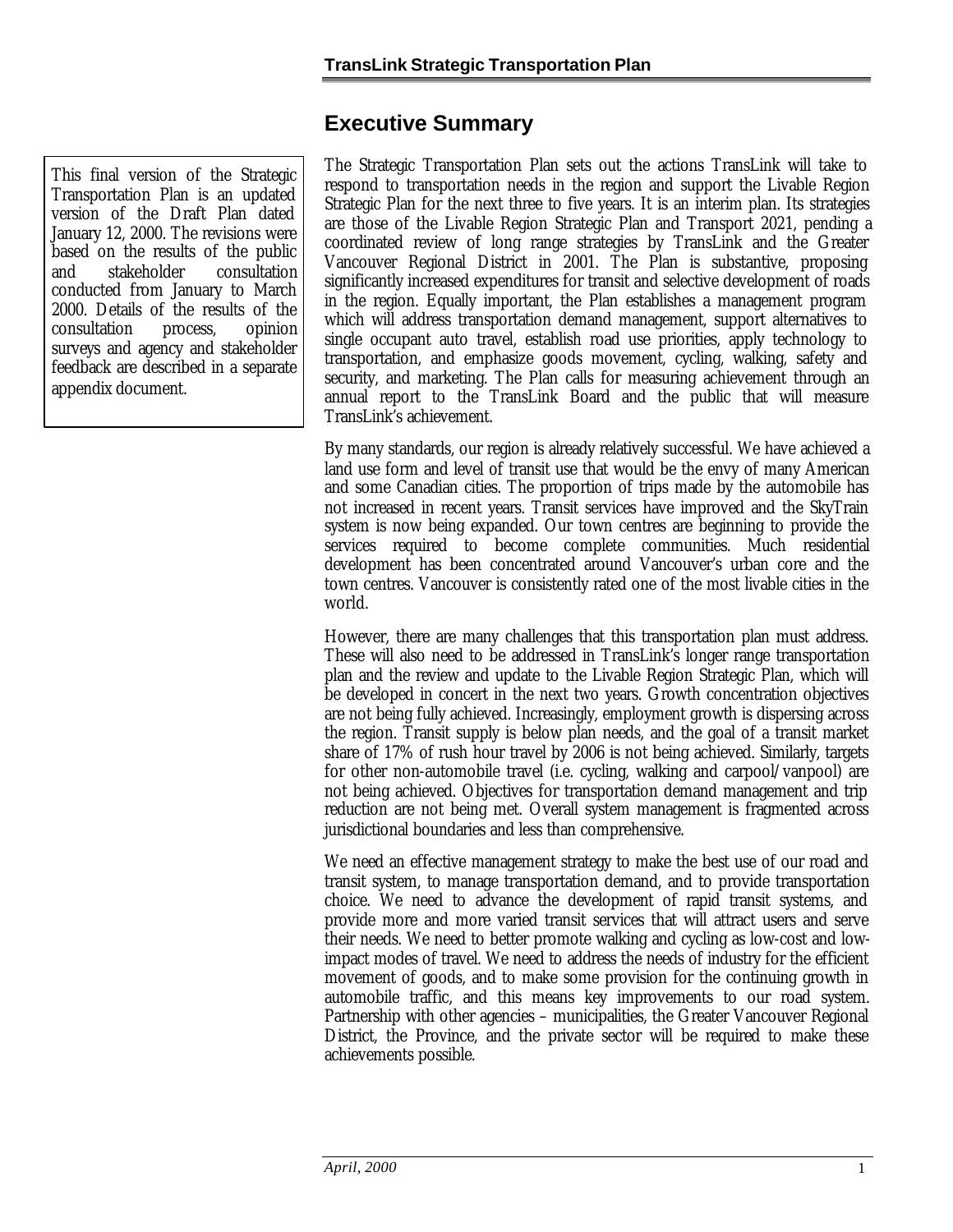## Executive Summary

This final version of the Strategic Transportation Plan is an updated version of the Draft Plan dated January 12, 2000. The revisions were based on the results of the public and stakeholder consultation conducted from January to March 2000. Details of the results of the consultation process, opinion surveys and agency and stakeholder feedback are described in a separate appendix document.

The Strategic Transportation Plan sets out the actions TransLink will take to respond to transportation needs in the region and support the Livable Region Strategic Plan for the next three to five years. It is an interim plan. Its strategies are those of the Livable Region Strategic Plan and Transport 2021, pending a coordinated review of long range strategies by TransLink and the Greater Vancouver Regional District in 2001. The Plan is substantive, proposing significantly increased expenditures for transit and selective development of roads in the region. Equally important, the Plan establishes a management program which will address transportation demand management, support alternatives to single occupant auto travel, establish road use priorities, apply technology to transportation, and emphasize goods movement, cycling, walking, safety and security, and marketing. The Plan calls for measuring achievement through an annual report to the TransLink Board and the public that will measure TransLink's achievement.

By many standards, our region is already relatively successful. We have achieved a land use form and level of transit use that would be the envy of many American and some Canadian cities. The proportion of trips made by the automobile has not increased in recent years. Transit services have improved and the SkyTrain system is now being expanded. Our town centres are beginning to provide the services required to become complete communities. Much residential development has been concentrated around Vancouver's urban core and the town centres. Vancouver is consistently rated one of the most livable cities in the world.

However, there are many challenges that this transportation plan must address. These will also need to be addressed in TransLink's longer range transportation plan and the review and update to the Livable Region Strategic Plan, which will be developed in concert in the next two years. Growth concentration objectives are not being fully achieved. Increasingly, employment growth is dispersing across the region. Transit supply is below plan needs, and the goal of a transit market share of 17% of rush hour travel by 2006 is not being achieved. Similarly, targets for other non-automobile travel (i.e. cycling, walking and carpool/vanpool) are not being achieved. Objectives for transportation demand management and trip reduction are not being met. Overall system management is fragmented across jurisdictional boundaries and less than comprehensive.

We need an effective management strategy to make the best use of our road and transit system, to manage transportation demand, and to provide transportation choice. We need to advance the development of rapid transit systems, and provide more and more varied transit services that will attract users and serve their needs. We need to better promote walking and cycling as low-cost and low-impact modes of travel. We need to address the needs of industry for the efficient movement of goods, and to make some provision for the continuing growth in automobile traffic, and this means key improvements to our road system. Partnership with other agencies – municipalities, the Greater Vancouver Regional District, the Province, and the private sector will be required to make these achievements possible.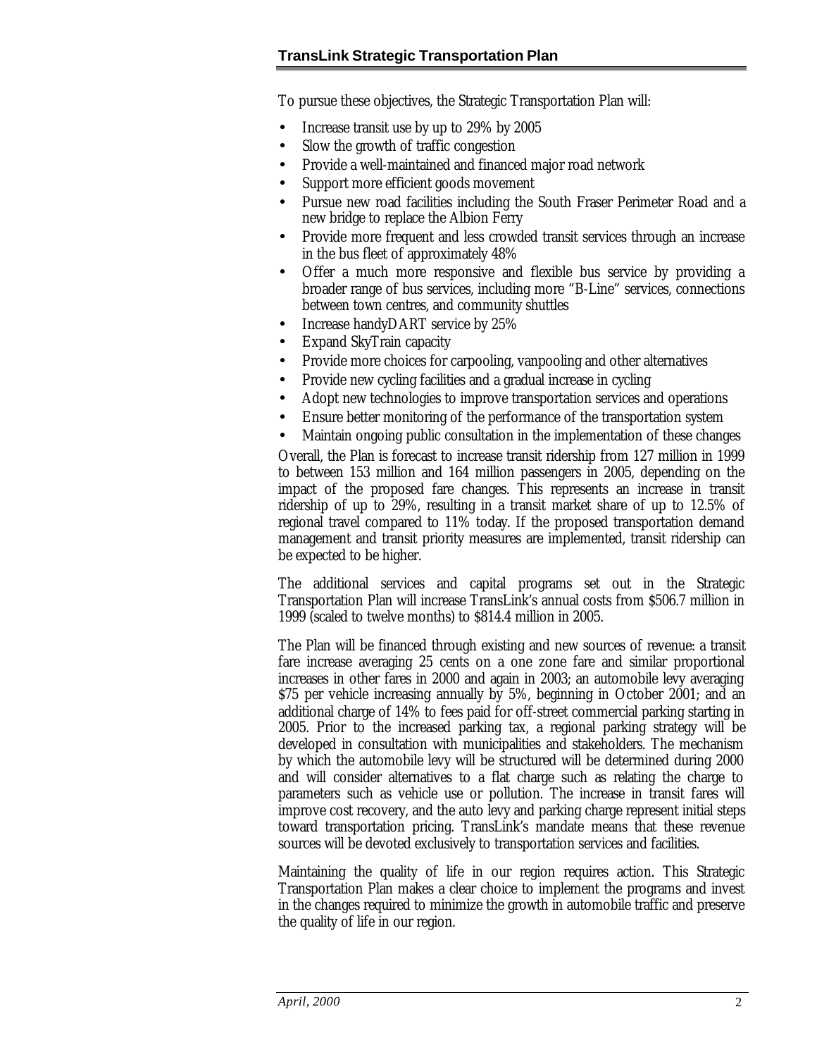To pursue these objectives, the Strategic Transportation Plan will:

- Increase transit use by up to 29% by 2005
- Slow the growth of traffic congestion
- Provide a well-maintained and financed major road network
- Support more efficient goods movement
- Pursue new road facilities including the South Fraser Perimeter Road and a new bridge to replace the Albion Ferry
- Provide more frequent and less crowded transit services through an increase in the bus fleet of approximately 48%
- Offer a much more responsive and flexible bus service by providing a broader range of bus services, including more "B-Line" services, connections between town centres, and community shuttles
- Increase handyDART service by 25%
- Expand SkyTrain capacity
- Provide more choices for carpooling, vanpooling and other alternatives
- Provide new cycling facilities and a gradual increase in cycling
- Adopt new technologies to improve transportation services and operations
- Ensure better monitoring of the performance of the transportation system
- Maintain ongoing public consultation in the implementation of these changes

Overall, the Plan is forecast to increase transit ridership from 127 million in 1999 to between 153 million and 164 million passengers in 2005, depending on the impact of the proposed fare changes. This represents an increase in transit ridership of up to 29%, resulting in a transit market share of up to 12.5% of regional travel compared to 11% today. If the proposed transportation demand management and transit priority measures are implemented, transit ridership can be expected to be higher.

The additional services and capital programs set out in the Strategic Transportation Plan will increase TransLink's annual costs from $506.7 million in 1999 (scaled to twelve months) to $814.4 million in 2005.

The Plan will be financed through existing and new sources of revenue: a transit fare increase averaging 25 cents on a one zone fare and similar proportional increases in other fares in 2000 and again in 2003; an automobile levy averaging $75 per vehicle increasing annually by 5%, beginning in October 2001; and an additional charge of 14% to fees paid for off-street commercial parking starting in 2005. Prior to the increased parking tax, a regional parking strategy will be developed in consultation with municipalities and stakeholders. The mechanism by which the automobile levy will be structured will be determined during 2000 and will consider alternatives to a flat charge such as relating the charge to parameters such as vehicle use or pollution. The increase in transit fares will improve cost recovery, and the auto levy and parking charge represent initial steps toward transportation pricing. TransLink's mandate means that these revenue sources will be devoted exclusively to transportation services and facilities.

Maintaining the quality of life in our region requires action. This Strategic Transportation Plan makes a clear choice to implement the programs and invest in the changes required to minimize the growth in automobile traffic and preserve the quality of life in our region.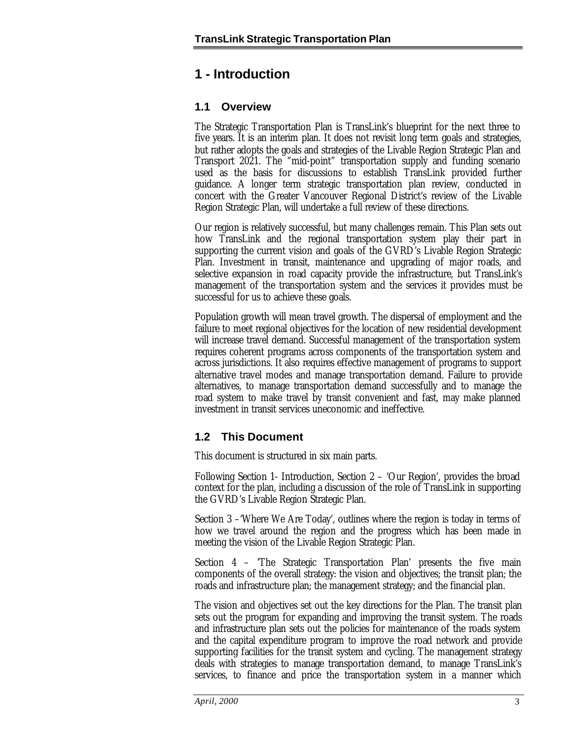# 1 - Introduction

## 1.1 Overview

The Strategic Transportation Plan is TransLink's blueprint for the next three to five years. It is an interim plan. It does not revisit long term goals and strategies, but rather adopts the goals and strategies of the Livable Region Strategic Plan and Transport 2021. The "mid-point" transportation supply and funding scenario used as the basis for discussions to establish TransLink provided further guidance. A longer term strategic transportation plan review, conducted in concert with the Greater Vancouver Regional District's review of the Livable Region Strategic Plan, will undertake a full review of these directions.

Our region is relatively successful, but many challenges remain. This Plan sets out how TransLink and the regional transportation system play their part in supporting the current vision and goals of the GVRD's Livable Region Strategic Plan. Investment in transit, maintenance and upgrading of major roads, and selective expansion in road capacity provide the infrastructure, but TransLink's management of the transportation system and the services it provides must be successful for us to achieve these goals.

Population growth will mean travel growth. The dispersal of employment and the failure to meet regional objectives for the location of new residential development will increase travel demand. Successful management of the transportation system requires coherent programs across components of the transportation system and across jurisdictions. It also requires effective management of programs to support alternative travel modes and manage transportation demand. Failure to provide alternatives, to manage transportation demand successfully and to manage the road system to make travel by transit convenient and fast, may make planned investment in transit services uneconomic and ineffective.

## 1.2 This Document

This document is structured in six main parts.

Following Section 1- Introduction, Section 2 – 'Our Region', provides the broad context for the plan, including a discussion of the role of TransLink in supporting the GVRD's Livable Region Strategic Plan.

Section 3 –'Where We Are Today', outlines where the region is today in terms of how we travel around the region and the progress which has been made in meeting the vision of the Livable Region Strategic Plan.

Section 4 – 'The Strategic Transportation Plan' presents the five main components of the overall strategy: the vision and objectives; the transit plan; the roads and infrastructure plan; the management strategy; and the financial plan.

The vision and objectives set out the key directions for the Plan. The transit plan sets out the program for expanding and improving the transit system. The roads and infrastructure plan sets out the policies for maintenance of the roads system and the capital expenditure program to improve the road network and provide supporting facilities for the transit system and cycling. The management strategy deals with strategies to manage transportation demand, to manage TransLink's services, to finance and price the transportation system in a manner which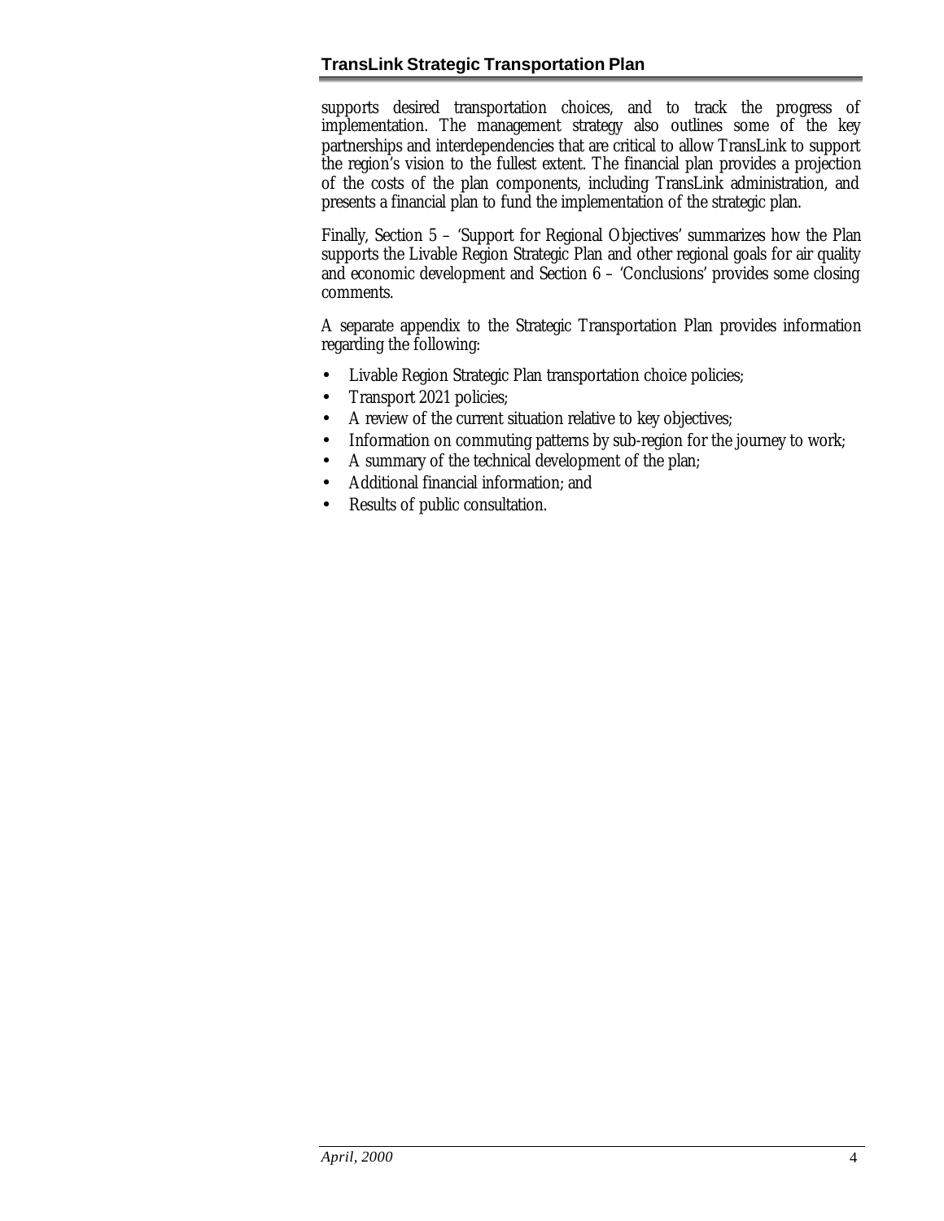supports desired transportation choices, and to track the progress of implementation. The management strategy also outlines some of the key partnerships and interdependencies that are critical to allow TransLink to support the region's vision to the fullest extent. The financial plan provides a projection of the costs of the plan components, including TransLink administration, and presents a financial plan to fund the implementation of the strategic plan.

Finally, Section 5 – 'Support for Regional Objectives' summarizes how the Plan supports the Livable Region Strategic Plan and other regional goals for air quality and economic development and Section 6 – 'Conclusions' provides some closing comments.

A separate appendix to the Strategic Transportation Plan provides information regarding the following:

- Livable Region Strategic Plan transportation choice policies;
- Transport 2021 policies;
- A review of the current situation relative to key objectives;
- Information on commuting patterns by sub-region for the journey to work;
- A summary of the technical development of the plan;
- Additional financial information; and
- Results of public consultation.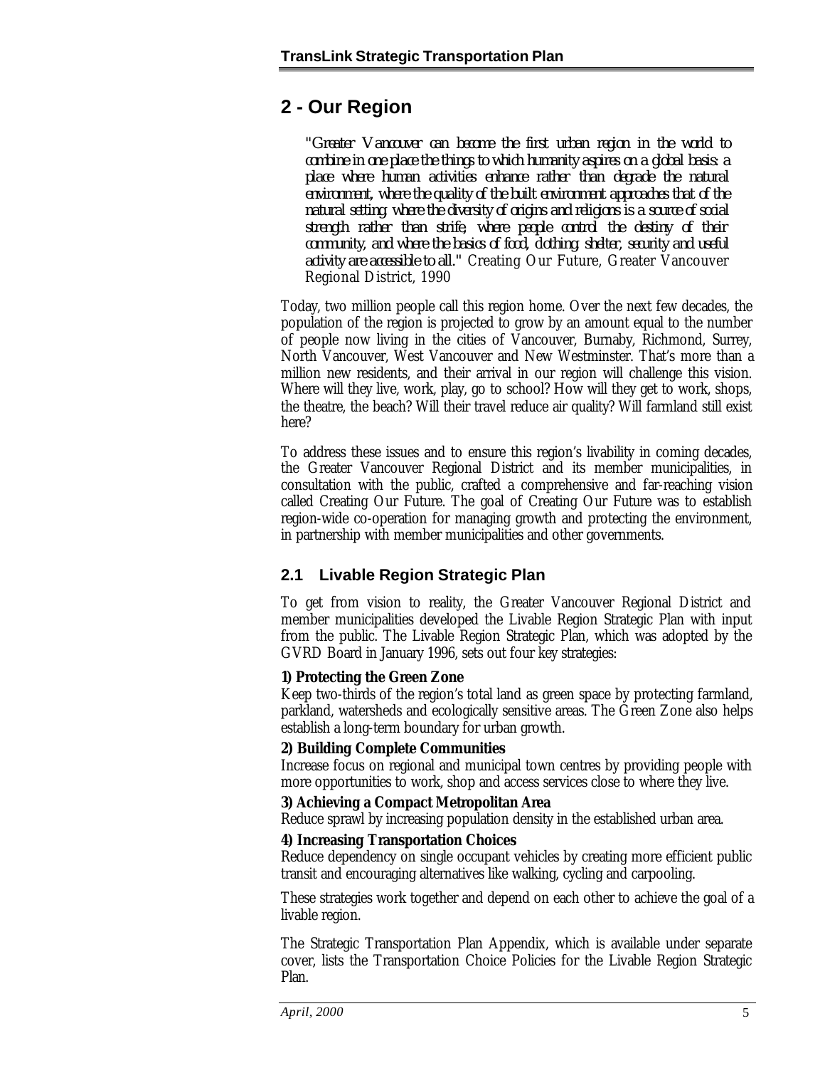# 2 - Our Region

*"Greater Vancouver can become the first urban region in the world to combine in one place the things to which humanity aspires on a global basis: a place where human activities enhance rather than degrade the natural environment, where the quality of the built environment approaches that of the natural setting, where the diversity of origins and religions is a source of social strength rather than strife, where people control the destiny of their community, and where the basics of food, clothing, shelter, security and useful activity are accessible to all."* Creating Our Future, Greater Vancouver Regional District, 1990

Today, two million people call this region home. Over the next few decades, the population of the region is projected to grow by an amount equal to the number of people now living in the cities of Vancouver, Burnaby, Richmond, Surrey, North Vancouver, West Vancouver and New Westminster. That's more than a million new residents, and their arrival in our region will challenge this vision. Where will they live, work, play, go to school? How will they get to work, shops, the theatre, the beach? Will their travel reduce air quality? Will farmland still exist here?

To address these issues and to ensure this region's livability in coming decades, the Greater Vancouver Regional District and its member municipalities, in consultation with the public, crafted a comprehensive and far-reaching vision called Creating Our Future. The goal of Creating Our Future was to establish region-wide co-operation for managing growth and protecting the environment, in partnership with member municipalities and other governments.

## 2.1 Livable Region Strategic Plan

To get from vision to reality, the Greater Vancouver Regional District and member municipalities developed the Livable Region Strategic Plan with input from the public. The Livable Region Strategic Plan, which was adopted by the GVRD Board in January 1996, sets out four key strategies:

**1) Protecting the Green Zone**
Keep two-thirds of the region's total land as green space by protecting farmland, parkland, watersheds and ecologically sensitive areas. The Green Zone also helps establish a long-term boundary for urban growth.

**2) Building Complete Communities**
Increase focus on regional and municipal town centres by providing people with more opportunities to work, shop and access services close to where they live.

**3) Achieving a Compact Metropolitan Area**
Reduce sprawl by increasing population density in the established urban area.

**4) Increasing Transportation Choices**
Reduce dependency on single occupant vehicles by creating more efficient public transit and encouraging alternatives like walking, cycling and carpooling.

These strategies work together and depend on each other to achieve the goal of a livable region.

The Strategic Transportation Plan Appendix, which is available under separate cover, lists the Transportation Choice Policies for the Livable Region Strategic Plan.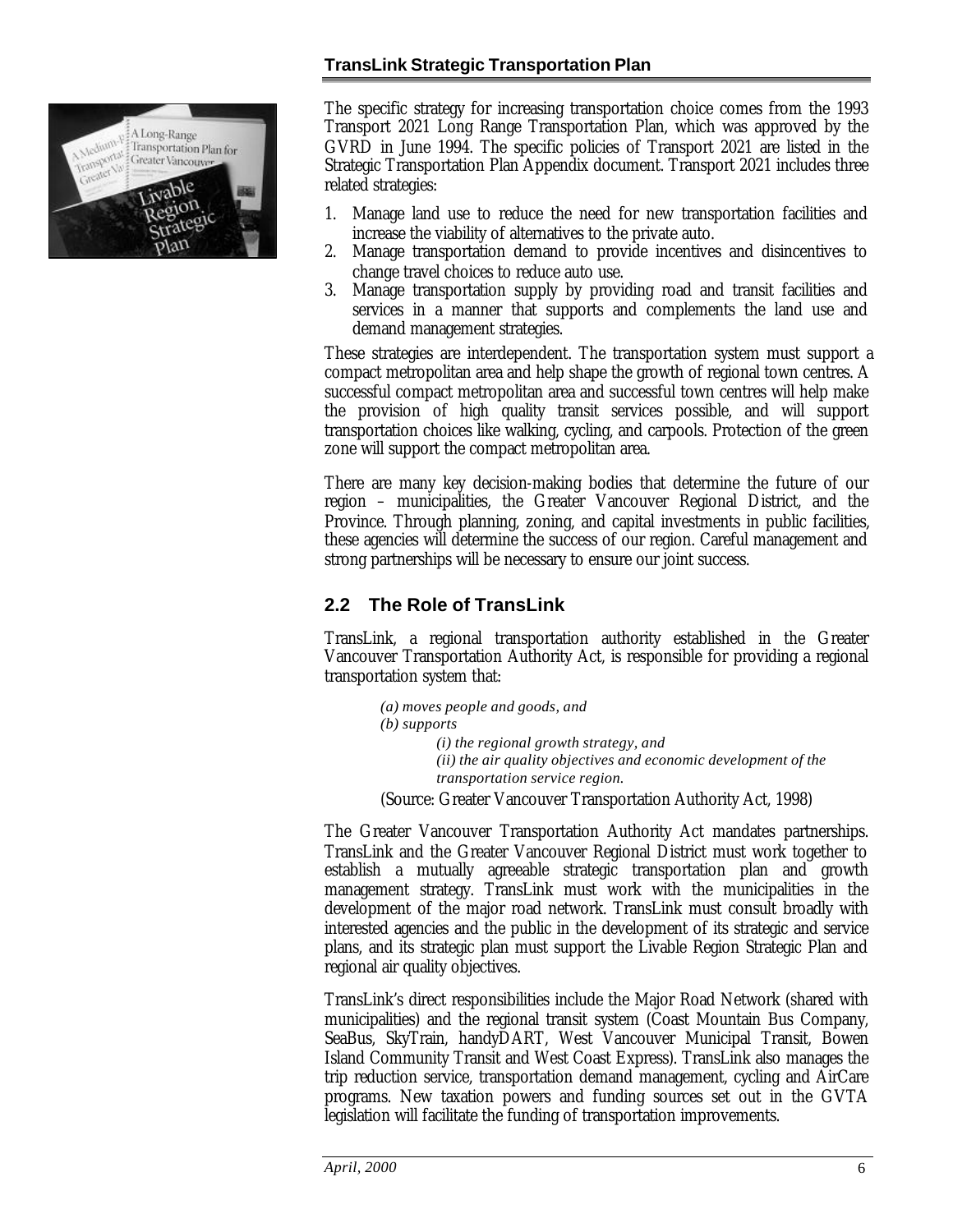The specific strategy for increasing transportation choice comes from the 1993 Transport 2021 Long Range Transportation Plan, which was approved by the GVRD in June 1994. The specific policies of Transport 2021 are listed in the Strategic Transportation Plan Appendix document. Transport 2021 includes three related strategies:

1. Manage land use to reduce the need for new transportation facilities and increase the viability of alternatives to the private auto.
2. Manage transportation demand to provide incentives and disincentives to change travel choices to reduce auto use.
3. Manage transportation supply by providing road and transit facilities and services in a manner that supports and complements the land use and demand management strategies.

These strategies are interdependent. The transportation system must support a compact metropolitan area and help shape the growth of regional town centres. A successful compact metropolitan area and successful town centres will help make the provision of high quality transit services possible, and will support transportation choices like walking, cycling, and carpools. Protection of the green zone will support the compact metropolitan area.

There are many key decision-making bodies that determine the future of our region – municipalities, the Greater Vancouver Regional District, and the Province. Through planning, zoning, and capital investments in public facilities, these agencies will determine the success of our region. Careful management and strong partnerships will be necessary to ensure our joint success.

## 2.2 The Role of TransLink

TransLink, a regional transportation authority established in the Greater Vancouver Transportation Authority Act, is responsible for providing a regional transportation system that:

> *(a) moves people and goods, and*
> *(b) supports*
> *(i) the regional growth strategy, and*
> *(ii) the air quality objectives and economic development of the transportation service region.*
>
> (Source: Greater Vancouver Transportation Authority Act, 1998)

The Greater Vancouver Transportation Authority Act mandates partnerships. TransLink and the Greater Vancouver Regional District must work together to establish a mutually agreeable strategic transportation plan and growth management strategy. TransLink must work with the municipalities in the development of the major road network. TransLink must consult broadly with interested agencies and the public in the development of its strategic and service plans, and its strategic plan must support the Livable Region Strategic Plan and regional air quality objectives.

TransLink's direct responsibilities include the Major Road Network (shared with municipalities) and the regional transit system (Coast Mountain Bus Company, SeaBus, SkyTrain, handyDART, West Vancouver Municipal Transit, Bowen Island Community Transit and West Coast Express). TransLink also manages the trip reduction service, transportation demand management, cycling and AirCare programs. New taxation powers and funding sources set out in the GVTA legislation will facilitate the funding of transportation improvements.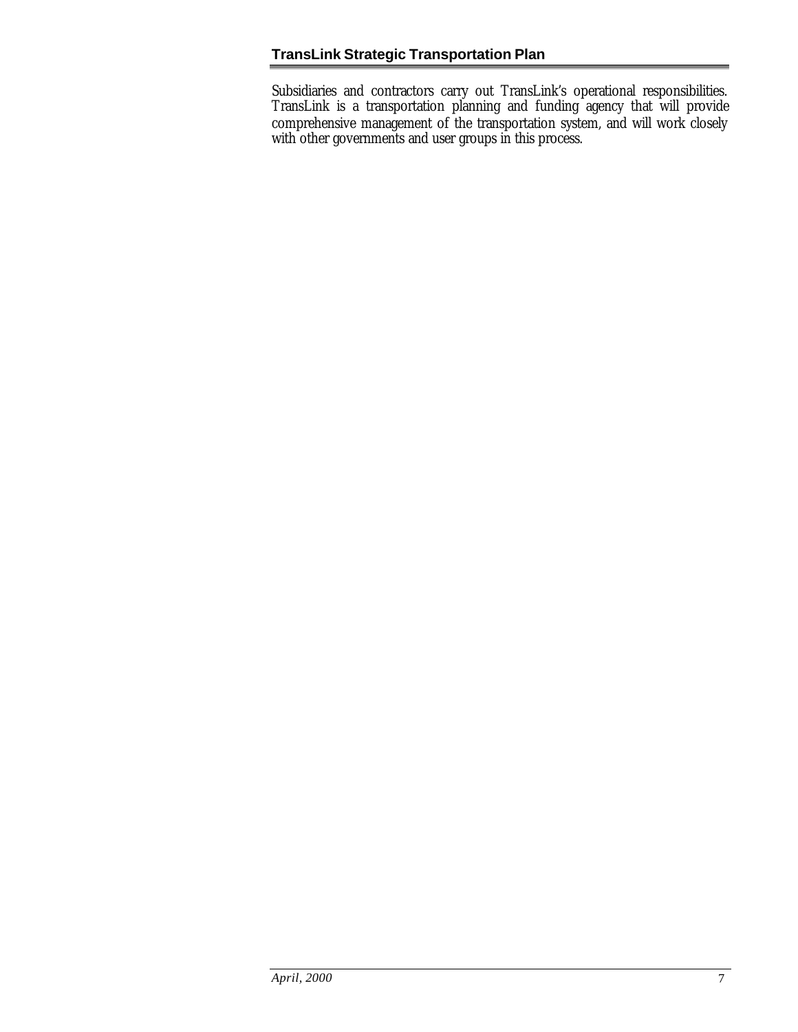Subsidiaries and contractors carry out TransLink's operational responsibilities. TransLink is a transportation planning and funding agency that will provide comprehensive management of the transportation system, and will work closely with other governments and user groups in this process.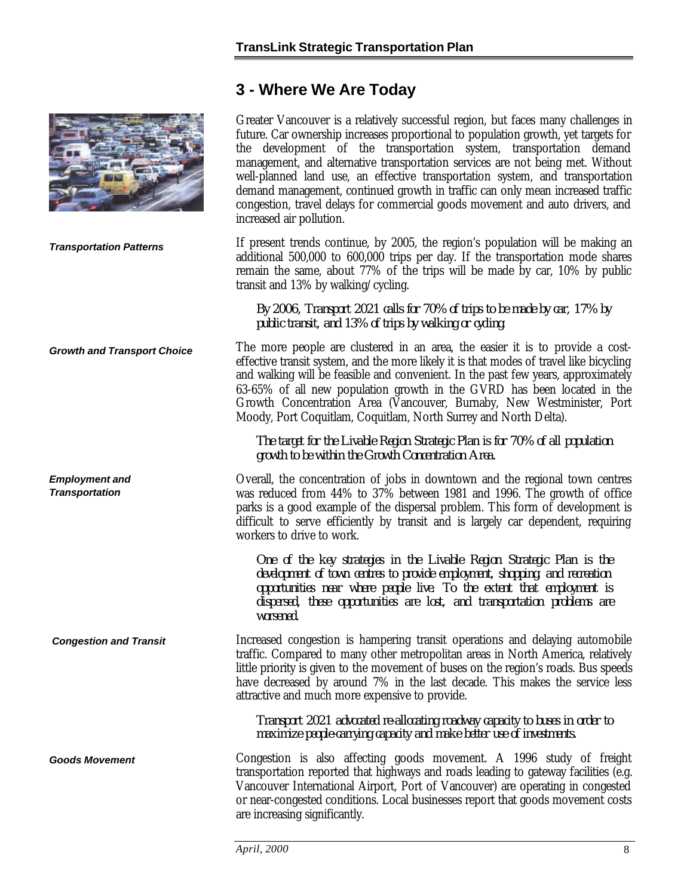# 3 - Where We Are Today

Greater Vancouver is a relatively successful region, but faces many challenges in future. Car ownership increases proportional to population growth, yet targets for the development of the transportation system, transportation demand management, and alternative transportation services are not being met. Without well-planned land use, an effective transportation system, and transportation demand management, continued growth in traffic can only mean increased traffic congestion, travel delays for commercial goods movement and auto drivers, and increased air pollution.

***Transportation Patterns***

If present trends continue, by 2005, the region's population will be making an additional 500,000 to 600,000 trips per day. If the transportation mode shares remain the same, about 77% of the trips will be made by car, 10% by public transit and 13% by walking/cycling.

*By 2006, Transport 2021 calls for 70% of trips to be made by car, 17% by public transit, and 13% of trips by walking or cycling.*

***Growth and Transport Choice***

The more people are clustered in an area, the easier it is to provide a cost-effective transit system, and the more likely it is that modes of travel like bicycling and walking will be feasible and convenient. In the past few years, approximately 63-65% of all new population growth in the GVRD has been located in the Growth Concentration Area (Vancouver, Burnaby, New Westminister, Port Moody, Port Coquitlam, Coquitlam, North Surrey and North Delta).

*The target for the Livable Region Strategic Plan is for 70% of all population growth to be within the Growth Concentration Area.*

***Employment and Transportation***

Overall, the concentration of jobs in downtown and the regional town centres was reduced from 44% to 37% between 1981 and 1996. The growth of office parks is a good example of the dispersal problem. This form of development is difficult to serve efficiently by transit and is largely car dependent, requiring workers to drive to work.

*One of the key strategies in the Livable Region Strategic Plan is the development of town centres to provide employment, shopping and recreation opportunities near where people live. To the extent that employment is dispersed, these opportunities are lost, and transportation problems are worsened.*

***Congestion and Transit***

Increased congestion is hampering transit operations and delaying automobile traffic. Compared to many other metropolitan areas in North America, relatively little priority is given to the movement of buses on the region's roads. Bus speeds have decreased by around 7% in the last decade. This makes the service less attractive and much more expensive to provide.

*Transport 2021 advocated re-allocating roadway capacity to buses in order to maximize people-carrying capacity and make better use of investments.*

***Goods Movement***

Congestion is also affecting goods movement. A 1996 study of freight transportation reported that highways and roads leading to gateway facilities (e.g. Vancouver International Airport, Port of Vancouver) are operating in congested or near-congested conditions. Local businesses report that goods movement costs are increasing significantly.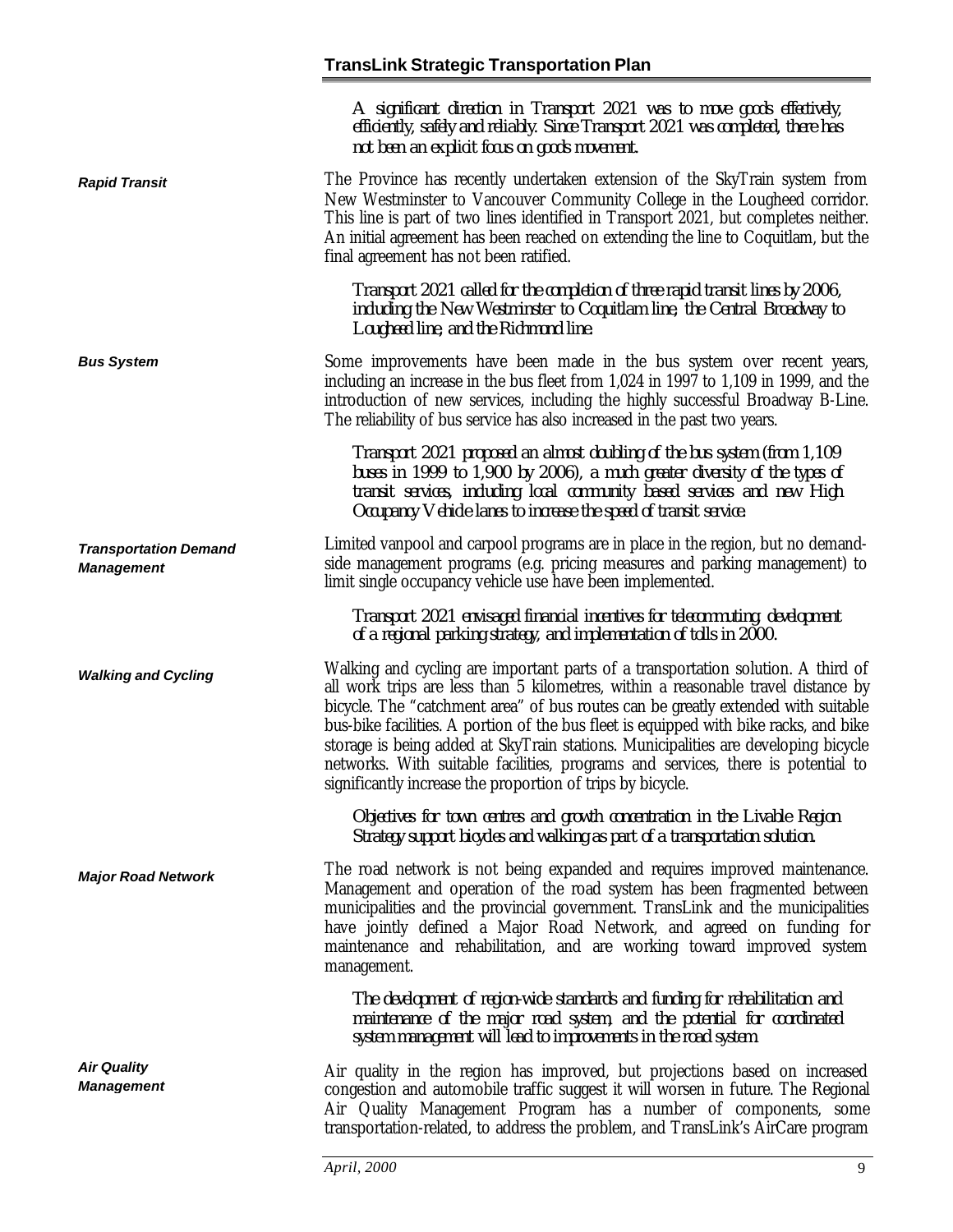*A significant direction in Transport 2021 was to move goods effectively, efficiently, safely and reliably. Since Transport 2021 was completed, there has not been an explicit focus on goods movement.*

### *Rapid Transit*

The Province has recently undertaken extension of the SkyTrain system from New Westminster to Vancouver Community College in the Lougheed corridor. This line is part of two lines identified in Transport 2021, but completes neither. An initial agreement has been reached on extending the line to Coquitlam, but the final agreement has not been ratified.

*Transport 2021 called for the completion of three rapid transit lines by 2006, including the New Westminster to Coquitlam line, the Central Broadway to Lougheed line, and the Richmond line.*

### *Bus System*

Some improvements have been made in the bus system over recent years, including an increase in the bus fleet from 1,024 in 1997 to 1,109 in 1999, and the introduction of new services, including the highly successful Broadway B-Line. The reliability of bus service has also increased in the past two years.

*Transport 2021 proposed an almost doubling of the bus system (from 1,109 buses in 1999 to 1,900 by 2006), a much greater diversity of the types of transit services, including local community based services and new High Occupancy Vehicle lanes to increase the speed of transit service.*

### *Transportation Demand Management*

Limited vanpool and carpool programs are in place in the region, but no demand-side management programs (e.g. pricing measures and parking management) to limit single occupancy vehicle use have been implemented.

*Transport 2021 envisaged financial incentives for telecommuting, development of a regional parking strategy, and implementation of tolls in 2000.*

### *Walking and Cycling*

Walking and cycling are important parts of a transportation solution. A third of all work trips are less than 5 kilometres, within a reasonable travel distance by bicycle. The "catchment area" of bus routes can be greatly extended with suitable bus-bike facilities. A portion of the bus fleet is equipped with bike racks, and bike storage is being added at SkyTrain stations. Municipalities are developing bicycle networks. With suitable facilities, programs and services, there is potential to significantly increase the proportion of trips by bicycle.

*Objectives for town centres and growth concentration in the Livable Region Strategy support bicycles and walking as part of a transportation solution.*

### *Major Road Network*

The road network is not being expanded and requires improved maintenance. Management and operation of the road system has been fragmented between municipalities and the provincial government. TransLink and the municipalities have jointly defined a Major Road Network, and agreed on funding for maintenance and rehabilitation, and are working toward improved system management.

*The development of region-wide standards and funding for rehabilitation and maintenance of the major road system, and the potential for coordinated system management will lead to improvements in the road system.*

### *Air Quality Management*

Air quality in the region has improved, but projections based on increased congestion and automobile traffic suggest it will worsen in future. The Regional Air Quality Management Program has a number of components, some transportation-related, to address the problem, and TransLink's AirCare program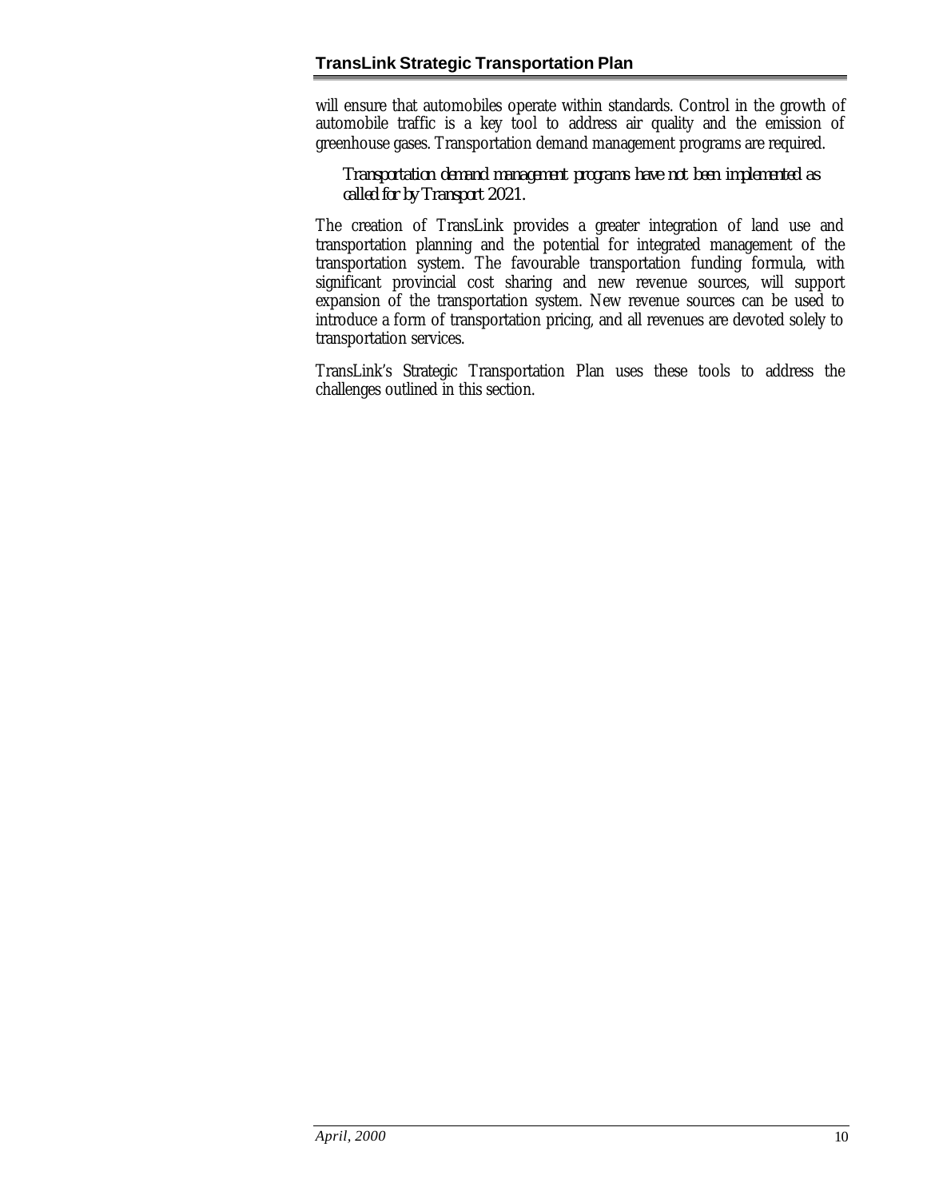will ensure that automobiles operate within standards. Control in the growth of automobile traffic is a key tool to address air quality and the emission of greenhouse gases. Transportation demand management programs are required.

*Transportation demand management programs have not been implemented as called for by Transport 2021.*

The creation of TransLink provides a greater integration of land use and transportation planning and the potential for integrated management of the transportation system. The favourable transportation funding formula, with significant provincial cost sharing and new revenue sources, will support expansion of the transportation system. New revenue sources can be used to introduce a form of transportation pricing, and all revenues are devoted solely to transportation services.

TransLink's Strategic Transportation Plan uses these tools to address the challenges outlined in this section.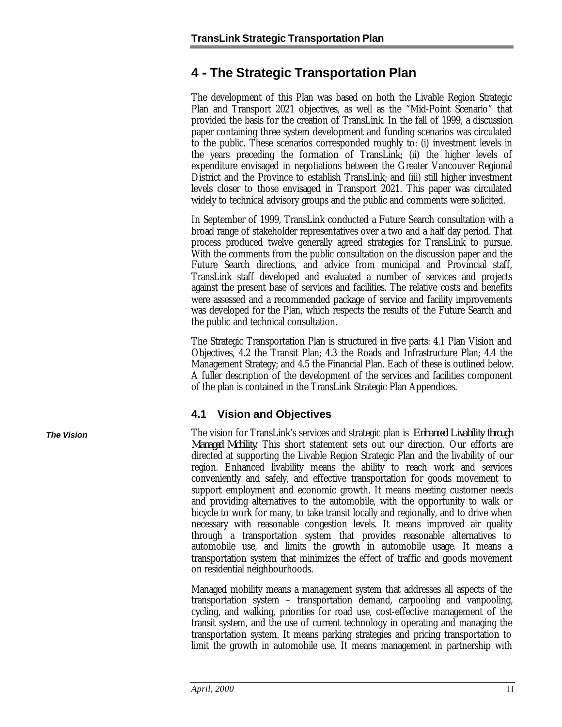# 4 - The Strategic Transportation Plan

The development of this Plan was based on both the Livable Region Strategic Plan and Transport 2021 objectives, as well as the "Mid-Point Scenario" that provided the basis for the creation of TransLink. In the fall of 1999, a discussion paper containing three system development and funding scenarios was circulated to the public. These scenarios corresponded roughly to: (i) investment levels in the years preceding the formation of TransLink; (ii) the higher levels of expenditure envisaged in negotiations between the Greater Vancouver Regional District and the Province to establish TransLink; and (iii) still higher investment levels closer to those envisaged in Transport 2021. This paper was circulated widely to technical advisory groups and the public and comments were solicited.

In September of 1999, TransLink conducted a Future Search consultation with a broad range of stakeholder representatives over a two and a half day period. That process produced twelve generally agreed strategies for TransLink to pursue. With the comments from the public consultation on the discussion paper and the Future Search directions, and advice from municipal and Provincial staff, TransLink staff developed and evaluated a number of services and projects against the present base of services and facilities. The relative costs and benefits were assessed and a recommended package of service and facility improvements was developed for the Plan, which respects the results of the Future Search and the public and technical consultation.

The Strategic Transportation Plan is structured in five parts: 4.1 Plan Vision and Objectives, 4.2 the Transit Plan; 4.3 the Roads and Infrastructure Plan; 4.4 the Management Strategy; and 4.5 the Financial Plan. Each of these is outlined below. A fuller description of the development of the services and facilities component of the plan is contained in the TransLink Strategic Plan Appendices.

## 4.1 Vision and Objectives

***The Vision***

The vision for TransLink's services and strategic plan is *Enhanced Livability through Managed Mobility.* This short statement sets out our direction. Our efforts are directed at supporting the Livable Region Strategic Plan and the livability of our region. Enhanced livability means the ability to reach work and services conveniently and safely, and effective transportation for goods movement to support employment and economic growth. It means meeting customer needs and providing alternatives to the automobile, with the opportunity to walk or bicycle to work for many, to take transit locally and regionally, and to drive when necessary with reasonable congestion levels. It means improved air quality through a transportation system that provides reasonable alternatives to automobile use, and limits the growth in automobile usage. It means a transportation system that minimizes the effect of traffic and goods movement on residential neighbourhoods.

Managed mobility means a management system that addresses all aspects of the transportation system – transportation demand, carpooling and vanpooling, cycling, and walking, priorities for road use, cost-effective management of the transit system, and the use of current technology in operating and managing the transportation system. It means parking strategies and pricing transportation to limit the growth in automobile use. It means management in partnership with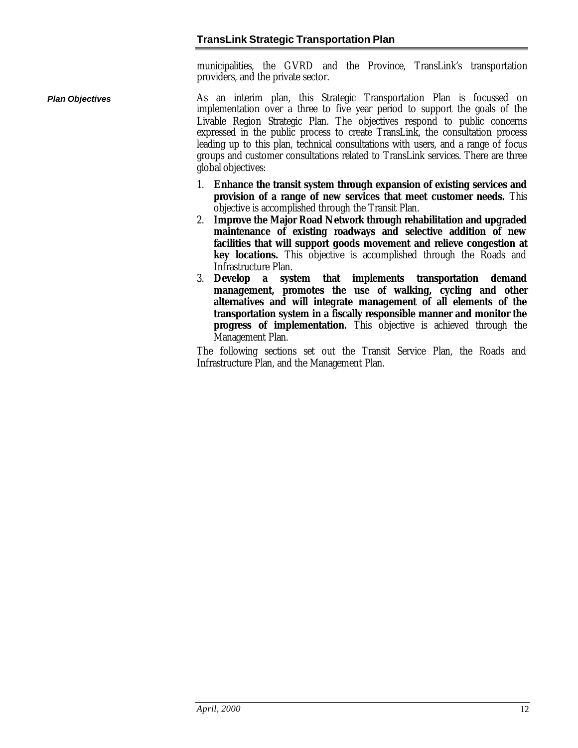municipalities, the GVRD and the Province, TransLink's transportation providers, and the private sector.

### Plan Objectives

As an interim plan, this Strategic Transportation Plan is focussed on implementation over a three to five year period to support the goals of the Livable Region Strategic Plan. The objectives respond to public concerns expressed in the public process to create TransLink, the consultation process leading up to this plan, technical consultations with users, and a range of focus groups and customer consultations related to TransLink services. There are three global objectives:

1. **Enhance the transit system through expansion of existing services and provision of a range of new services that meet customer needs.** This objective is accomplished through the Transit Plan.
2. **Improve the Major Road Network through rehabilitation and upgraded maintenance of existing roadways and selective addition of new facilities that will support goods movement and relieve congestion at key locations.** This objective is accomplished through the Roads and Infrastructure Plan.
3. **Develop a system that implements transportation demand management, promotes the use of walking, cycling and other alternatives and will integrate management of all elements of the transportation system in a fiscally responsible manner and monitor the progress of implementation.** This objective is achieved through the Management Plan.

The following sections set out the Transit Service Plan, the Roads and Infrastructure Plan, and the Management Plan.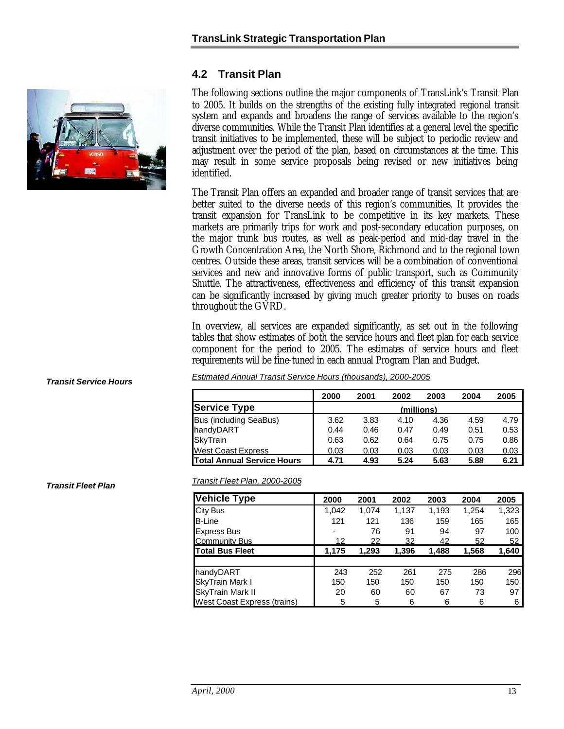## 4.2 Transit Plan

The following sections outline the major components of TransLink's Transit Plan to 2005. It builds on the strengths of the existing fully integrated regional transit system and expands and broadens the range of services available to the region's diverse communities. While the Transit Plan identifies at a general level the specific transit initiatives to be implemented, these will be subject to periodic review and adjustment over the period of the plan, based on circumstances at the time. This may result in some service proposals being revised or new initiatives being identified.

The Transit Plan offers an expanded and broader range of transit services that are better suited to the diverse needs of this region's communities. It provides the transit expansion for TransLink to be competitive in its key markets. These markets are primarily trips for work and post-secondary education purposes, on the major trunk bus routes, as well as peak-period and mid-day travel in the Growth Concentration Area, the North Shore, Richmond and to the regional town centres. Outside these areas, transit services will be a combination of conventional services and new and innovative forms of public transport, such as Community Shuttle. The attractiveness, effectiveness and efficiency of this transit expansion can be significantly increased by giving much greater priority to buses on roads throughout the GVRD.

In overview, all services are expanded significantly, as set out in the following tables that show estimates of both the service hours and fleet plan for each service component for the period to 2005. The estimates of service hours and fleet requirements will be fine-tuned in each annual Program Plan and Budget.

***Transit Service Hours***

*Estimated Annual Transit Service Hours (thousands), 2000-2005*

| | 2000 | 2001 | 2002 | 2003 | 2004 | 2005 |
|---|---|---|---|---|---|---|
| **Service Type** | | | (millions) | | | |
| Bus (including SeaBus) | 3.62 | 3.83 | 4.10 | 4.36 | 4.59 | 4.79 |
| handyDART | 0.44 | 0.46 | 0.47 | 0.49 | 0.51 | 0.53 |
| SkyTrain | 0.63 | 0.62 | 0.64 | 0.75 | 0.75 | 0.86 |
| West Coast Express | 0.03 | 0.03 | 0.03 | 0.03 | 0.03 | 0.03 |
| **Total Annual Service Hours** | **4.71** | **4.93** | **5.24** | **5.63** | **5.88** | **6.21** |

***Transit Fleet Plan***

*Transit Fleet Plan, 2000-2005*

| Vehicle Type | 2000 | 2001 | 2002 | 2003 | 2004 | 2005 |
|---|---|---|---|---|---|---|
| City Bus | 1,042 | 1,074 | 1,137 | 1,193 | 1,254 | 1,323 |
| B-Line | 121 | 121 | 136 | 159 | 165 | 165 |
| Express Bus | - | 76 | 91 | 94 | 97 | 100 |
| Community Bus | 12 | 22 | 32 | 42 | 52 | 52 |
| **Total Bus Fleet** | **1,175** | **1,293** | **1,396** | **1,488** | **1,568** | **1,640** |
| | | | | | | |
| handyDART | 243 | 252 | 261 | 275 | 286 | 296 |
| SkyTrain Mark I | 150 | 150 | 150 | 150 | 150 | 150 |
| SkyTrain Mark II | 20 | 60 | 60 | 67 | 73 | 97 |
| West Coast Express (trains) | 5 | 5 | 6 | 6 | 6 | 6 |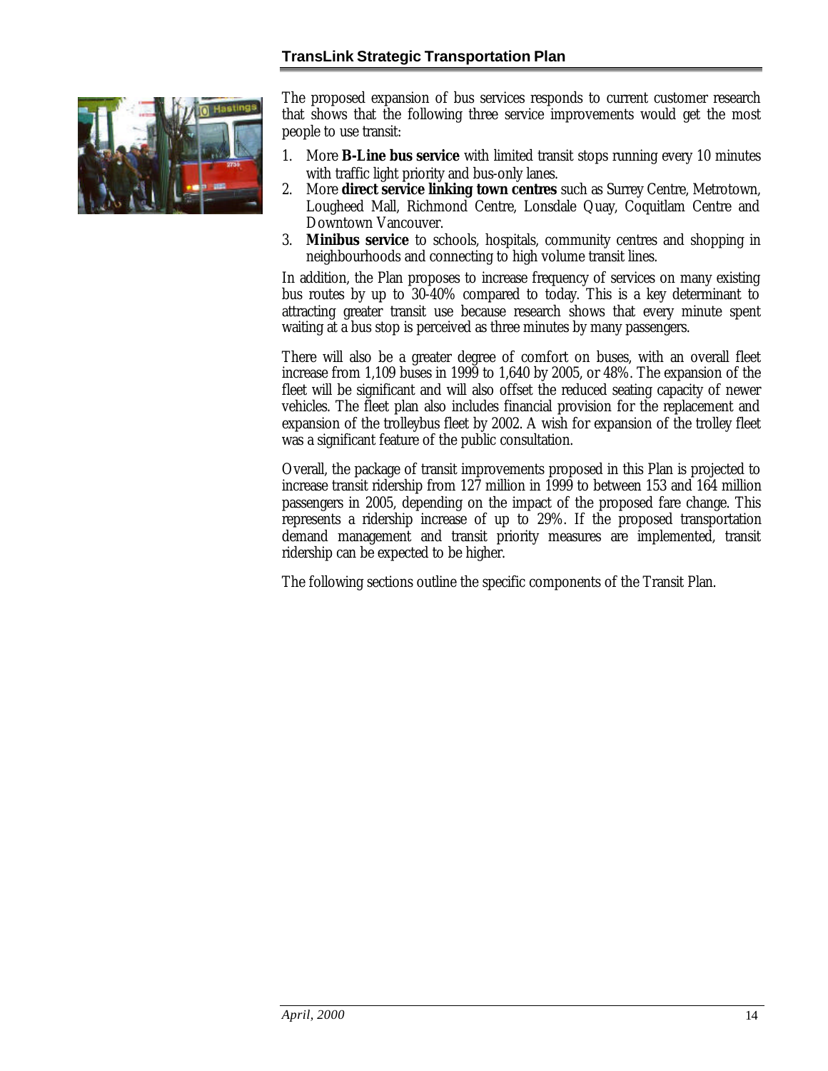The proposed expansion of bus services responds to current customer research that shows that the following three service improvements would get the most people to use transit:

1. More **B-Line bus service** with limited transit stops running every 10 minutes with traffic light priority and bus-only lanes.
2. More **direct service linking town centres** such as Surrey Centre, Metrotown, Lougheed Mall, Richmond Centre, Lonsdale Quay, Coquitlam Centre and Downtown Vancouver.
3. **Minibus service** to schools, hospitals, community centres and shopping in neighbourhoods and connecting to high volume transit lines.

In addition, the Plan proposes to increase frequency of services on many existing bus routes by up to 30-40% compared to today. This is a key determinant to attracting greater transit use because research shows that every minute spent waiting at a bus stop is perceived as three minutes by many passengers.

There will also be a greater degree of comfort on buses, with an overall fleet increase from 1,109 buses in 1999 to 1,640 by 2005, or 48%. The expansion of the fleet will be significant and will also offset the reduced seating capacity of newer vehicles. The fleet plan also includes financial provision for the replacement and expansion of the trolleybus fleet by 2002. A wish for expansion of the trolley fleet was a significant feature of the public consultation.

Overall, the package of transit improvements proposed in this Plan is projected to increase transit ridership from 127 million in 1999 to between 153 and 164 million passengers in 2005, depending on the impact of the proposed fare change. This represents a ridership increase of up to 29%. If the proposed transportation demand management and transit priority measures are implemented, transit ridership can be expected to be higher.

The following sections outline the specific components of the Transit Plan.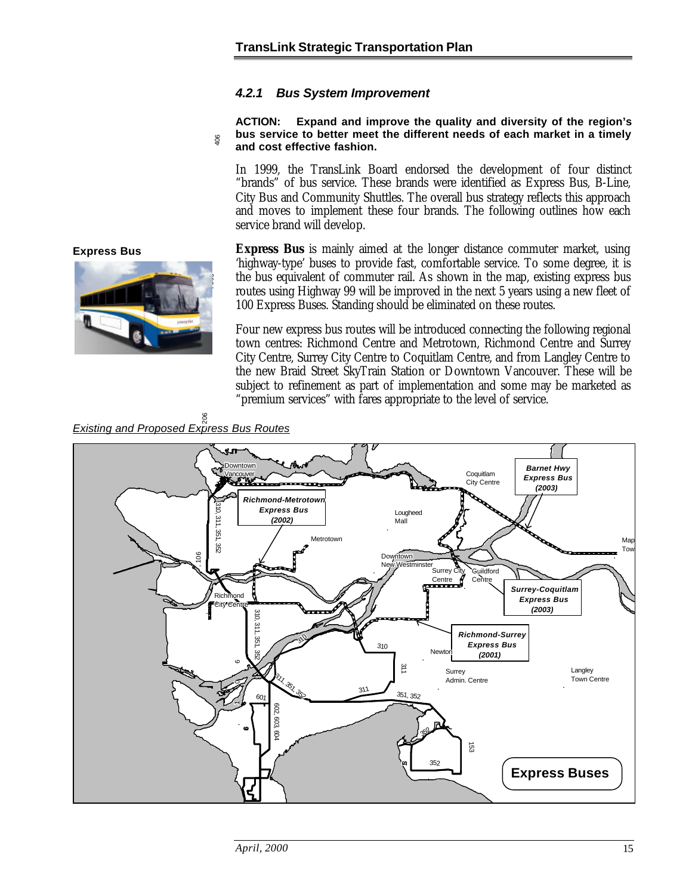### 4.2.1 Bus System Improvement

**ACTION: Expand and improve the quality and diversity of the region's bus service to better meet the different needs of each market in a timely and cost effective fashion.**

In 1999, the TransLink Board endorsed the development of four distinct "brands" of bus service. These brands were identified as Express Bus, B-Line, City Bus and Community Shuttles. The overall bus strategy reflects this approach and moves to implement these four brands. The following outlines how each service brand will develop.

**Express Bus**

**Express Bus** is mainly aimed at the longer distance commuter market, using 'highway-type' buses to provide fast, comfortable service. To some degree, it is the bus equivalent of commuter rail. As shown in the map, existing express bus routes using Highway 99 will be improved in the next 5 years using a new fleet of 100 Express Buses. Standing should be eliminated on these routes.

Four new express bus routes will be introduced connecting the following regional town centres: Richmond Centre and Metrotown, Richmond Centre and Surrey City Centre, Surrey City Centre to Coquitlam Centre, and from Langley Centre to the new Braid Street SkyTrain Station or Downtown Vancouver. These will be subject to refinement as part of implementation and some may be marketed as "premium services" with fares appropriate to the level of service.

*Existing and Proposed Express Bus Routes*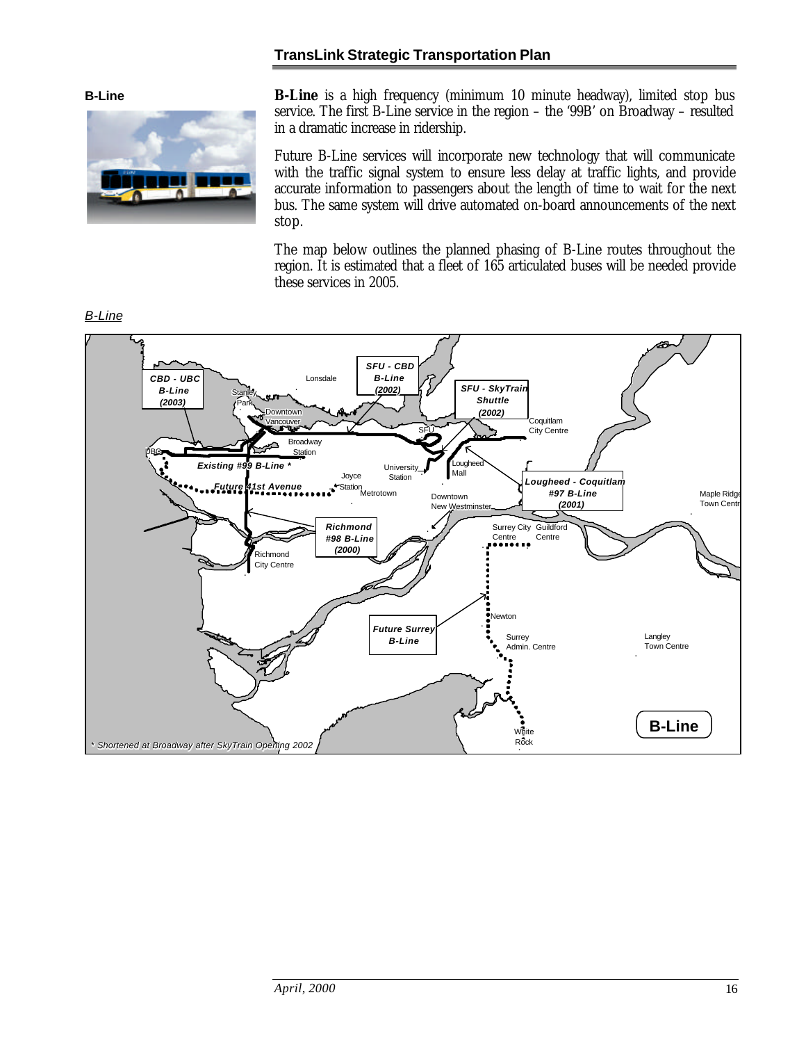## B-Line

**B-Line** is a high frequency (minimum 10 minute headway), limited stop bus service. The first B-Line service in the region – the '99B' on Broadway – resulted in a dramatic increase in ridership.

Future B-Line services will incorporate new technology that will communicate with the traffic signal system to ensure less delay at traffic lights, and provide accurate information to passengers about the length of time to wait for the next bus. The same system will drive automated on-board announcements of the next stop.

The map below outlines the planned phasing of B-Line routes throughout the region. It is estimated that a fleet of 165 articulated buses will be needed provide these services in 2005.

*B-Line*

CBD - UBC B-Line (2003)

SFU - CBD B-Line (2002)

SFU - SkyTrain Shuttle (2002)

Existing #99 B-Line *

Future 41st Avenue

Lougheed - Coquitlam #97 B-Line (2001)

Richmond #98 B-Line (2000)

Future Surrey B-Line

Lonsdale, Stanley Park, Downtown Vancouver, Broadway Station, UBC, Joyce Station, Metrotown, University Station, SFU, Lougheed Mall, Coquitlam City Centre, Downtown New Westminster, Richmond City Centre, Surrey City Centre, Guildford Centre, Newton, Surrey Admin. Centre, White Rock, Langley Town Centre, Maple Ridge Town Centre

* Shortened at Broadway after SkyTrain Opening 2002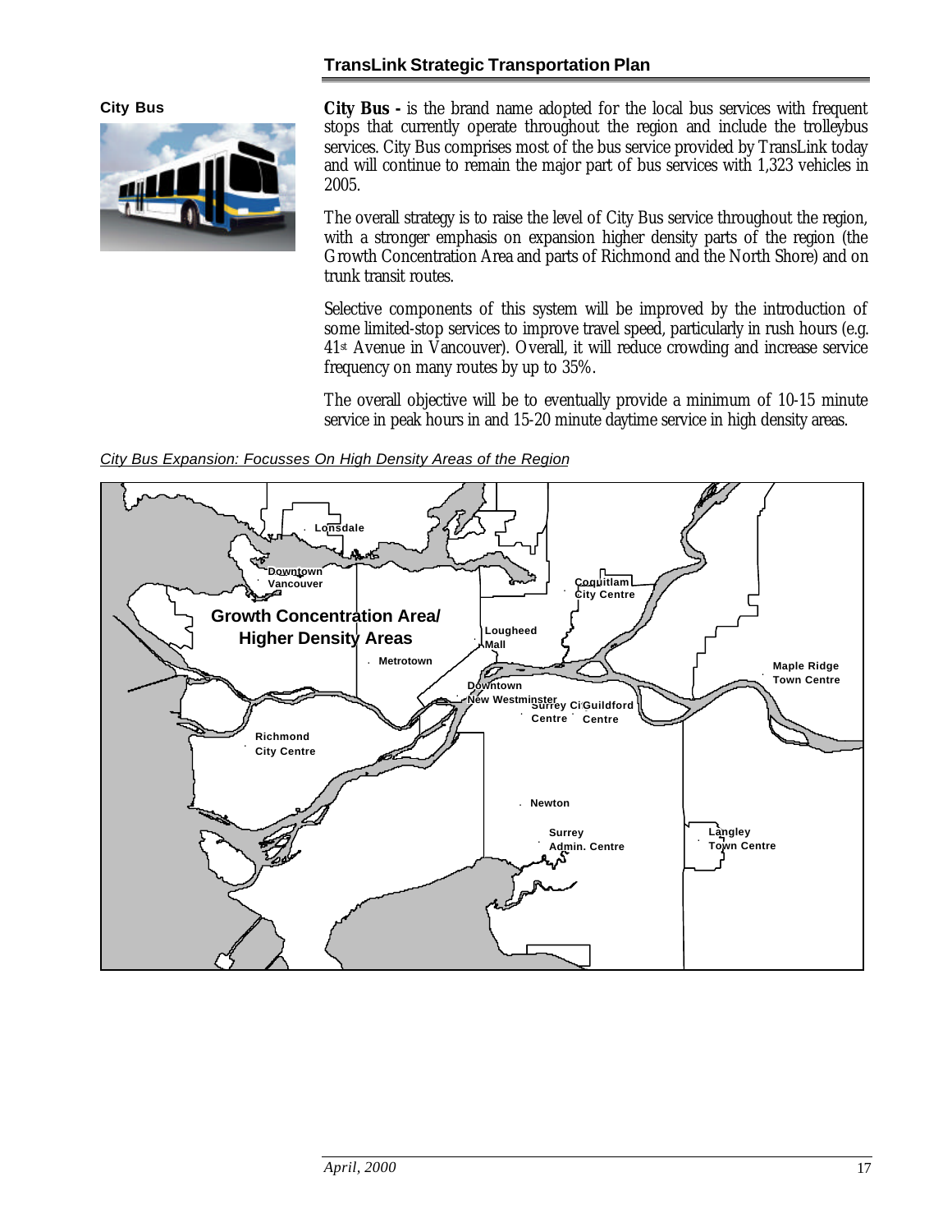**City Bus**

**City Bus -** is the brand name adopted for the local bus services with frequent stops that currently operate throughout the region and include the trolleybus services. City Bus comprises most of the bus service provided by TransLink today and will continue to remain the major part of bus services with 1,323 vehicles in 2005.

The overall strategy is to raise the level of City Bus service throughout the region, with a stronger emphasis on expansion higher density parts of the region (the Growth Concentration Area and parts of Richmond and the North Shore) and on trunk transit routes.

Selective components of this system will be improved by the introduction of some limited-stop services to improve travel speed, particularly in rush hours (e.g. 41st Avenue in Vancouver). Overall, it will reduce crowding and increase service frequency on many routes by up to 35%.

The overall objective will be to eventually provide a minimum of 10-15 minute service in peak hours in and 15-20 minute daytime service in high density areas.

*City Bus Expansion: Focusses On High Density Areas of the Region*

Lonsdale

Downtown Vancouver

Coquitlam City Centre

Growth Concentration Area/ Higher Density Areas

Lougheed Mall

Metrotown

Maple Ridge Town Centre

Downtown New Westminster

Surrey City Centre

Guildford Centre

Richmond City Centre

Newton

Surrey Admin. Centre

Langley Town Centre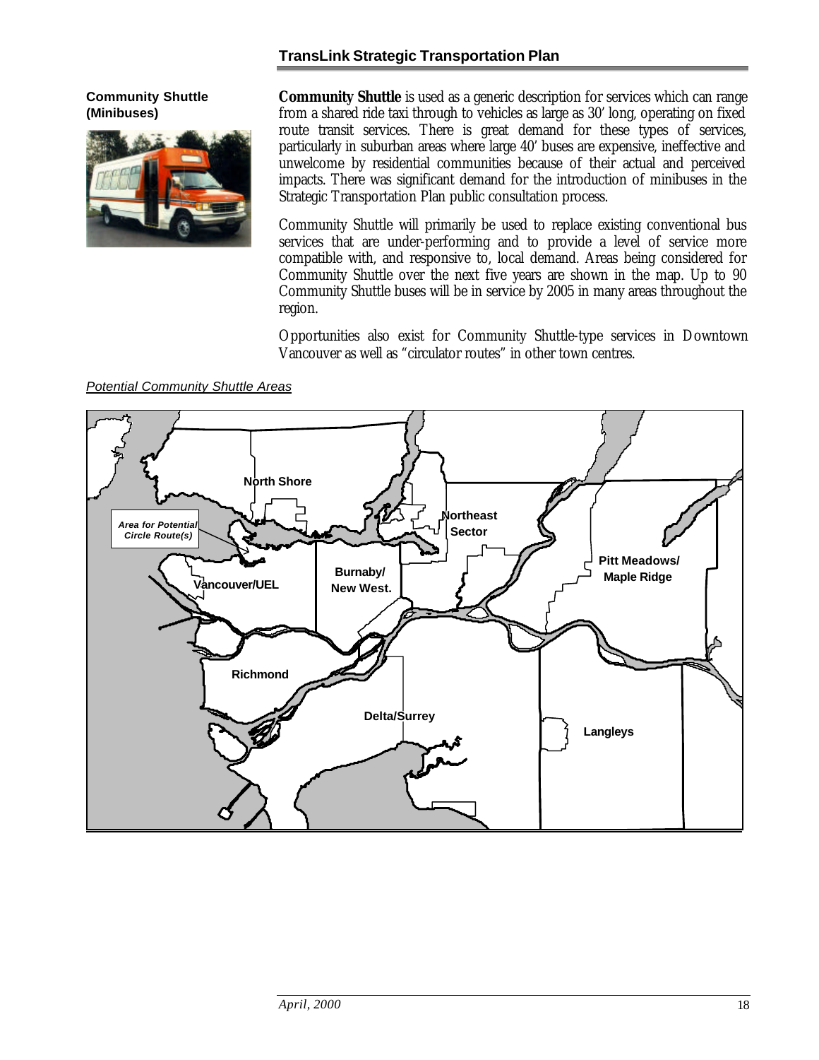## Community Shuttle (Minibuses)

**Community Shuttle** is used as a generic description for services which can range from a shared ride taxi through to vehicles as large as 30' long, operating on fixed route transit services. There is great demand for these types of services, particularly in suburban areas where large 40' buses are expensive, ineffective and unwelcome by residential communities because of their actual and perceived impacts. There was significant demand for the introduction of minibuses in the Strategic Transportation Plan public consultation process.

Community Shuttle will primarily be used to replace existing conventional bus services that are under-performing and to provide a level of service more compatible with, and responsive to, local demand. Areas being considered for Community Shuttle over the next five years are shown in the map. Up to 90 Community Shuttle buses will be in service by 2005 in many areas throughout the region.

Opportunities also exist for Community Shuttle-type services in Downtown Vancouver as well as "circulator routes" in other town centres.

*Potential Community Shuttle Areas*

North Shore

Area for Potential Circle Route(s)

Northeast Sector

Burnaby/ New West.

Vancouver/UEL

Pitt Meadows/ Maple Ridge

Richmond

Delta/Surrey

Langleys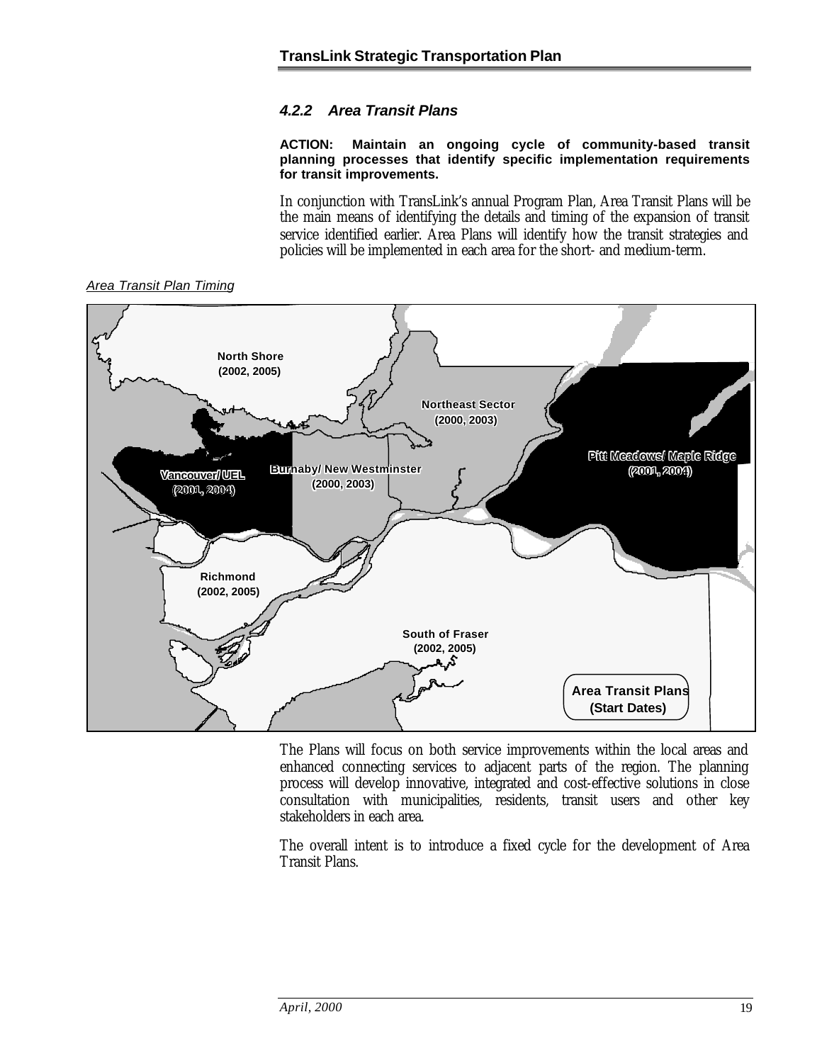### 4.2.2 Area Transit Plans

**ACTION: Maintain an ongoing cycle of community-based transit planning processes that identify specific implementation requirements for transit improvements.**

In conjunction with TransLink's annual Program Plan, Area Transit Plans will be the main means of identifying the details and timing of the expansion of transit service identified earlier. Area Plans will identify how the transit strategies and policies will be implemented in each area for the short- and medium-term.

*Area Transit Plan Timing*

North Shore (2002, 2005)

Northeast Sector (2000, 2003)

Pitt Meadows/ Maple Ridge (2001, 2004)

Vancouver/ UEL (2001, 2004)

Burnaby/ New Westminster (2000, 2003)

Richmond (2002, 2005)

South of Fraser (2002, 2005)

Area Transit Plans (Start Dates)

The Plans will focus on both service improvements within the local areas and enhanced connecting services to adjacent parts of the region. The planning process will develop innovative, integrated and cost-effective solutions in close consultation with municipalities, residents, transit users and other key stakeholders in each area.

The overall intent is to introduce a fixed cycle for the development of Area Transit Plans.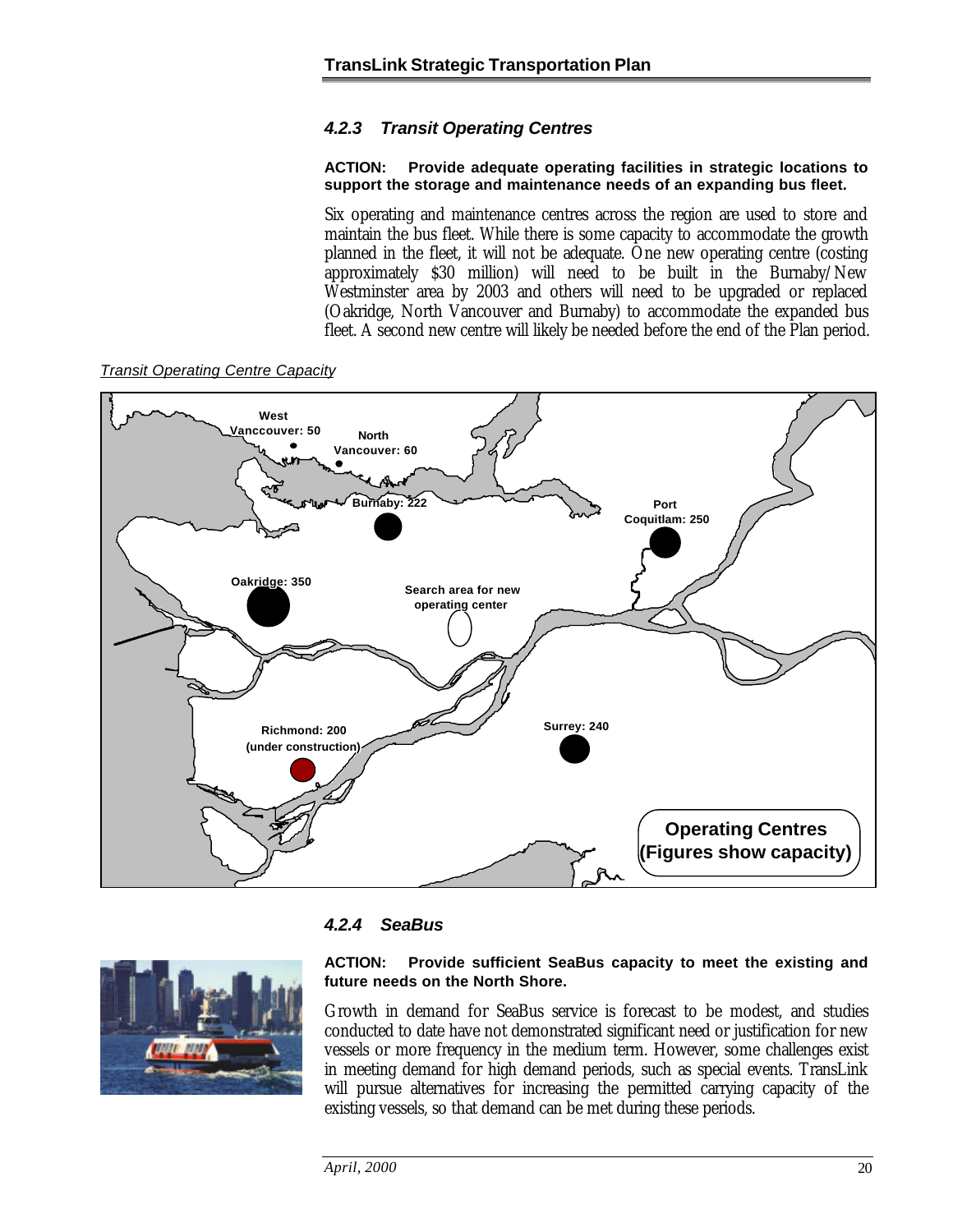### 4.2.3 Transit Operating Centres

**ACTION: Provide adequate operating facilities in strategic locations to support the storage and maintenance needs of an expanding bus fleet.**

Six operating and maintenance centres across the region are used to store and maintain the bus fleet. While there is some capacity to accommodate the growth planned in the fleet, it will not be adequate. One new operating centre (costing approximately $30 million) will need to be built in the Burnaby/New Westminster area by 2003 and others will need to be upgraded or replaced (Oakridge, North Vancouver and Burnaby) to accommodate the expanded bus fleet. A second new centre will likely be needed before the end of the Plan period.

*Transit Operating Centre Capacity*

West Vanccouver: 50

North Vancouver: 60

Burnaby: 222

Port Coquitlam: 250

Oakridge: 350

Search area for new operating center

Richmond: 200 (under construction)

Surrey: 240

**Operating Centres (Figures show capacity)**

### 4.2.4 SeaBus

**ACTION: Provide sufficient SeaBus capacity to meet the existing and future needs on the North Shore.**

Growth in demand for SeaBus service is forecast to be modest, and studies conducted to date have not demonstrated significant need or justification for new vessels or more frequency in the medium term. However, some challenges exist in meeting demand for high demand periods, such as special events. TransLink will pursue alternatives for increasing the permitted carrying capacity of the existing vessels, so that demand can be met during these periods.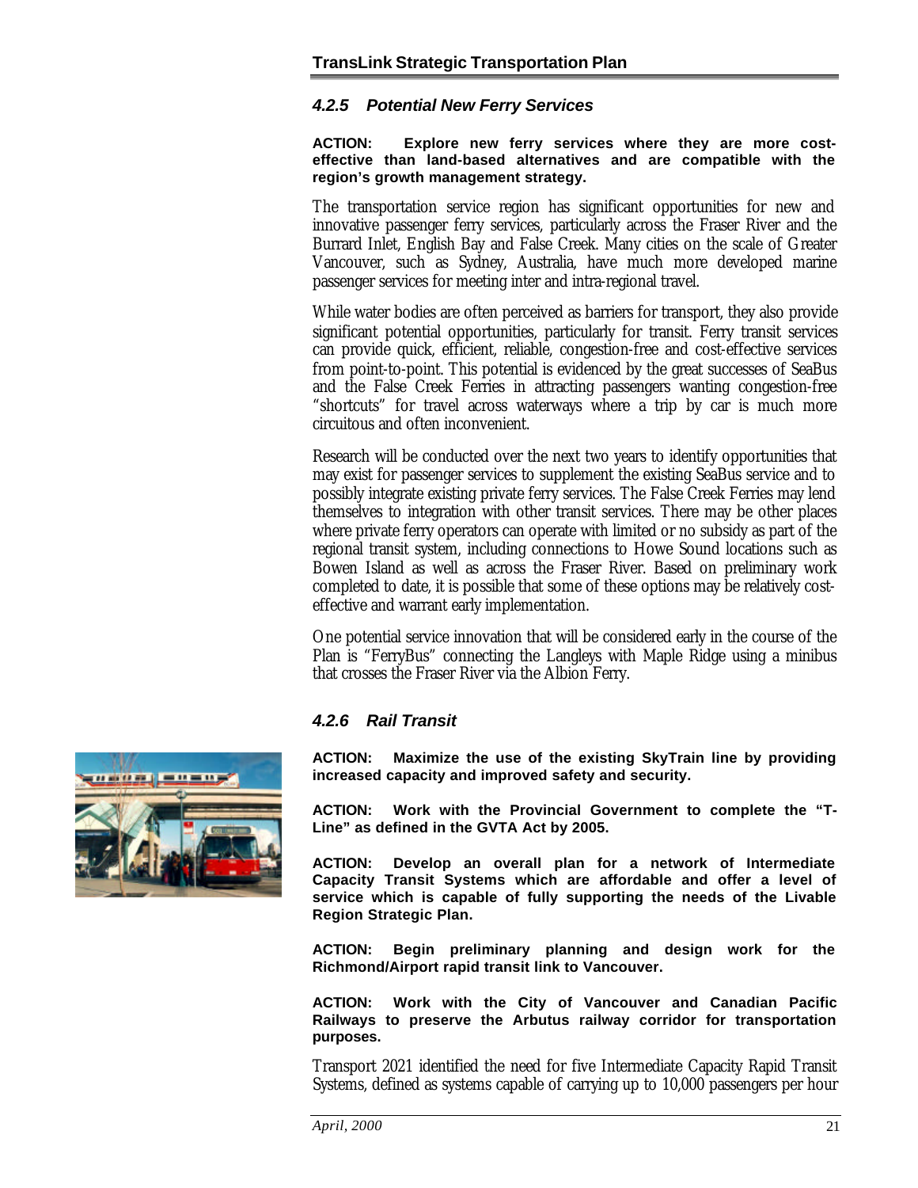### *4.2.5 Potential New Ferry Services*

**ACTION: Explore new ferry services where they are more cost-effective than land-based alternatives and are compatible with the region's growth management strategy.**

The transportation service region has significant opportunities for new and innovative passenger ferry services, particularly across the Fraser River and the Burrard Inlet, English Bay and False Creek. Many cities on the scale of Greater Vancouver, such as Sydney, Australia, have much more developed marine passenger services for meeting inter and intra-regional travel.

While water bodies are often perceived as barriers for transport, they also provide significant potential opportunities, particularly for transit. Ferry transit services can provide quick, efficient, reliable, congestion-free and cost-effective services from point-to-point. This potential is evidenced by the great successes of SeaBus and the False Creek Ferries in attracting passengers wanting congestion-free "shortcuts" for travel across waterways where a trip by car is much more circuitous and often inconvenient.

Research will be conducted over the next two years to identify opportunities that may exist for passenger services to supplement the existing SeaBus service and to possibly integrate existing private ferry services. The False Creek Ferries may lend themselves to integration with other transit services. There may be other places where private ferry operators can operate with limited or no subsidy as part of the regional transit system, including connections to Howe Sound locations such as Bowen Island as well as across the Fraser River. Based on preliminary work completed to date, it is possible that some of these options may be relatively cost-effective and warrant early implementation.

One potential service innovation that will be considered early in the course of the Plan is "FerryBus" connecting the Langleys with Maple Ridge using a minibus that crosses the Fraser River via the Albion Ferry.

### *4.2.6 Rail Transit*

**ACTION: Maximize the use of the existing SkyTrain line by providing increased capacity and improved safety and security.**

**ACTION: Work with the Provincial Government to complete the "T-Line" as defined in the GVTA Act by 2005.**

**ACTION: Develop an overall plan for a network of Intermediate Capacity Transit Systems which are affordable and offer a level of service which is capable of fully supporting the needs of the Livable Region Strategic Plan.**

**ACTION: Begin preliminary planning and design work for the Richmond/Airport rapid transit link to Vancouver.**

**ACTION: Work with the City of Vancouver and Canadian Pacific Railways to preserve the Arbutus railway corridor for transportation purposes.**

Transport 2021 identified the need for five Intermediate Capacity Rapid Transit Systems, defined as systems capable of carrying up to 10,000 passengers per hour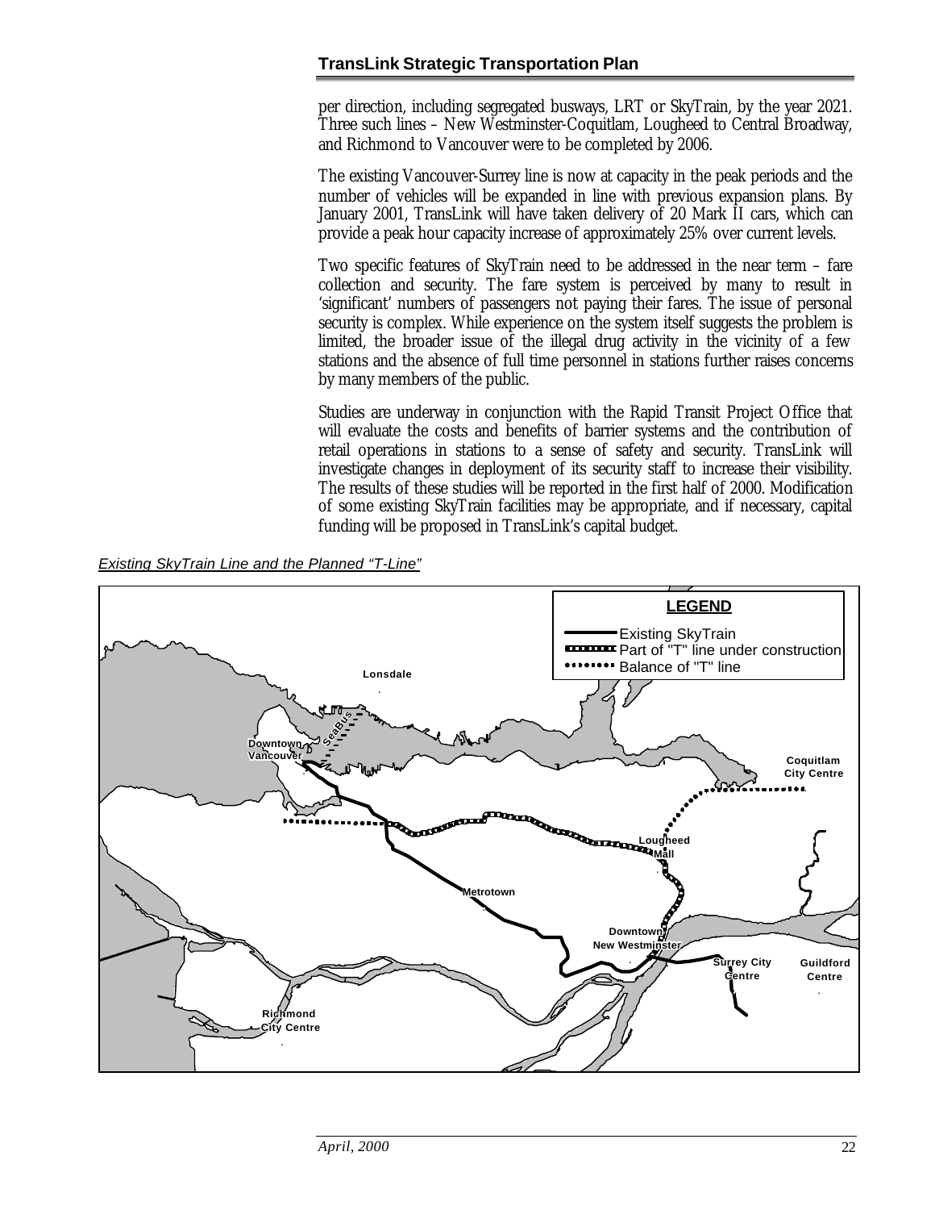per direction, including segregated busways, LRT or SkyTrain, by the year 2021. Three such lines – New Westminster-Coquitlam, Lougheed to Central Broadway, and Richmond to Vancouver were to be completed by 2006.

The existing Vancouver-Surrey line is now at capacity in the peak periods and the number of vehicles will be expanded in line with previous expansion plans. By January 2001, TransLink will have taken delivery of 20 Mark II cars, which can provide a peak hour capacity increase of approximately 25% over current levels.

Two specific features of SkyTrain need to be addressed in the near term – fare collection and security. The fare system is perceived by many to result in 'significant' numbers of passengers not paying their fares. The issue of personal security is complex. While experience on the system itself suggests the problem is limited, the broader issue of the illegal drug activity in the vicinity of a few stations and the absence of full time personnel in stations further raises concerns by many members of the public.

Studies are underway in conjunction with the Rapid Transit Project Office that will evaluate the costs and benefits of barrier systems and the contribution of retail operations in stations to a sense of safety and security. TransLink will investigate changes in deployment of its security staff to increase their visibility. The results of these studies will be reported in the first half of 2000. Modification of some existing SkyTrain facilities may be appropriate, and if necessary, capital funding will be proposed in TransLink's capital budget.

*Existing SkyTrain Line and the Planned "T-Line"*

**LEGEND**

- Existing SkyTrain
- Part of "T" line under construction
- Balance of "T" line

Lonsdale

SeaBus

Downtown Vancouver

Coquitlam City Centre

Lougheed Mall

Metrotown

Downtown New Westminster

Surrey City Centre

Guildford Centre

Richmond City Centre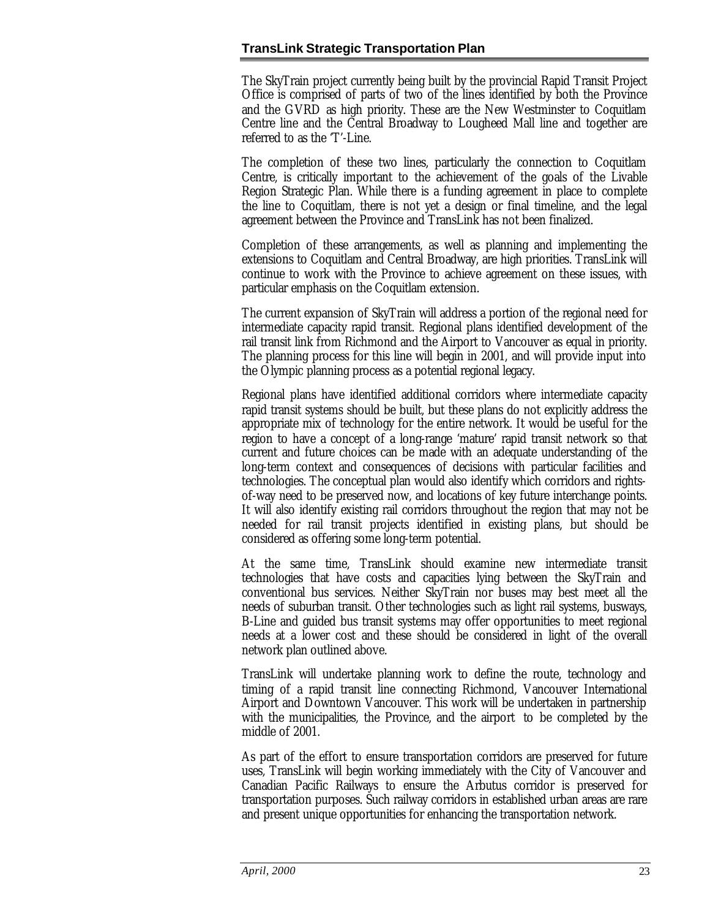The SkyTrain project currently being built by the provincial Rapid Transit Project Office is comprised of parts of two of the lines identified by both the Province and the GVRD as high priority. These are the New Westminster to Coquitlam Centre line and the Central Broadway to Lougheed Mall line and together are referred to as the 'T'-Line.

The completion of these two lines, particularly the connection to Coquitlam Centre, is critically important to the achievement of the goals of the Livable Region Strategic Plan. While there is a funding agreement in place to complete the line to Coquitlam, there is not yet a design or final timeline, and the legal agreement between the Province and TransLink has not been finalized.

Completion of these arrangements, as well as planning and implementing the extensions to Coquitlam and Central Broadway, are high priorities. TransLink will continue to work with the Province to achieve agreement on these issues, with particular emphasis on the Coquitlam extension.

The current expansion of SkyTrain will address a portion of the regional need for intermediate capacity rapid transit. Regional plans identified development of the rail transit link from Richmond and the Airport to Vancouver as equal in priority. The planning process for this line will begin in 2001, and will provide input into the Olympic planning process as a potential regional legacy.

Regional plans have identified additional corridors where intermediate capacity rapid transit systems should be built, but these plans do not explicitly address the appropriate mix of technology for the entire network. It would be useful for the region to have a concept of a long-range 'mature' rapid transit network so that current and future choices can be made with an adequate understanding of the long-term context and consequences of decisions with particular facilities and technologies. The conceptual plan would also identify which corridors and rights-of-way need to be preserved now, and locations of key future interchange points. It will also identify existing rail corridors throughout the region that may not be needed for rail transit projects identified in existing plans, but should be considered as offering some long-term potential.

At the same time, TransLink should examine new intermediate transit technologies that have costs and capacities lying between the SkyTrain and conventional bus services. Neither SkyTrain nor buses may best meet all the needs of suburban transit. Other technologies such as light rail systems, busways, B-Line and guided bus transit systems may offer opportunities to meet regional needs at a lower cost and these should be considered in light of the overall network plan outlined above.

TransLink will undertake planning work to define the route, technology and timing of a rapid transit line connecting Richmond, Vancouver International Airport and Downtown Vancouver. This work will be undertaken in partnership with the municipalities, the Province, and the airport to be completed by the middle of 2001.

As part of the effort to ensure transportation corridors are preserved for future uses, TransLink will begin working immediately with the City of Vancouver and Canadian Pacific Railways to ensure the Arbutus corridor is preserved for transportation purposes. Such railway corridors in established urban areas are rare and present unique opportunities for enhancing the transportation network.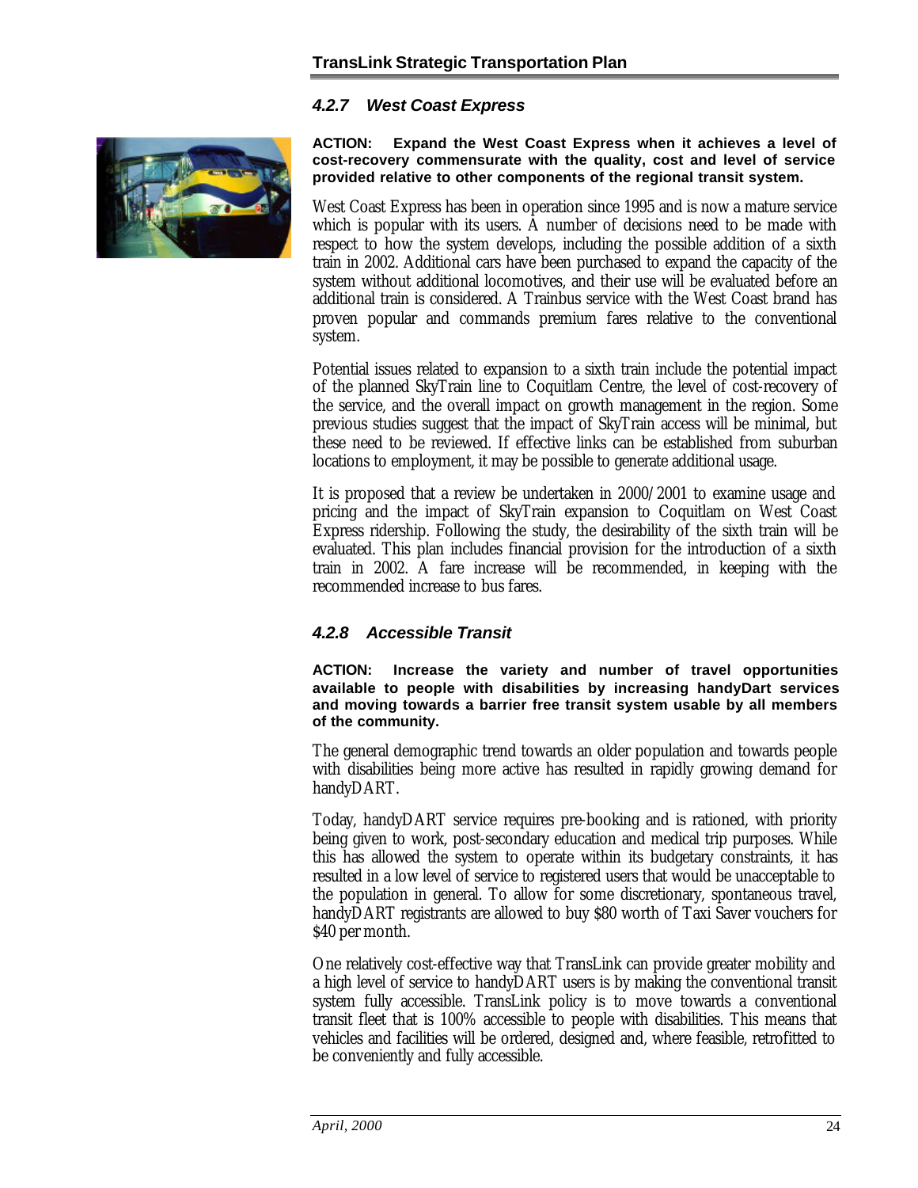### 4.2.7 West Coast Express

**ACTION: Expand the West Coast Express when it achieves a level of cost-recovery commensurate with the quality, cost and level of service provided relative to other components of the regional transit system.**

West Coast Express has been in operation since 1995 and is now a mature service which is popular with its users. A number of decisions need to be made with respect to how the system develops, including the possible addition of a sixth train in 2002. Additional cars have been purchased to expand the capacity of the system without additional locomotives, and their use will be evaluated before an additional train is considered. A Trainbus service with the West Coast brand has proven popular and commands premium fares relative to the conventional system.

Potential issues related to expansion to a sixth train include the potential impact of the planned SkyTrain line to Coquitlam Centre, the level of cost-recovery of the service, and the overall impact on growth management in the region. Some previous studies suggest that the impact of SkyTrain access will be minimal, but these need to be reviewed. If effective links can be established from suburban locations to employment, it may be possible to generate additional usage.

It is proposed that a review be undertaken in 2000/2001 to examine usage and pricing and the impact of SkyTrain expansion to Coquitlam on West Coast Express ridership. Following the study, the desirability of the sixth train will be evaluated. This plan includes financial provision for the introduction of a sixth train in 2002. A fare increase will be recommended, in keeping with the recommended increase to bus fares.

### 4.2.8 Accessible Transit

**ACTION: Increase the variety and number of travel opportunities available to people with disabilities by increasing handyDart services and moving towards a barrier free transit system usable by all members of the community.**

The general demographic trend towards an older population and towards people with disabilities being more active has resulted in rapidly growing demand for handyDART.

Today, handyDART service requires pre-booking and is rationed, with priority being given to work, post-secondary education and medical trip purposes. While this has allowed the system to operate within its budgetary constraints, it has resulted in a low level of service to registered users that would be unacceptable to the population in general. To allow for some discretionary, spontaneous travel, handyDART registrants are allowed to buy $80 worth of Taxi Saver vouchers for $40 per month.

One relatively cost-effective way that TransLink can provide greater mobility and a high level of service to handyDART users is by making the conventional transit system fully accessible. TransLink policy is to move towards a conventional transit fleet that is 100% accessible to people with disabilities. This means that vehicles and facilities will be ordered, designed and, where feasible, retrofitted to be conveniently and fully accessible.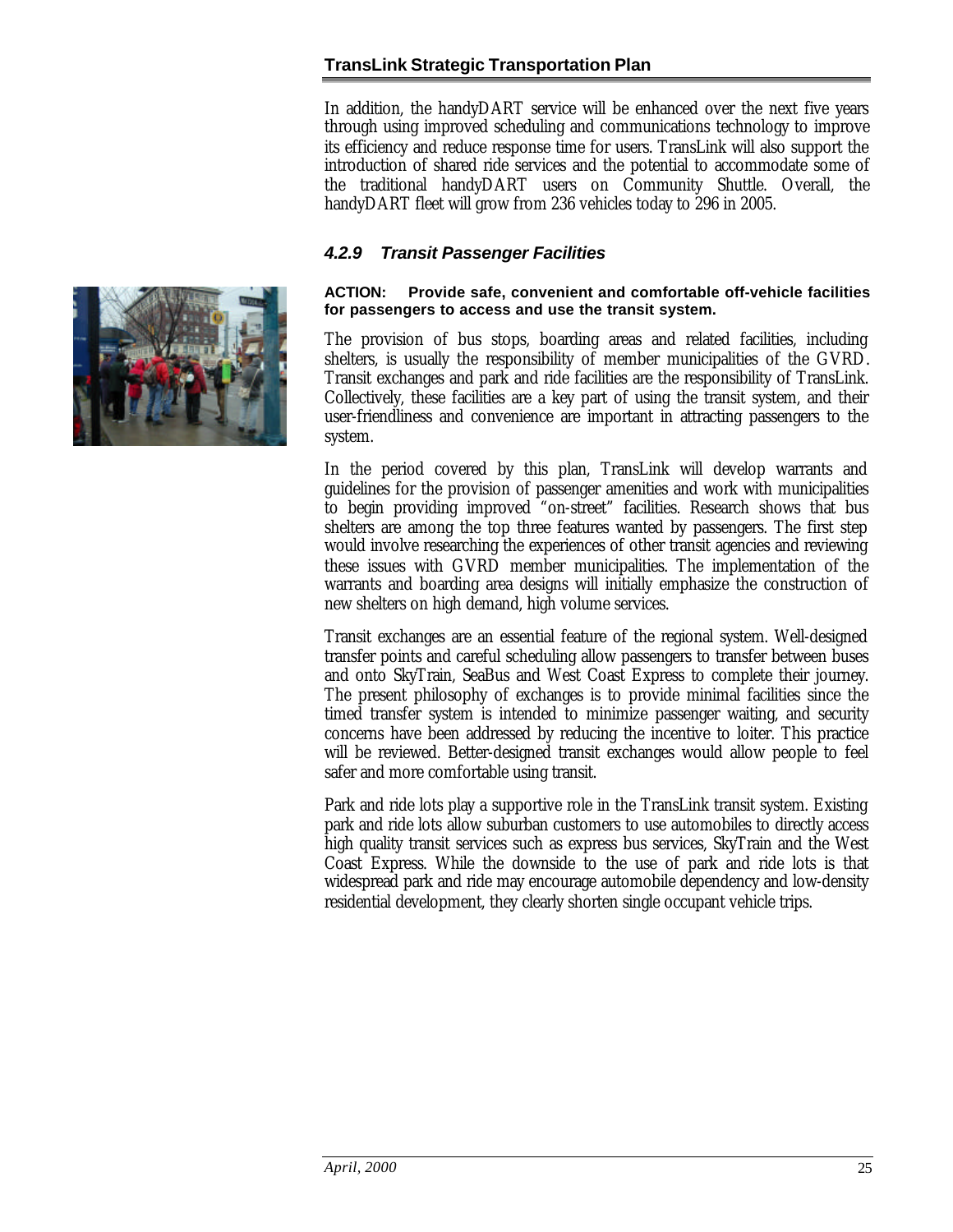In addition, the handyDART service will be enhanced over the next five years through using improved scheduling and communications technology to improve its efficiency and reduce response time for users. TransLink will also support the introduction of shared ride services and the potential to accommodate some of the traditional handyDART users on Community Shuttle. Overall, the handyDART fleet will grow from 236 vehicles today to 296 in 2005.

### *4.2.9 Transit Passenger Facilities*

**ACTION: Provide safe, convenient and comfortable off-vehicle facilities for passengers to access and use the transit system.**

The provision of bus stops, boarding areas and related facilities, including shelters, is usually the responsibility of member municipalities of the GVRD. Transit exchanges and park and ride facilities are the responsibility of TransLink. Collectively, these facilities are a key part of using the transit system, and their user-friendliness and convenience are important in attracting passengers to the system.

In the period covered by this plan, TransLink will develop warrants and guidelines for the provision of passenger amenities and work with municipalities to begin providing improved "on-street" facilities. Research shows that bus shelters are among the top three features wanted by passengers. The first step would involve researching the experiences of other transit agencies and reviewing these issues with GVRD member municipalities. The implementation of the warrants and boarding area designs will initially emphasize the construction of new shelters on high demand, high volume services.

Transit exchanges are an essential feature of the regional system. Well-designed transfer points and careful scheduling allow passengers to transfer between buses and onto SkyTrain, SeaBus and West Coast Express to complete their journey. The present philosophy of exchanges is to provide minimal facilities since the timed transfer system is intended to minimize passenger waiting, and security concerns have been addressed by reducing the incentive to loiter. This practice will be reviewed. Better-designed transit exchanges would allow people to feel safer and more comfortable using transit.

Park and ride lots play a supportive role in the TransLink transit system. Existing park and ride lots allow suburban customers to use automobiles to directly access high quality transit services such as express bus services, SkyTrain and the West Coast Express. While the downside to the use of park and ride lots is that widespread park and ride may encourage automobile dependency and low-density residential development, they clearly shorten single occupant vehicle trips.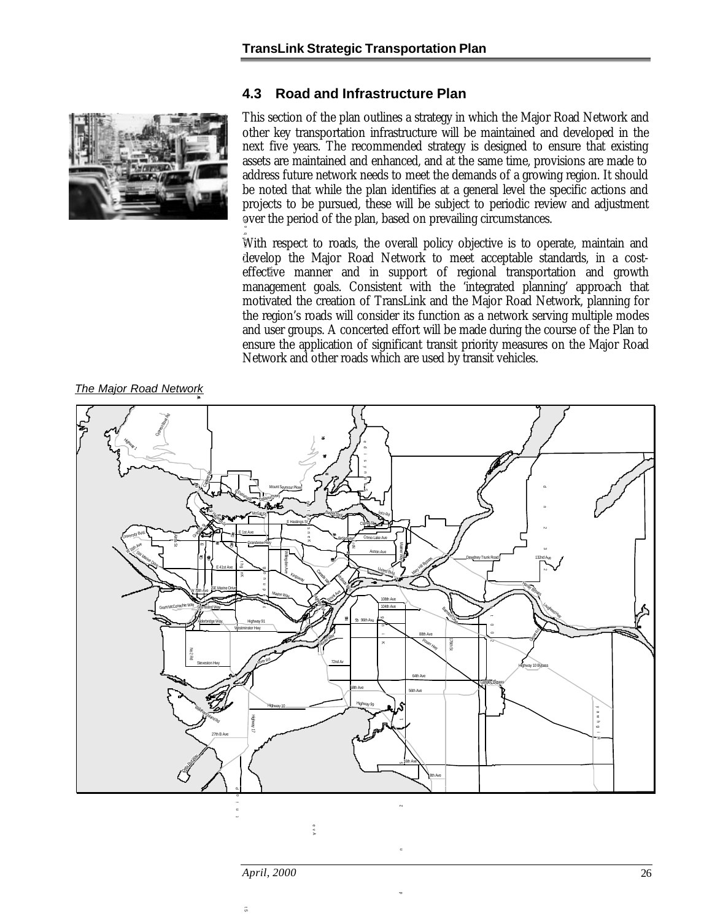## 4.3 Road and Infrastructure Plan

This section of the plan outlines a strategy in which the Major Road Network and other key transportation infrastructure will be maintained and developed in the next five years. The recommended strategy is designed to ensure that existing assets are maintained and enhanced, and at the same time, provisions are made to address future network needs to meet the demands of a growing region. It should be noted that while the plan identifies at a general level the specific actions and projects to be pursued, these will be subject to periodic review and adjustment over the period of the plan, based on prevailing circumstances.

With respect to roads, the overall policy objective is to operate, maintain and develop the Major Road Network to meet acceptable standards, in a cost-effective manner and in support of regional transportation and growth management goals. Consistent with the 'integrated planning' approach that motivated the creation of TransLink and the Major Road Network, planning for the region's roads will consider its function as a network serving multiple modes and user groups. A concerted effort will be made during the course of the Plan to ensure the application of significant transit priority measures on the Major Road Network and other roads which are used by transit vehicles.

*The Major Road Network*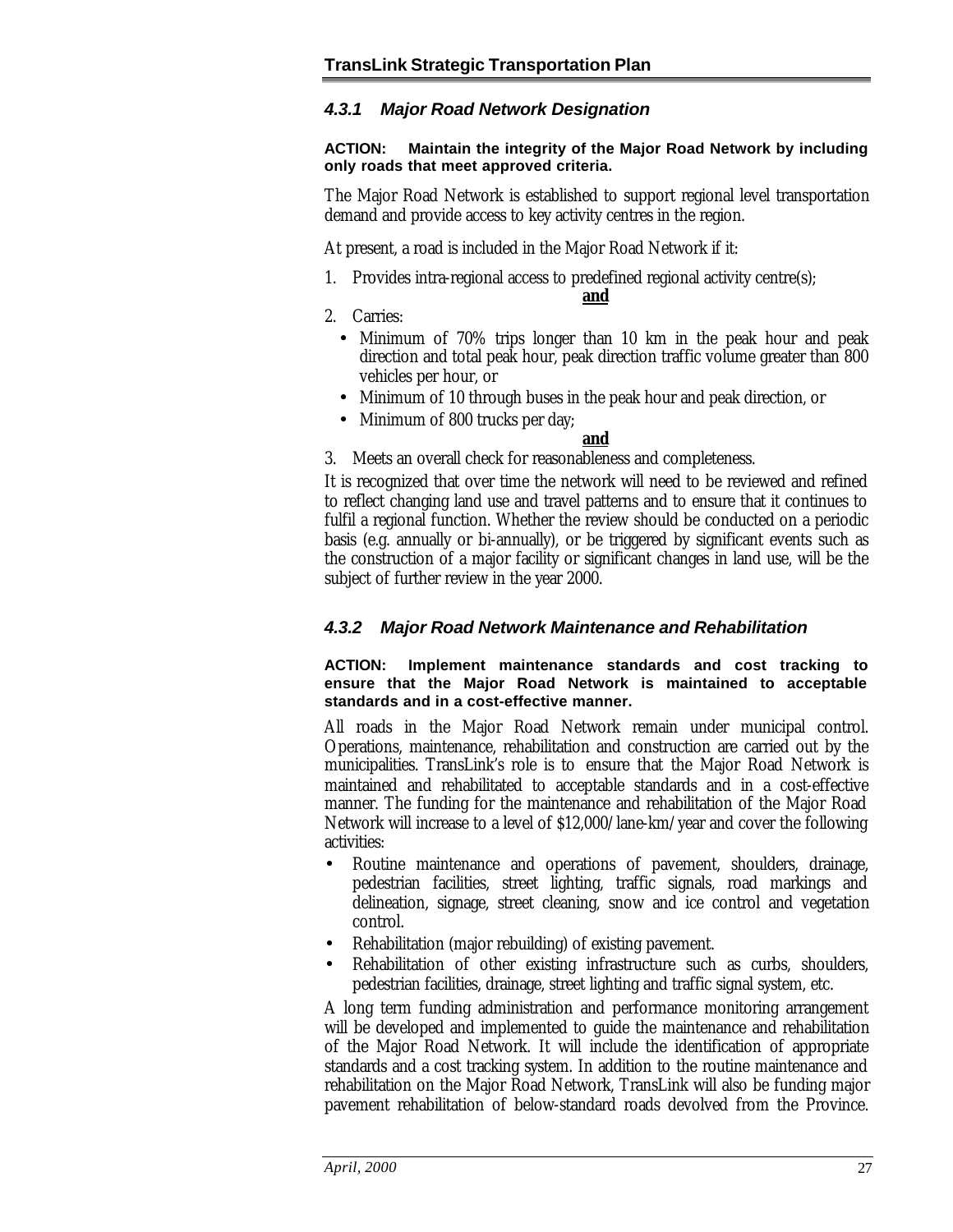### *4.3.1 Major Road Network Designation*

**ACTION: Maintain the integrity of the Major Road Network by including only roads that meet approved criteria.**

The Major Road Network is established to support regional level transportation demand and provide access to key activity centres in the region.

At present, a road is included in the Major Road Network if it:

1. Provides intra-regional access to predefined regional activity centre(s);

   **and**

2. Carries:
   - Minimum of 70% trips longer than 10 km in the peak hour and peak direction and total peak hour, peak direction traffic volume greater than 800 vehicles per hour, or
   - Minimum of 10 through buses in the peak hour and peak direction, or
   - Minimum of 800 trucks per day;

   **and**

3. Meets an overall check for reasonableness and completeness.

It is recognized that over time the network will need to be reviewed and refined to reflect changing land use and travel patterns and to ensure that it continues to fulfil a regional function. Whether the review should be conducted on a periodic basis (e.g. annually or bi-annually), or be triggered by significant events such as the construction of a major facility or significant changes in land use, will be the subject of further review in the year 2000.

### *4.3.2 Major Road Network Maintenance and Rehabilitation*

**ACTION: Implement maintenance standards and cost tracking to ensure that the Major Road Network is maintained to acceptable standards and in a cost-effective manner.**

All roads in the Major Road Network remain under municipal control. Operations, maintenance, rehabilitation and construction are carried out by the municipalities. TransLink's role is to ensure that the Major Road Network is maintained and rehabilitated to acceptable standards and in a cost-effective manner. The funding for the maintenance and rehabilitation of the Major Road Network will increase to a level of $12,000/lane-km/year and cover the following activities:

- Routine maintenance and operations of pavement, shoulders, drainage, pedestrian facilities, street lighting, traffic signals, road markings and delineation, signage, street cleaning, snow and ice control and vegetation control.
- Rehabilitation (major rebuilding) of existing pavement.
- Rehabilitation of other existing infrastructure such as curbs, shoulders, pedestrian facilities, drainage, street lighting and traffic signal system, etc.

A long term funding administration and performance monitoring arrangement will be developed and implemented to guide the maintenance and rehabilitation of the Major Road Network. It will include the identification of appropriate standards and a cost tracking system. In addition to the routine maintenance and rehabilitation on the Major Road Network, TransLink will also be funding major pavement rehabilitation of below-standard roads devolved from the Province.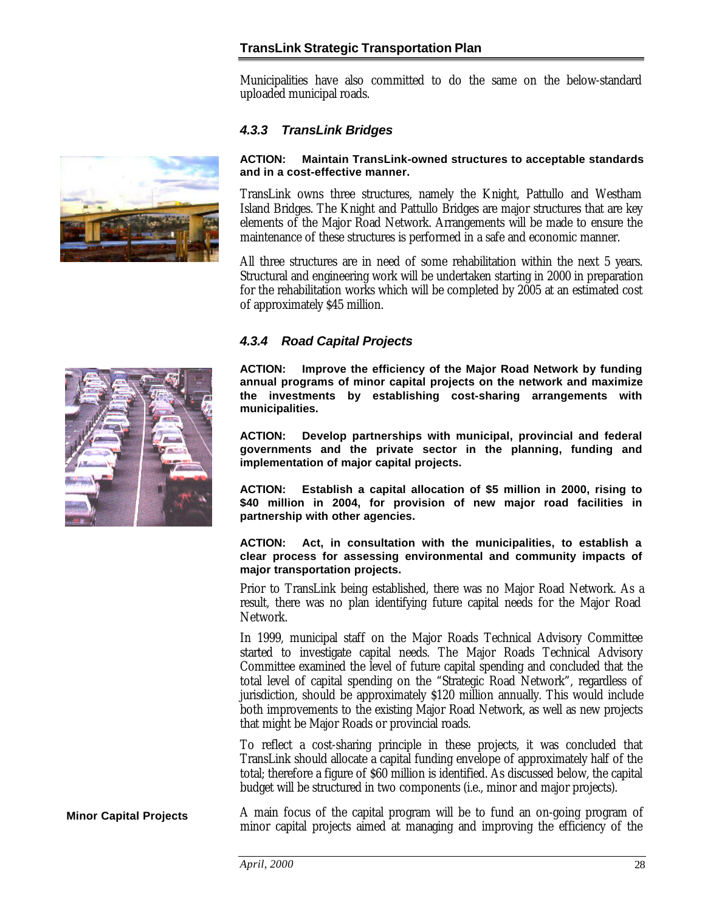Municipalities have also committed to do the same on the below-standard uploaded municipal roads.

### *4.3.3 TransLink Bridges*

**ACTION: Maintain TransLink-owned structures to acceptable standards and in a cost-effective manner.**

TransLink owns three structures, namely the Knight, Pattullo and Westham Island Bridges. The Knight and Pattullo Bridges are major structures that are key elements of the Major Road Network. Arrangements will be made to ensure the maintenance of these structures is performed in a safe and economic manner.

All three structures are in need of some rehabilitation within the next 5 years. Structural and engineering work will be undertaken starting in 2000 in preparation for the rehabilitation works which will be completed by 2005 at an estimated cost of approximately $45 million.

### *4.3.4 Road Capital Projects*

**ACTION: Improve the efficiency of the Major Road Network by funding annual programs of minor capital projects on the network and maximize the investments by establishing cost-sharing arrangements with municipalities.**

**ACTION: Develop partnerships with municipal, provincial and federal governments and the private sector in the planning, funding and implementation of major capital projects.**

**ACTION: Establish a capital allocation of $5 million in 2000, rising to $40 million in 2004, for provision of new major road facilities in partnership with other agencies.**

**ACTION: Act, in consultation with the municipalities, to establish a clear process for assessing environmental and community impacts of major transportation projects.**

Prior to TransLink being established, there was no Major Road Network. As a result, there was no plan identifying future capital needs for the Major Road Network.

In 1999, municipal staff on the Major Roads Technical Advisory Committee started to investigate capital needs. The Major Roads Technical Advisory Committee examined the level of future capital spending and concluded that the total level of capital spending on the "Strategic Road Network", regardless of jurisdiction, should be approximately $120 million annually. This would include both improvements to the existing Major Road Network, as well as new projects that might be Major Roads or provincial roads.

To reflect a cost-sharing principle in these projects, it was concluded that TransLink should allocate a capital funding envelope of approximately half of the total; therefore a figure of $60 million is identified. As discussed below, the capital budget will be structured in two components (i.e., minor and major projects).

**Minor Capital Projects**

A main focus of the capital program will be to fund an on-going program of minor capital projects aimed at managing and improving the efficiency of the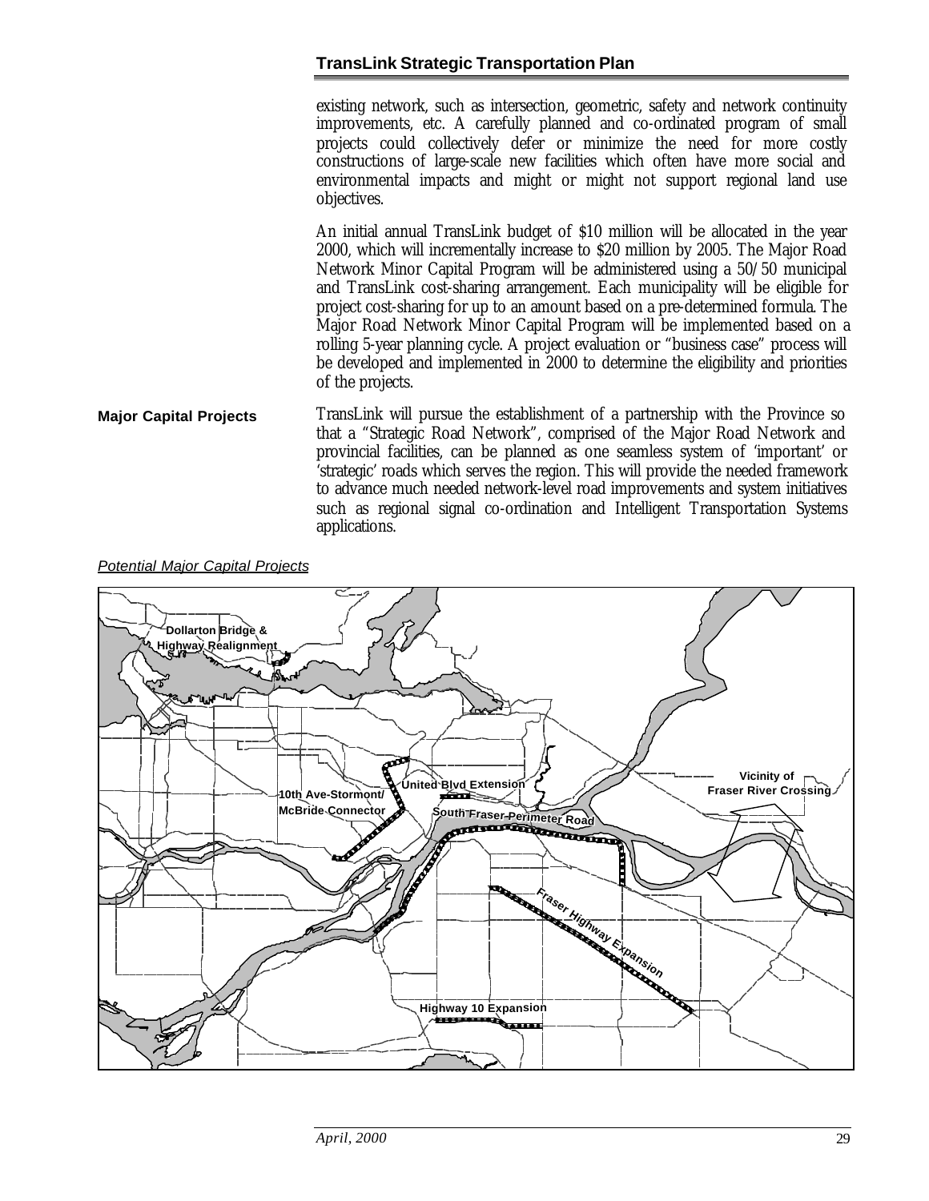existing network, such as intersection, geometric, safety and network continuity improvements, etc. A carefully planned and co-ordinated program of small projects could collectively defer or minimize the need for more costly constructions of large-scale new facilities which often have more social and environmental impacts and might or might not support regional land use objectives.

An initial annual TransLink budget of $10 million will be allocated in the year 2000, which will incrementally increase to $20 million by 2005. The Major Road Network Minor Capital Program will be administered using a 50/50 municipal and TransLink cost-sharing arrangement. Each municipality will be eligible for project cost-sharing for up to an amount based on a pre-determined formula. The Major Road Network Minor Capital Program will be implemented based on a rolling 5-year planning cycle. A project evaluation or "business case" process will be developed and implemented in 2000 to determine the eligibility and priorities of the projects.

**Major Capital Projects**

TransLink will pursue the establishment of a partnership with the Province so that a "Strategic Road Network", comprised of the Major Road Network and provincial facilities, can be planned as one seamless system of 'important' or 'strategic' roads which serves the region. This will provide the needed framework to advance much needed network-level road improvements and system initiatives such as regional signal co-ordination and Intelligent Transportation Systems applications.

*Potential Major Capital Projects*

Dollarton Bridge & Highway Realignment

10th Ave-Stormont/ McBride Connector

United Blvd Extension

South Fraser Perimeter Road

Vicinity of Fraser River Crossing

Fraser Highway Expansion

Highway 10 Expansion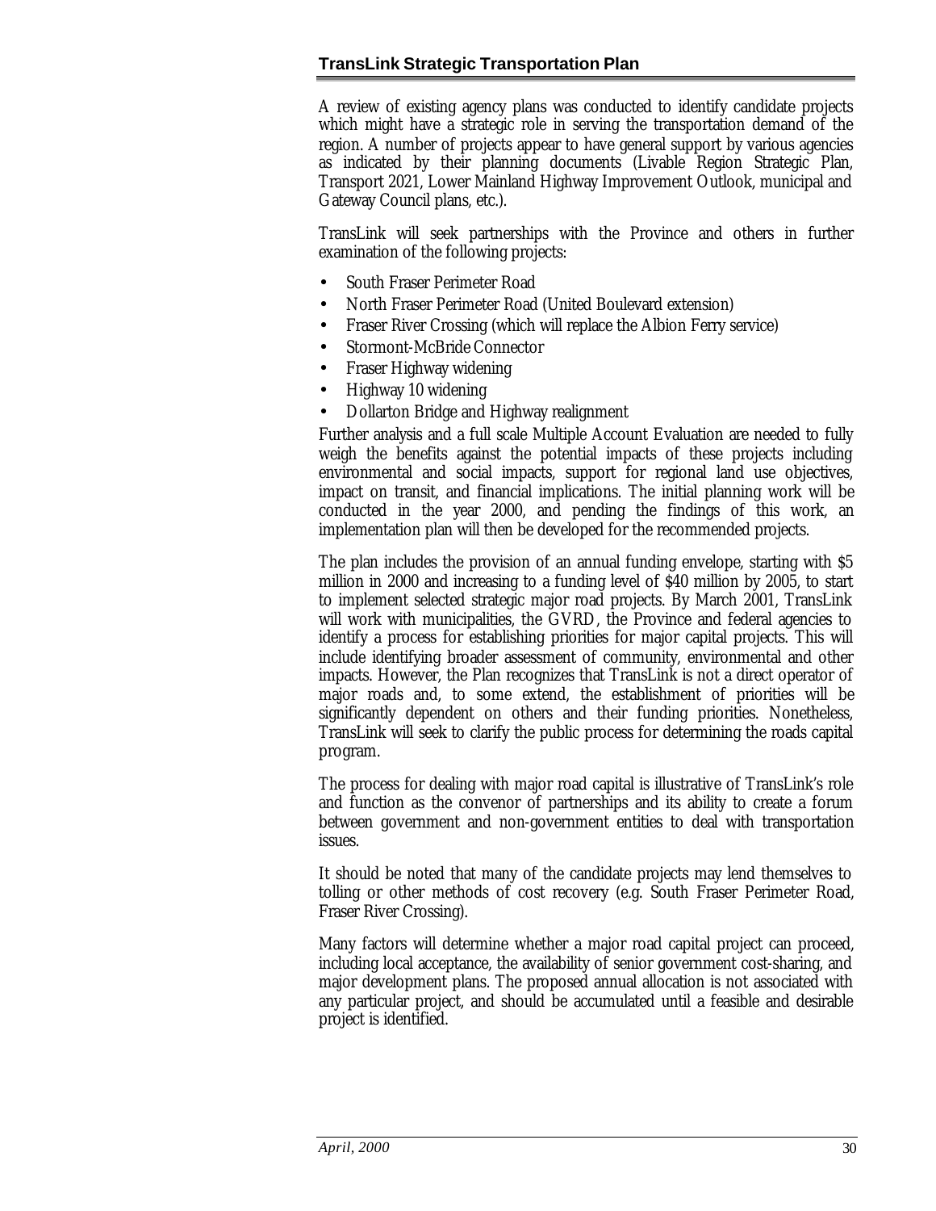A review of existing agency plans was conducted to identify candidate projects which might have a strategic role in serving the transportation demand of the region. A number of projects appear to have general support by various agencies as indicated by their planning documents (Livable Region Strategic Plan, Transport 2021, Lower Mainland Highway Improvement Outlook, municipal and Gateway Council plans, etc.).

TransLink will seek partnerships with the Province and others in further examination of the following projects:

- South Fraser Perimeter Road
- North Fraser Perimeter Road (United Boulevard extension)
- Fraser River Crossing (which will replace the Albion Ferry service)
- Stormont-McBride Connector
- Fraser Highway widening
- Highway 10 widening
- Dollarton Bridge and Highway realignment

Further analysis and a full scale Multiple Account Evaluation are needed to fully weigh the benefits against the potential impacts of these projects including environmental and social impacts, support for regional land use objectives, impact on transit, and financial implications. The initial planning work will be conducted in the year 2000, and pending the findings of this work, an implementation plan will then be developed for the recommended projects.

The plan includes the provision of an annual funding envelope, starting with $5 million in 2000 and increasing to a funding level of $40 million by 2005, to start to implement selected strategic major road projects. By March 2001, TransLink will work with municipalities, the GVRD, the Province and federal agencies to identify a process for establishing priorities for major capital projects. This will include identifying broader assessment of community, environmental and other impacts. However, the Plan recognizes that TransLink is not a direct operator of major roads and, to some extend, the establishment of priorities will be significantly dependent on others and their funding priorities. Nonetheless, TransLink will seek to clarify the public process for determining the roads capital program.

The process for dealing with major road capital is illustrative of TransLink's role and function as the convenor of partnerships and its ability to create a forum between government and non-government entities to deal with transportation issues.

It should be noted that many of the candidate projects may lend themselves to tolling or other methods of cost recovery (e.g. South Fraser Perimeter Road, Fraser River Crossing).

Many factors will determine whether a major road capital project can proceed, including local acceptance, the availability of senior government cost-sharing, and major development plans. The proposed annual allocation is not associated with any particular project, and should be accumulated until a feasible and desirable project is identified.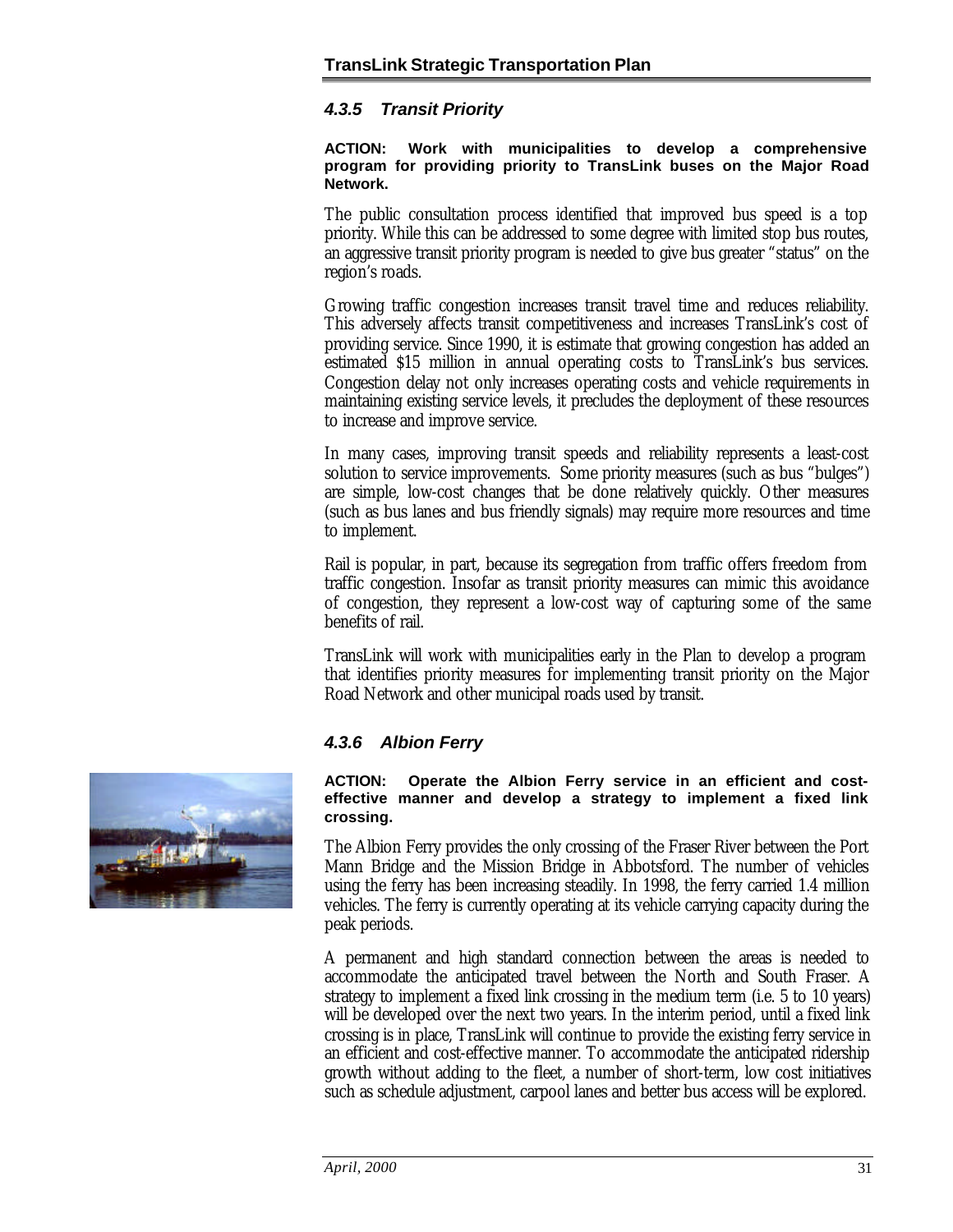### *4.3.5 Transit Priority*

**ACTION: Work with municipalities to develop a comprehensive program for providing priority to TransLink buses on the Major Road Network.**

The public consultation process identified that improved bus speed is a top priority. While this can be addressed to some degree with limited stop bus routes, an aggressive transit priority program is needed to give bus greater "status" on the region's roads.

Growing traffic congestion increases transit travel time and reduces reliability. This adversely affects transit competitiveness and increases TransLink's cost of providing service. Since 1990, it is estimate that growing congestion has added an estimated $15 million in annual operating costs to TransLink's bus services. Congestion delay not only increases operating costs and vehicle requirements in maintaining existing service levels, it precludes the deployment of these resources to increase and improve service.

In many cases, improving transit speeds and reliability represents a least-cost solution to service improvements. Some priority measures (such as bus "bulges") are simple, low-cost changes that be done relatively quickly. Other measures (such as bus lanes and bus friendly signals) may require more resources and time to implement.

Rail is popular, in part, because its segregation from traffic offers freedom from traffic congestion. Insofar as transit priority measures can mimic this avoidance of congestion, they represent a low-cost way of capturing some of the same benefits of rail.

TransLink will work with municipalities early in the Plan to develop a program that identifies priority measures for implementing transit priority on the Major Road Network and other municipal roads used by transit.

### *4.3.6 Albion Ferry*

**ACTION: Operate the Albion Ferry service in an efficient and cost-effective manner and develop a strategy to implement a fixed link crossing.**

The Albion Ferry provides the only crossing of the Fraser River between the Port Mann Bridge and the Mission Bridge in Abbotsford. The number of vehicles using the ferry has been increasing steadily. In 1998, the ferry carried 1.4 million vehicles. The ferry is currently operating at its vehicle carrying capacity during the peak periods.

A permanent and high standard connection between the areas is needed to accommodate the anticipated travel between the North and South Fraser. A strategy to implement a fixed link crossing in the medium term (i.e. 5 to 10 years) will be developed over the next two years. In the interim period, until a fixed link crossing is in place, TransLink will continue to provide the existing ferry service in an efficient and cost-effective manner. To accommodate the anticipated ridership growth without adding to the fleet, a number of short-term, low cost initiatives such as schedule adjustment, carpool lanes and better bus access will be explored.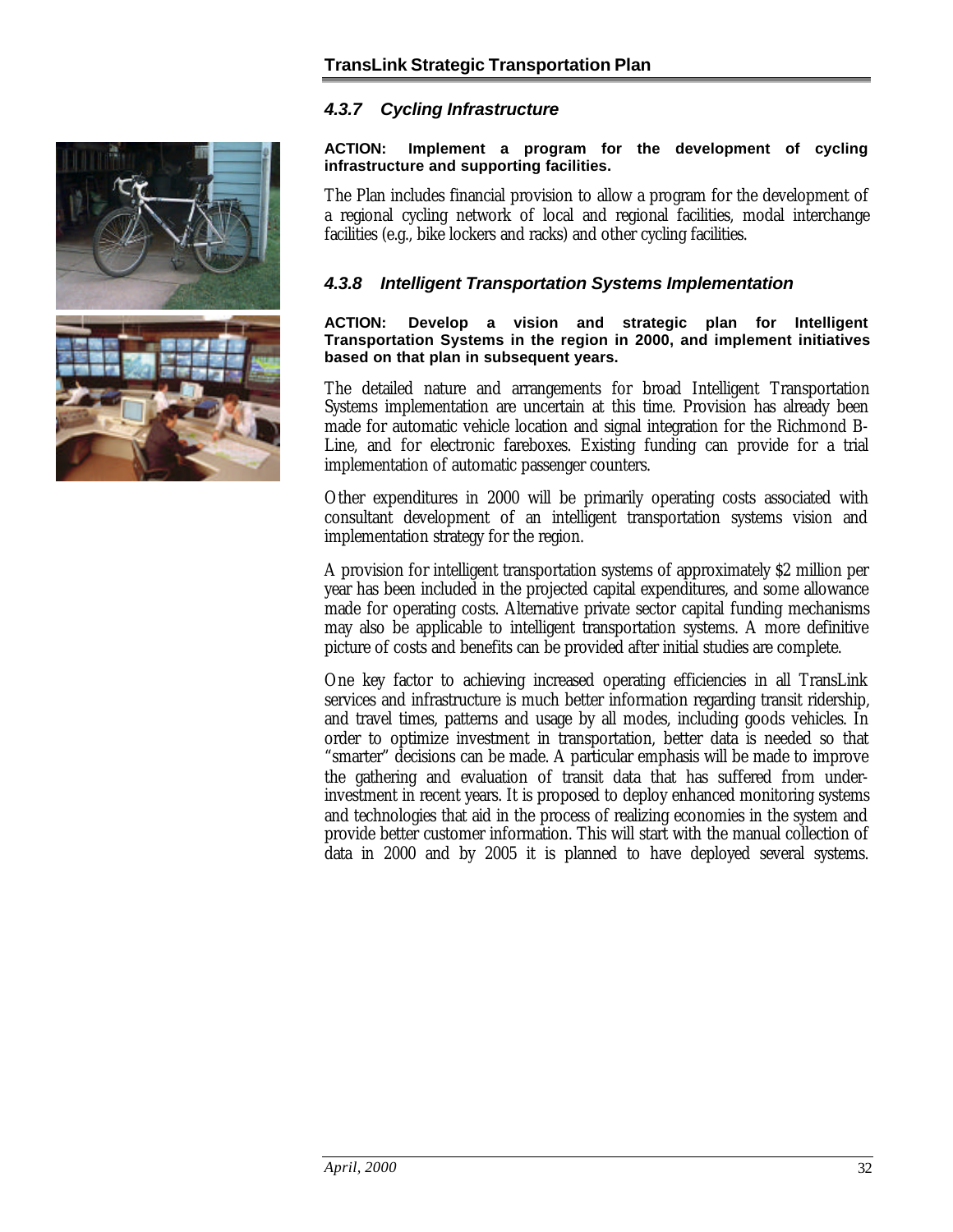### *4.3.7 Cycling Infrastructure*

**ACTION: Implement a program for the development of cycling infrastructure and supporting facilities.**

The Plan includes financial provision to allow a program for the development of a regional cycling network of local and regional facilities, modal interchange facilities (e.g., bike lockers and racks) and other cycling facilities.

### *4.3.8 Intelligent Transportation Systems Implementation*

**ACTION: Develop a vision and strategic plan for Intelligent Transportation Systems in the region in 2000, and implement initiatives based on that plan in subsequent years.**

The detailed nature and arrangements for broad Intelligent Transportation Systems implementation are uncertain at this time. Provision has already been made for automatic vehicle location and signal integration for the Richmond B-Line, and for electronic fareboxes. Existing funding can provide for a trial implementation of automatic passenger counters.

Other expenditures in 2000 will be primarily operating costs associated with consultant development of an intelligent transportation systems vision and implementation strategy for the region.

A provision for intelligent transportation systems of approximately $2 million per year has been included in the projected capital expenditures, and some allowance made for operating costs. Alternative private sector capital funding mechanisms may also be applicable to intelligent transportation systems. A more definitive picture of costs and benefits can be provided after initial studies are complete.

One key factor to achieving increased operating efficiencies in all TransLink services and infrastructure is much better information regarding transit ridership, and travel times, patterns and usage by all modes, including goods vehicles. In order to optimize investment in transportation, better data is needed so that "smarter" decisions can be made. A particular emphasis will be made to improve the gathering and evaluation of transit data that has suffered from under-investment in recent years. It is proposed to deploy enhanced monitoring systems and technologies that aid in the process of realizing economies in the system and provide better customer information. This will start with the manual collection of data in 2000 and by 2005 it is planned to have deployed several systems.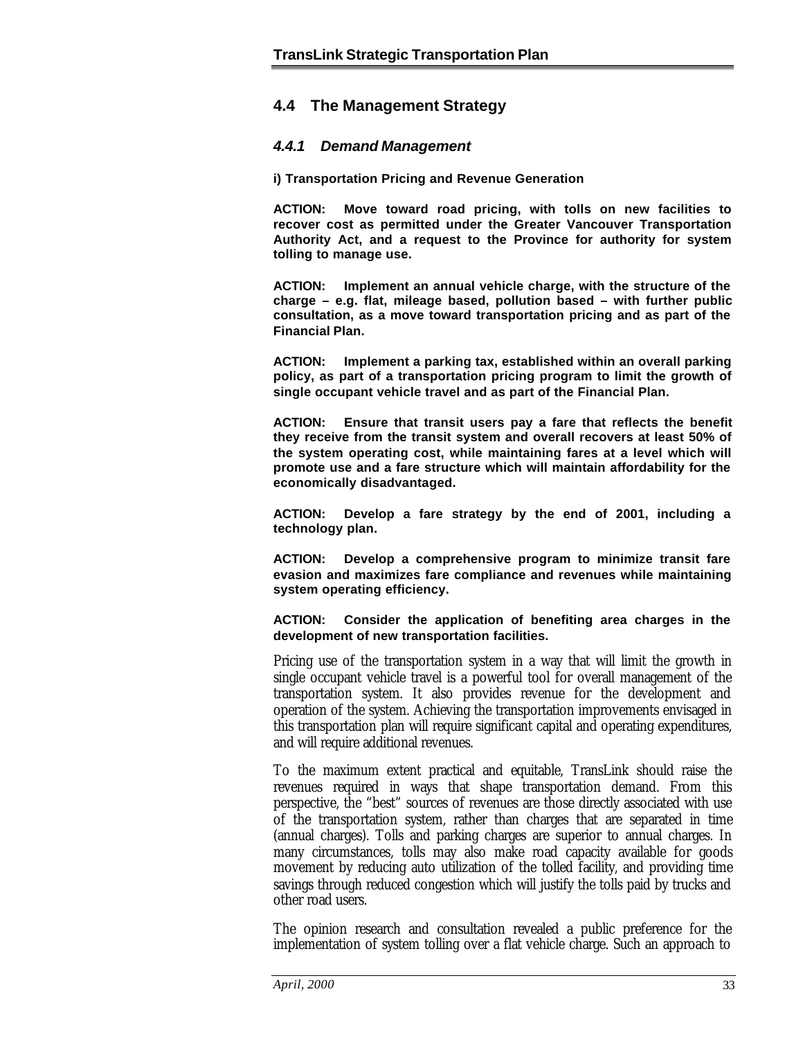## 4.4 The Management Strategy

### *4.4.1 Demand Management*

**i) Transportation Pricing and Revenue Generation**

**ACTION: Move toward road pricing, with tolls on new facilities to recover cost as permitted under the Greater Vancouver Transportation Authority Act, and a request to the Province for authority for system tolling to manage use.**

**ACTION: Implement an annual vehicle charge, with the structure of the charge – e.g. flat, mileage based, pollution based – with further public consultation, as a move toward transportation pricing and as part of the Financial Plan.**

**ACTION: Implement a parking tax, established within an overall parking policy, as part of a transportation pricing program to limit the growth of single occupant vehicle travel and as part of the Financial Plan.**

**ACTION: Ensure that transit users pay a fare that reflects the benefit they receive from the transit system and overall recovers at least 50% of the system operating cost, while maintaining fares at a level which will promote use and a fare structure which will maintain affordability for the economically disadvantaged.**

**ACTION: Develop a fare strategy by the end of 2001, including a technology plan.**

**ACTION: Develop a comprehensive program to minimize transit fare evasion and maximizes fare compliance and revenues while maintaining system operating efficiency.**

**ACTION: Consider the application of benefiting area charges in the development of new transportation facilities.**

Pricing use of the transportation system in a way that will limit the growth in single occupant vehicle travel is a powerful tool for overall management of the transportation system. It also provides revenue for the development and operation of the system. Achieving the transportation improvements envisaged in this transportation plan will require significant capital and operating expenditures, and will require additional revenues.

To the maximum extent practical and equitable, TransLink should raise the revenues required in ways that shape transportation demand. From this perspective, the "best" sources of revenues are those directly associated with use of the transportation system, rather than charges that are separated in time (annual charges). Tolls and parking charges are superior to annual charges. In many circumstances, tolls may also make road capacity available for goods movement by reducing auto utilization of the tolled facility, and providing time savings through reduced congestion which will justify the tolls paid by trucks and other road users.

The opinion research and consultation revealed a public preference for the implementation of system tolling over a flat vehicle charge. Such an approach to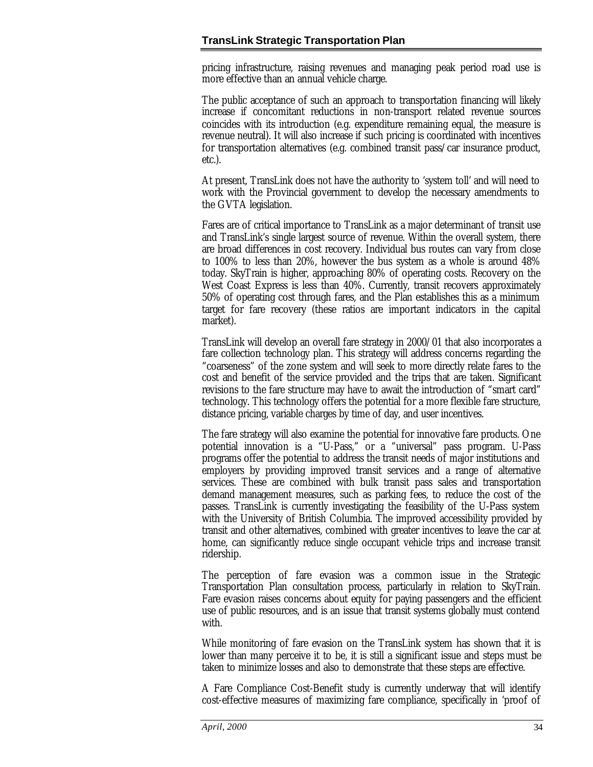pricing infrastructure, raising revenues and managing peak period road use is more effective than an annual vehicle charge.

The public acceptance of such an approach to transportation financing will likely increase if concomitant reductions in non-transport related revenue sources coincides with its introduction (e.g. expenditure remaining equal, the measure is revenue neutral). It will also increase if such pricing is coordinated with incentives for transportation alternatives (e.g. combined transit pass/car insurance product, etc.).

At present, TransLink does not have the authority to 'system toll' and will need to work with the Provincial government to develop the necessary amendments to the GVTA legislation.

Fares are of critical importance to TransLink as a major determinant of transit use and TransLink's single largest source of revenue. Within the overall system, there are broad differences in cost recovery. Individual bus routes can vary from close to 100% to less than 20%, however the bus system as a whole is around 48% today. SkyTrain is higher, approaching 80% of operating costs. Recovery on the West Coast Express is less than 40%. Currently, transit recovers approximately 50% of operating cost through fares, and the Plan establishes this as a minimum target for fare recovery (these ratios are important indicators in the capital market).

TransLink will develop an overall fare strategy in 2000/01 that also incorporates a fare collection technology plan. This strategy will address concerns regarding the "coarseness" of the zone system and will seek to more directly relate fares to the cost and benefit of the service provided and the trips that are taken. Significant revisions to the fare structure may have to await the introduction of "smart card" technology. This technology offers the potential for a more flexible fare structure, distance pricing, variable charges by time of day, and user incentives.

The fare strategy will also examine the potential for innovative fare products. One potential innovation is a "U-Pass," or a "universal" pass program. U-Pass programs offer the potential to address the transit needs of major institutions and employers by providing improved transit services and a range of alternative services. These are combined with bulk transit pass sales and transportation demand management measures, such as parking fees, to reduce the cost of the passes. TransLink is currently investigating the feasibility of the U-Pass system with the University of British Columbia. The improved accessibility provided by transit and other alternatives, combined with greater incentives to leave the car at home, can significantly reduce single occupant vehicle trips and increase transit ridership.

The perception of fare evasion was a common issue in the Strategic Transportation Plan consultation process, particularly in relation to SkyTrain. Fare evasion raises concerns about equity for paying passengers and the efficient use of public resources, and is an issue that transit systems globally must contend with.

While monitoring of fare evasion on the TransLink system has shown that it is lower than many perceive it to be, it is still a significant issue and steps must be taken to minimize losses and also to demonstrate that these steps are effective.

A Fare Compliance Cost-Benefit study is currently underway that will identify cost-effective measures of maximizing fare compliance, specifically in 'proof of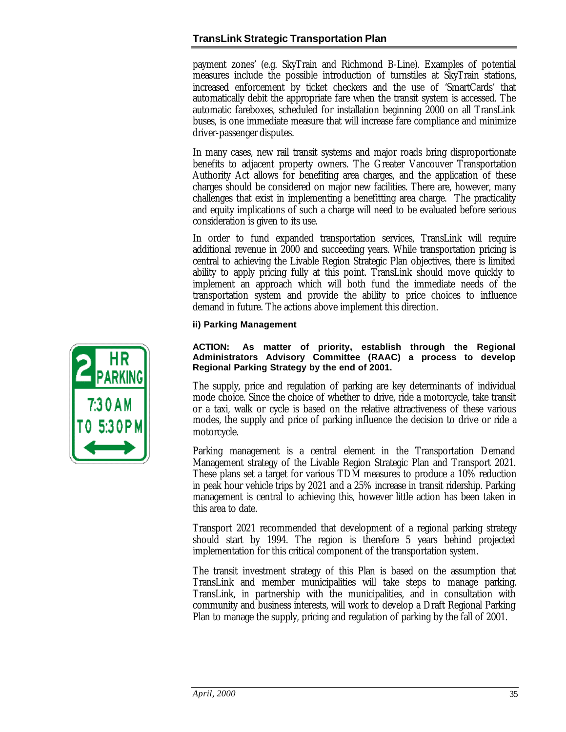payment zones' (e.g. SkyTrain and Richmond B-Line). Examples of potential measures include the possible introduction of turnstiles at SkyTrain stations, increased enforcement by ticket checkers and the use of 'SmartCards' that automatically debit the appropriate fare when the transit system is accessed. The automatic fareboxes, scheduled for installation beginning 2000 on all TransLink buses, is one immediate measure that will increase fare compliance and minimize driver-passenger disputes.

In many cases, new rail transit systems and major roads bring disproportionate benefits to adjacent property owners. The Greater Vancouver Transportation Authority Act allows for benefiting area charges, and the application of these charges should be considered on major new facilities. There are, however, many challenges that exist in implementing a benefitting area charge. The practicality and equity implications of such a charge will need to be evaluated before serious consideration is given to its use.

In order to fund expanded transportation services, TransLink will require additional revenue in 2000 and succeeding years. While transportation pricing is central to achieving the Livable Region Strategic Plan objectives, there is limited ability to apply pricing fully at this point. TransLink should move quickly to implement an approach which will both fund the immediate needs of the transportation system and provide the ability to price choices to influence demand in future. The actions above implement this direction.

#### ii) Parking Management

**ACTION: As matter of priority, establish through the Regional Administrators Advisory Committee (RAAC) a process to develop Regional Parking Strategy by the end of 2001.**

The supply, price and regulation of parking are key determinants of individual mode choice. Since the choice of whether to drive, ride a motorcycle, take transit or a taxi, walk or cycle is based on the relative attractiveness of these various modes, the supply and price of parking influence the decision to drive or ride a motorcycle.

Parking management is a central element in the Transportation Demand Management strategy of the Livable Region Strategic Plan and Transport 2021. These plans set a target for various TDM measures to produce a 10% reduction in peak hour vehicle trips by 2021 and a 25% increase in transit ridership. Parking management is central to achieving this, however little action has been taken in this area to date.

Transport 2021 recommended that development of a regional parking strategy should start by 1994. The region is therefore 5 years behind projected implementation for this critical component of the transportation system.

The transit investment strategy of this Plan is based on the assumption that TransLink and member municipalities will take steps to manage parking. TransLink, in partnership with the municipalities, and in consultation with community and business interests, will work to develop a Draft Regional Parking Plan to manage the supply, pricing and regulation of parking by the fall of 2001.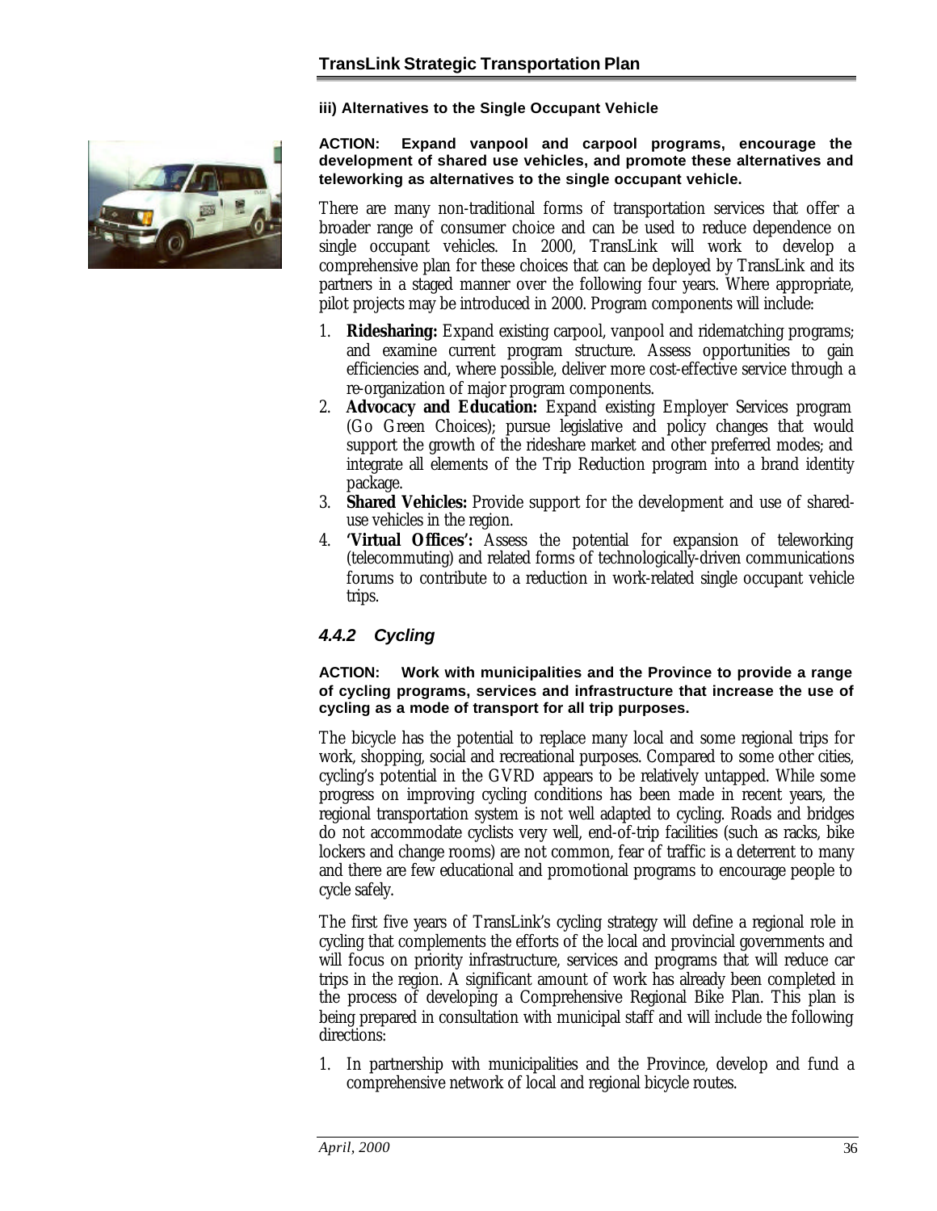#### iii) Alternatives to the Single Occupant Vehicle

**ACTION: Expand vanpool and carpool programs, encourage the development of shared use vehicles, and promote these alternatives and teleworking as alternatives to the single occupant vehicle.**

There are many non-traditional forms of transportation services that offer a broader range of consumer choice and can be used to reduce dependence on single occupant vehicles. In 2000, TransLink will work to develop a comprehensive plan for these choices that can be deployed by TransLink and its partners in a staged manner over the following four years. Where appropriate, pilot projects may be introduced in 2000. Program components will include:

1. **Ridesharing:** Expand existing carpool, vanpool and ridematching programs; and examine current program structure. Assess opportunities to gain efficiencies and, where possible, deliver more cost-effective service through a re-organization of major program components.
2. **Advocacy and Education:** Expand existing Employer Services program (Go Green Choices); pursue legislative and policy changes that would support the growth of the rideshare market and other preferred modes; and integrate all elements of the Trip Reduction program into a brand identity package.
3. **Shared Vehicles:** Provide support for the development and use of shared-use vehicles in the region.
4. **'Virtual Offices':** Assess the potential for expansion of teleworking (telecommuting) and related forms of technologically-driven communications forums to contribute to a reduction in work-related single occupant vehicle trips.

### *4.4.2 Cycling*

**ACTION: Work with municipalities and the Province to provide a range of cycling programs, services and infrastructure that increase the use of cycling as a mode of transport for all trip purposes.**

The bicycle has the potential to replace many local and some regional trips for work, shopping, social and recreational purposes. Compared to some other cities, cycling's potential in the GVRD appears to be relatively untapped. While some progress on improving cycling conditions has been made in recent years, the regional transportation system is not well adapted to cycling. Roads and bridges do not accommodate cyclists very well, end-of-trip facilities (such as racks, bike lockers and change rooms) are not common, fear of traffic is a deterrent to many and there are few educational and promotional programs to encourage people to cycle safely.

The first five years of TransLink's cycling strategy will define a regional role in cycling that complements the efforts of the local and provincial governments and will focus on priority infrastructure, services and programs that will reduce car trips in the region. A significant amount of work has already been completed in the process of developing a Comprehensive Regional Bike Plan. This plan is being prepared in consultation with municipal staff and will include the following directions:

1. In partnership with municipalities and the Province, develop and fund a comprehensive network of local and regional bicycle routes.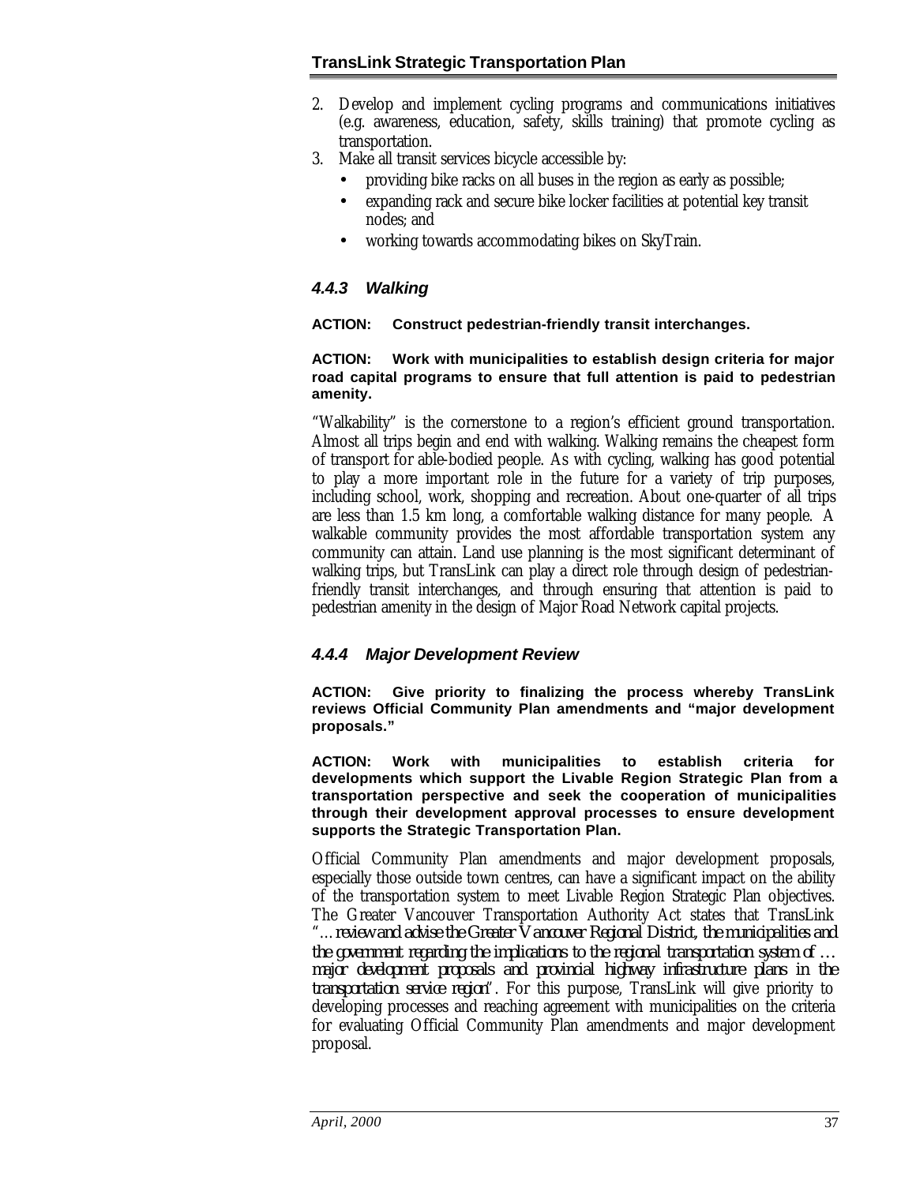2. Develop and implement cycling programs and communications initiatives (e.g. awareness, education, safety, skills training) that promote cycling as transportation.
3. Make all transit services bicycle accessible by:
   - providing bike racks on all buses in the region as early as possible;
   - expanding rack and secure bike locker facilities at potential key transit nodes; and
   - working towards accommodating bikes on SkyTrain.

### *4.4.3 Walking*

**ACTION: Construct pedestrian-friendly transit interchanges.**

**ACTION: Work with municipalities to establish design criteria for major road capital programs to ensure that full attention is paid to pedestrian amenity.**

"Walkability" is the cornerstone to a region's efficient ground transportation. Almost all trips begin and end with walking. Walking remains the cheapest form of transport for able-bodied people. As with cycling, walking has good potential to play a more important role in the future for a variety of trip purposes, including school, work, shopping and recreation. About one-quarter of all trips are less than 1.5 km long, a comfortable walking distance for many people. A walkable community provides the most affordable transportation system any community can attain. Land use planning is the most significant determinant of walking trips, but TransLink can play a direct role through design of pedestrian-friendly transit interchanges, and through ensuring that attention is paid to pedestrian amenity in the design of Major Road Network capital projects.

### *4.4.4 Major Development Review*

**ACTION: Give priority to finalizing the process whereby TransLink reviews Official Community Plan amendments and "major development proposals."**

**ACTION: Work with municipalities to establish criteria for developments which support the Livable Region Strategic Plan from a transportation perspective and seek the cooperation of municipalities through their development approval processes to ensure development supports the Strategic Transportation Plan.**

Official Community Plan amendments and major development proposals, especially those outside town centres, can have a significant impact on the ability of the transportation system to meet Livable Region Strategic Plan objectives. The Greater Vancouver Transportation Authority Act states that TransLink "*…review and advise the Greater Vancouver Regional District, the municipalities and the government regarding the implications to the regional transportation system of … major development proposals and provincial highway infrastructure plans in the transportation service region*". For this purpose, TransLink will give priority to developing processes and reaching agreement with municipalities on the criteria for evaluating Official Community Plan amendments and major development proposal.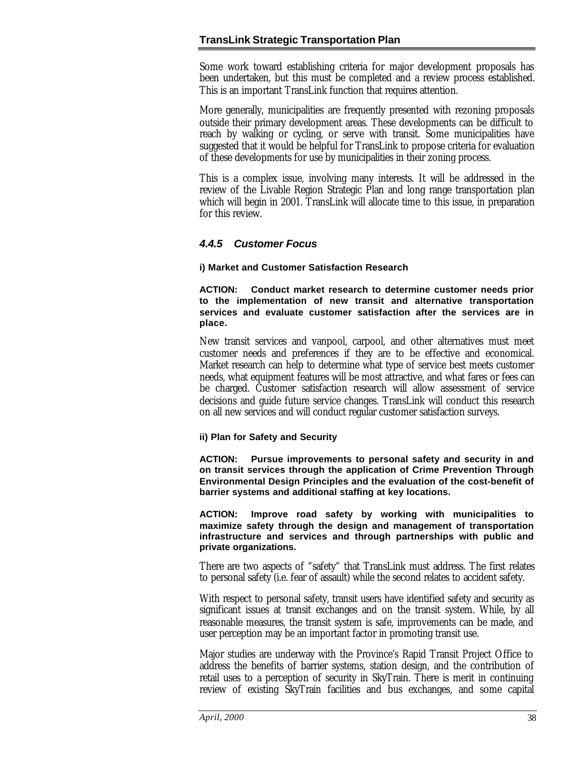Some work toward establishing criteria for major development proposals has been undertaken, but this must be completed and a review process established. This is an important TransLink function that requires attention.

More generally, municipalities are frequently presented with rezoning proposals outside their primary development areas. These developments can be difficult to reach by walking or cycling, or serve with transit. Some municipalities have suggested that it would be helpful for TransLink to propose criteria for evaluation of these developments for use by municipalities in their zoning process.

This is a complex issue, involving many interests. It will be addressed in the review of the Livable Region Strategic Plan and long range transportation plan which will begin in 2001. TransLink will allocate time to this issue, in preparation for this review.

### *4.4.5 Customer Focus*

#### i) Market and Customer Satisfaction Research

**ACTION: Conduct market research to determine customer needs prior to the implementation of new transit and alternative transportation services and evaluate customer satisfaction after the services are in place.**

New transit services and vanpool, carpool, and other alternatives must meet customer needs and preferences if they are to be effective and economical. Market research can help to determine what type of service best meets customer needs, what equipment features will be most attractive, and what fares or fees can be charged. Customer satisfaction research will allow assessment of service decisions and guide future service changes. TransLink will conduct this research on all new services and will conduct regular customer satisfaction surveys.

#### ii) Plan for Safety and Security

**ACTION: Pursue improvements to personal safety and security in and on transit services through the application of Crime Prevention Through Environmental Design Principles and the evaluation of the cost-benefit of barrier systems and additional staffing at key locations.**

**ACTION: Improve road safety by working with municipalities to maximize safety through the design and management of transportation infrastructure and services and through partnerships with public and private organizations.**

There are two aspects of "safety" that TransLink must address. The first relates to personal safety (i.e. fear of assault) while the second relates to accident safety.

With respect to personal safety, transit users have identified safety and security as significant issues at transit exchanges and on the transit system. While, by all reasonable measures, the transit system is safe, improvements can be made, and user perception may be an important factor in promoting transit use.

Major studies are underway with the Province's Rapid Transit Project Office to address the benefits of barrier systems, station design, and the contribution of retail uses to a perception of security in SkyTrain. There is merit in continuing review of existing SkyTrain facilities and bus exchanges, and some capital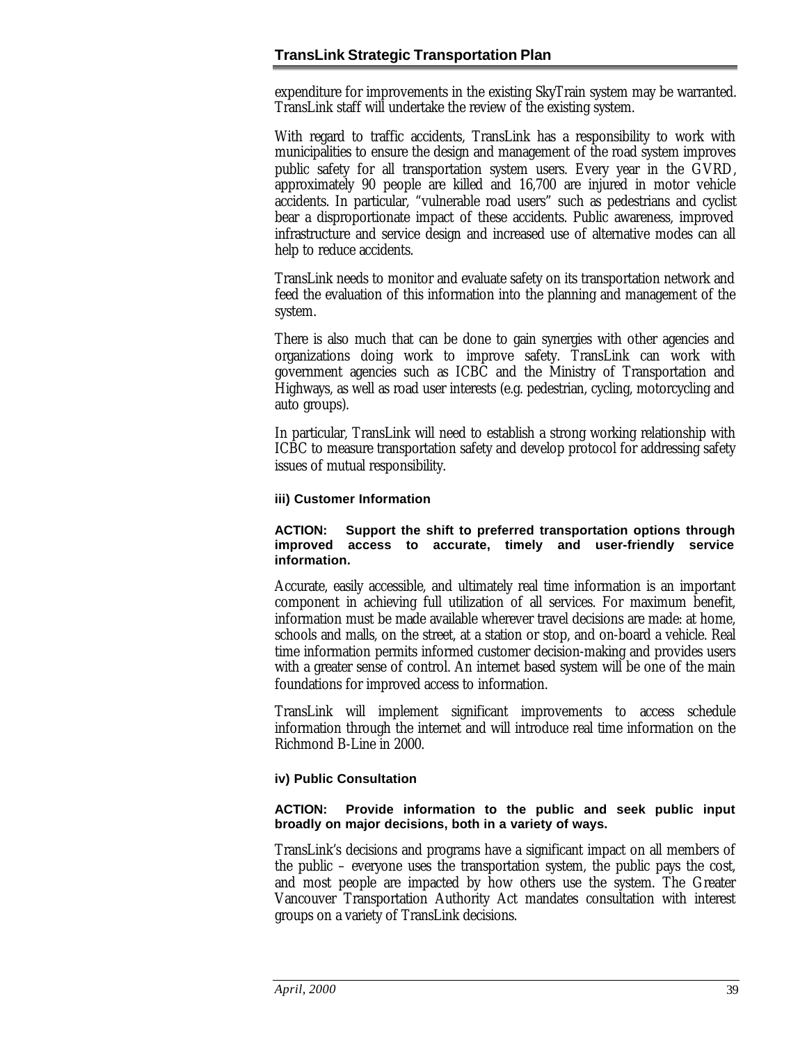expenditure for improvements in the existing SkyTrain system may be warranted. TransLink staff will undertake the review of the existing system.

With regard to traffic accidents, TransLink has a responsibility to work with municipalities to ensure the design and management of the road system improves public safety for all transportation system users. Every year in the GVRD, approximately 90 people are killed and 16,700 are injured in motor vehicle accidents. In particular, "vulnerable road users" such as pedestrians and cyclist bear a disproportionate impact of these accidents. Public awareness, improved infrastructure and service design and increased use of alternative modes can all help to reduce accidents.

TransLink needs to monitor and evaluate safety on its transportation network and feed the evaluation of this information into the planning and management of the system.

There is also much that can be done to gain synergies with other agencies and organizations doing work to improve safety. TransLink can work with government agencies such as ICBC and the Ministry of Transportation and Highways, as well as road user interests (e.g. pedestrian, cycling, motorcycling and auto groups).

In particular, TransLink will need to establish a strong working relationship with ICBC to measure transportation safety and develop protocol for addressing safety issues of mutual responsibility.

#### iii) Customer Information

**ACTION: Support the shift to preferred transportation options through improved access to accurate, timely and user-friendly service information.**

Accurate, easily accessible, and ultimately real time information is an important component in achieving full utilization of all services. For maximum benefit, information must be made available wherever travel decisions are made: at home, schools and malls, on the street, at a station or stop, and on-board a vehicle. Real time information permits informed customer decision-making and provides users with a greater sense of control. An internet based system will be one of the main foundations for improved access to information.

TransLink will implement significant improvements to access schedule information through the internet and will introduce real time information on the Richmond B-Line in 2000.

#### iv) Public Consultation

**ACTION: Provide information to the public and seek public input broadly on major decisions, both in a variety of ways.**

TransLink's decisions and programs have a significant impact on all members of the public – everyone uses the transportation system, the public pays the cost, and most people are impacted by how others use the system. The Greater Vancouver Transportation Authority Act mandates consultation with interest groups on a variety of TransLink decisions.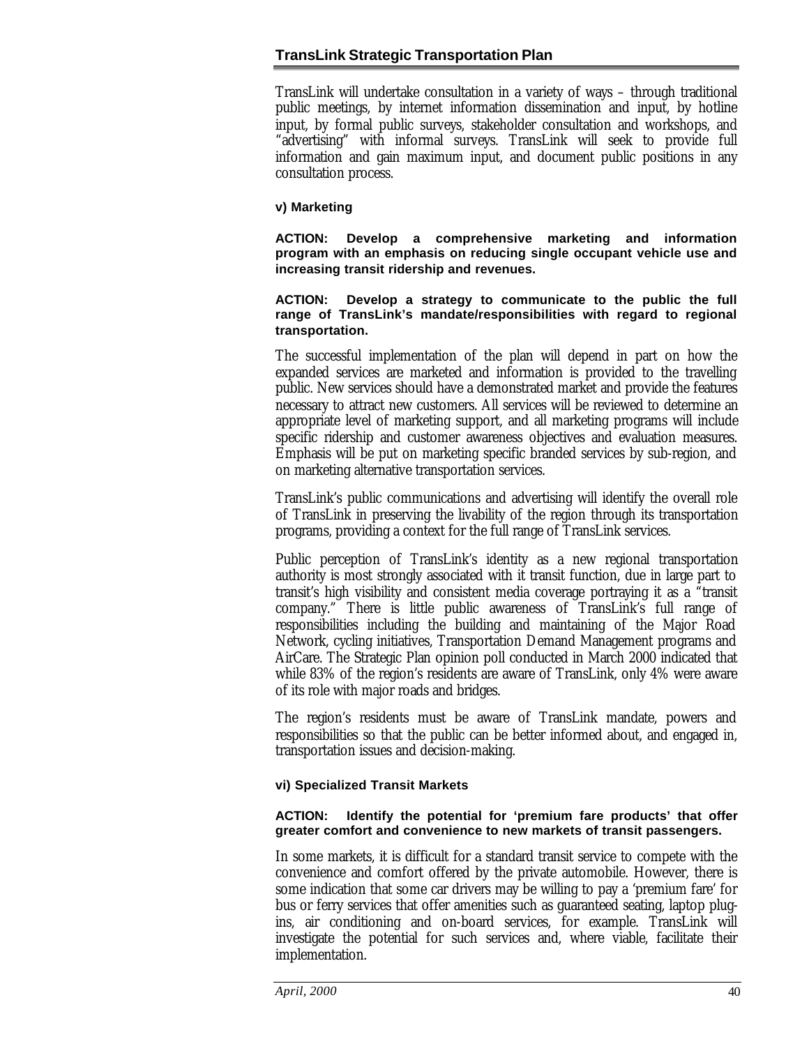TransLink will undertake consultation in a variety of ways – through traditional public meetings, by internet information dissemination and input, by hotline input, by formal public surveys, stakeholder consultation and workshops, and "advertising" with informal surveys. TransLink will seek to provide full information and gain maximum input, and document public positions in any consultation process.

#### v) Marketing

**ACTION: Develop a comprehensive marketing and information program with an emphasis on reducing single occupant vehicle use and increasing transit ridership and revenues.**

**ACTION: Develop a strategy to communicate to the public the full range of TransLink's mandate/responsibilities with regard to regional transportation.**

The successful implementation of the plan will depend in part on how the expanded services are marketed and information is provided to the travelling public. New services should have a demonstrated market and provide the features necessary to attract new customers. All services will be reviewed to determine an appropriate level of marketing support, and all marketing programs will include specific ridership and customer awareness objectives and evaluation measures. Emphasis will be put on marketing specific branded services by sub-region, and on marketing alternative transportation services.

TransLink's public communications and advertising will identify the overall role of TransLink in preserving the livability of the region through its transportation programs, providing a context for the full range of TransLink services.

Public perception of TransLink's identity as a new regional transportation authority is most strongly associated with it transit function, due in large part to transit's high visibility and consistent media coverage portraying it as a "transit company." There is little public awareness of TransLink's full range of responsibilities including the building and maintaining of the Major Road Network, cycling initiatives, Transportation Demand Management programs and AirCare. The Strategic Plan opinion poll conducted in March 2000 indicated that while 83% of the region's residents are aware of TransLink, only 4% were aware of its role with major roads and bridges.

The region's residents must be aware of TransLink mandate, powers and responsibilities so that the public can be better informed about, and engaged in, transportation issues and decision-making.

#### vi) Specialized Transit Markets

**ACTION: Identify the potential for 'premium fare products' that offer greater comfort and convenience to new markets of transit passengers.**

In some markets, it is difficult for a standard transit service to compete with the convenience and comfort offered by the private automobile. However, there is some indication that some car drivers may be willing to pay a 'premium fare' for bus or ferry services that offer amenities such as guaranteed seating, laptop plug-ins, air conditioning and on-board services, for example. TransLink will investigate the potential for such services and, where viable, facilitate their implementation.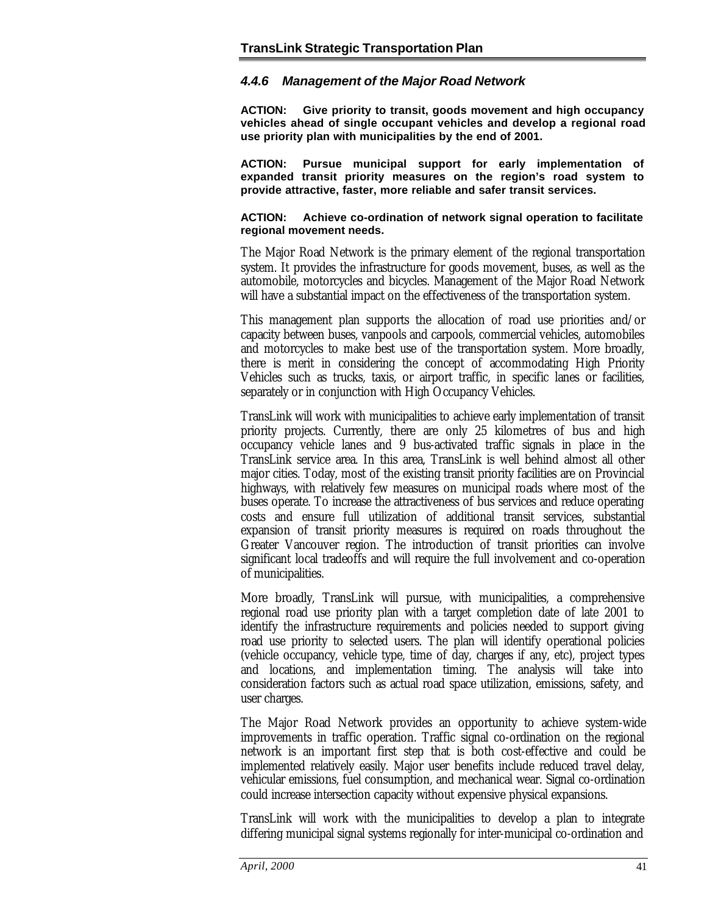### *4.4.6 Management of the Major Road Network*

**ACTION: Give priority to transit, goods movement and high occupancy vehicles ahead of single occupant vehicles and develop a regional road use priority plan with municipalities by the end of 2001.**

**ACTION: Pursue municipal support for early implementation of expanded transit priority measures on the region's road system to provide attractive, faster, more reliable and safer transit services.**

**ACTION: Achieve co-ordination of network signal operation to facilitate regional movement needs.**

The Major Road Network is the primary element of the regional transportation system. It provides the infrastructure for goods movement, buses, as well as the automobile, motorcycles and bicycles. Management of the Major Road Network will have a substantial impact on the effectiveness of the transportation system.

This management plan supports the allocation of road use priorities and/or capacity between buses, vanpools and carpools, commercial vehicles, automobiles and motorcycles to make best use of the transportation system. More broadly, there is merit in considering the concept of accommodating High Priority Vehicles such as trucks, taxis, or airport traffic, in specific lanes or facilities, separately or in conjunction with High Occupancy Vehicles.

TransLink will work with municipalities to achieve early implementation of transit priority projects. Currently, there are only 25 kilometres of bus and high occupancy vehicle lanes and 9 bus-activated traffic signals in place in the TransLink service area. In this area, TransLink is well behind almost all other major cities. Today, most of the existing transit priority facilities are on Provincial highways, with relatively few measures on municipal roads where most of the buses operate. To increase the attractiveness of bus services and reduce operating costs and ensure full utilization of additional transit services, substantial expansion of transit priority measures is required on roads throughout the Greater Vancouver region. The introduction of transit priorities can involve significant local tradeoffs and will require the full involvement and co-operation of municipalities.

More broadly, TransLink will pursue, with municipalities, a comprehensive regional road use priority plan with a target completion date of late 2001 to identify the infrastructure requirements and policies needed to support giving road use priority to selected users. The plan will identify operational policies (vehicle occupancy, vehicle type, time of day, charges if any, etc), project types and locations, and implementation timing. The analysis will take into consideration factors such as actual road space utilization, emissions, safety, and user charges.

The Major Road Network provides an opportunity to achieve system-wide improvements in traffic operation. Traffic signal co-ordination on the regional network is an important first step that is both cost-effective and could be implemented relatively easily. Major user benefits include reduced travel delay, vehicular emissions, fuel consumption, and mechanical wear. Signal co-ordination could increase intersection capacity without expensive physical expansions.

TransLink will work with the municipalities to develop a plan to integrate differing municipal signal systems regionally for inter-municipal co-ordination and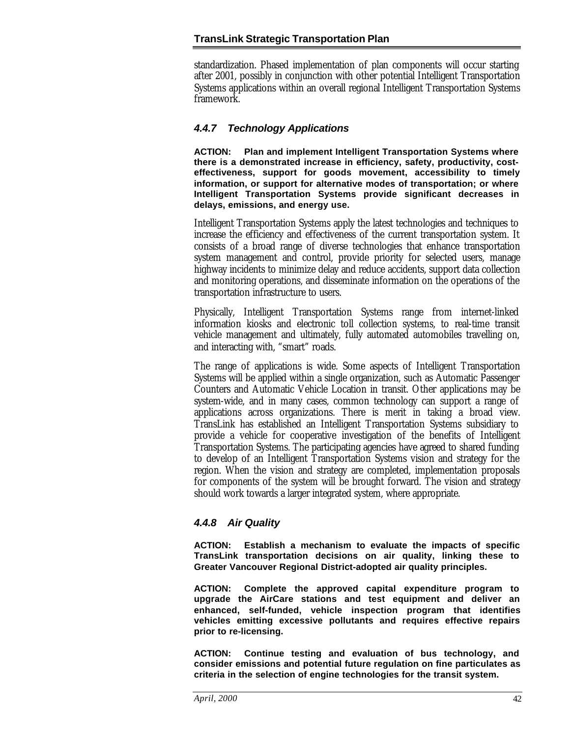standardization. Phased implementation of plan components will occur starting after 2001, possibly in conjunction with other potential Intelligent Transportation Systems applications within an overall regional Intelligent Transportation Systems framework.

### *4.4.7 Technology Applications*

**ACTION: Plan and implement Intelligent Transportation Systems where there is a demonstrated increase in efficiency, safety, productivity, cost-effectiveness, support for goods movement, accessibility to timely information, or support for alternative modes of transportation; or where Intelligent Transportation Systems provide significant decreases in delays, emissions, and energy use.**

Intelligent Transportation Systems apply the latest technologies and techniques to increase the efficiency and effectiveness of the current transportation system. It consists of a broad range of diverse technologies that enhance transportation system management and control, provide priority for selected users, manage highway incidents to minimize delay and reduce accidents, support data collection and monitoring operations, and disseminate information on the operations of the transportation infrastructure to users.

Physically, Intelligent Transportation Systems range from internet-linked information kiosks and electronic toll collection systems, to real-time transit vehicle management and ultimately, fully automated automobiles travelling on, and interacting with, "smart" roads.

The range of applications is wide. Some aspects of Intelligent Transportation Systems will be applied within a single organization, such as Automatic Passenger Counters and Automatic Vehicle Location in transit. Other applications may be system-wide, and in many cases, common technology can support a range of applications across organizations. There is merit in taking a broad view. TransLink has established an Intelligent Transportation Systems subsidiary to provide a vehicle for cooperative investigation of the benefits of Intelligent Transportation Systems. The participating agencies have agreed to shared funding to develop of an Intelligent Transportation Systems vision and strategy for the region. When the vision and strategy are completed, implementation proposals for components of the system will be brought forward. The vision and strategy should work towards a larger integrated system, where appropriate.

### *4.4.8 Air Quality*

**ACTION: Establish a mechanism to evaluate the impacts of specific TransLink transportation decisions on air quality, linking these to Greater Vancouver Regional District-adopted air quality principles.**

**ACTION: Complete the approved capital expenditure program to upgrade the AirCare stations and test equipment and deliver an enhanced, self-funded, vehicle inspection program that identifies vehicles emitting excessive pollutants and requires effective repairs prior to re-licensing.**

**ACTION: Continue testing and evaluation of bus technology, and consider emissions and potential future regulation on fine particulates as criteria in the selection of engine technologies for the transit system.**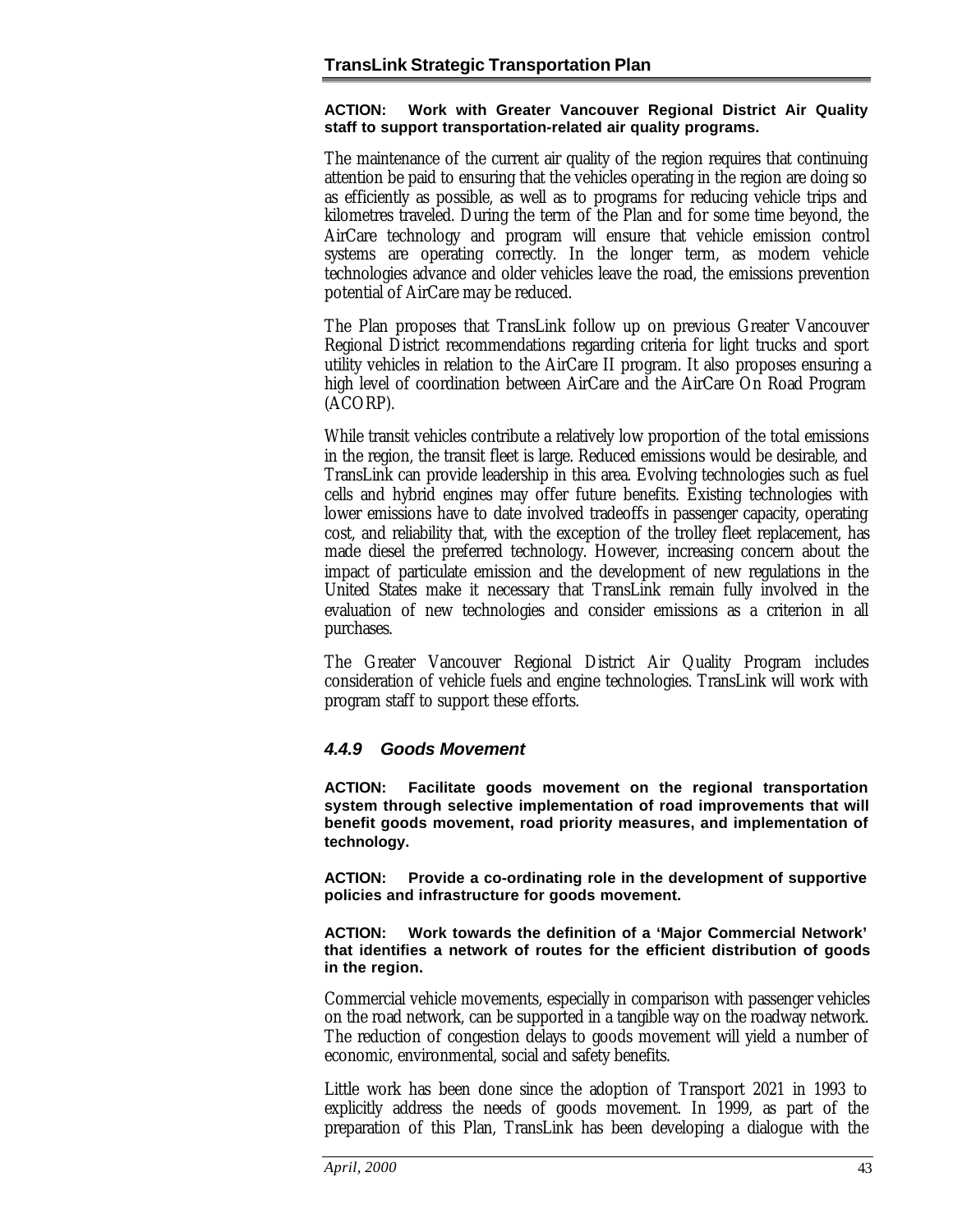**ACTION: Work with Greater Vancouver Regional District Air Quality staff to support transportation-related air quality programs.**

The maintenance of the current air quality of the region requires that continuing attention be paid to ensuring that the vehicles operating in the region are doing so as efficiently as possible, as well as to programs for reducing vehicle trips and kilometres traveled. During the term of the Plan and for some time beyond, the AirCare technology and program will ensure that vehicle emission control systems are operating correctly. In the longer term, as modern vehicle technologies advance and older vehicles leave the road, the emissions prevention potential of AirCare may be reduced.

The Plan proposes that TransLink follow up on previous Greater Vancouver Regional District recommendations regarding criteria for light trucks and sport utility vehicles in relation to the AirCare II program. It also proposes ensuring a high level of coordination between AirCare and the AirCare On Road Program (ACORP).

While transit vehicles contribute a relatively low proportion of the total emissions in the region, the transit fleet is large. Reduced emissions would be desirable, and TransLink can provide leadership in this area. Evolving technologies such as fuel cells and hybrid engines may offer future benefits. Existing technologies with lower emissions have to date involved tradeoffs in passenger capacity, operating cost, and reliability that, with the exception of the trolley fleet replacement, has made diesel the preferred technology. However, increasing concern about the impact of particulate emission and the development of new regulations in the United States make it necessary that TransLink remain fully involved in the evaluation of new technologies and consider emissions as a criterion in all purchases.

The Greater Vancouver Regional District Air Quality Program includes consideration of vehicle fuels and engine technologies. TransLink will work with program staff to support these efforts.

### *4.4.9 Goods Movement*

**ACTION: Facilitate goods movement on the regional transportation system through selective implementation of road improvements that will benefit goods movement, road priority measures, and implementation of technology.**

**ACTION: Provide a co-ordinating role in the development of supportive policies and infrastructure for goods movement.**

**ACTION: Work towards the definition of a 'Major Commercial Network' that identifies a network of routes for the efficient distribution of goods in the region.**

Commercial vehicle movements, especially in comparison with passenger vehicles on the road network, can be supported in a tangible way on the roadway network. The reduction of congestion delays to goods movement will yield a number of economic, environmental, social and safety benefits.

Little work has been done since the adoption of Transport 2021 in 1993 to explicitly address the needs of goods movement. In 1999, as part of the preparation of this Plan, TransLink has been developing a dialogue with the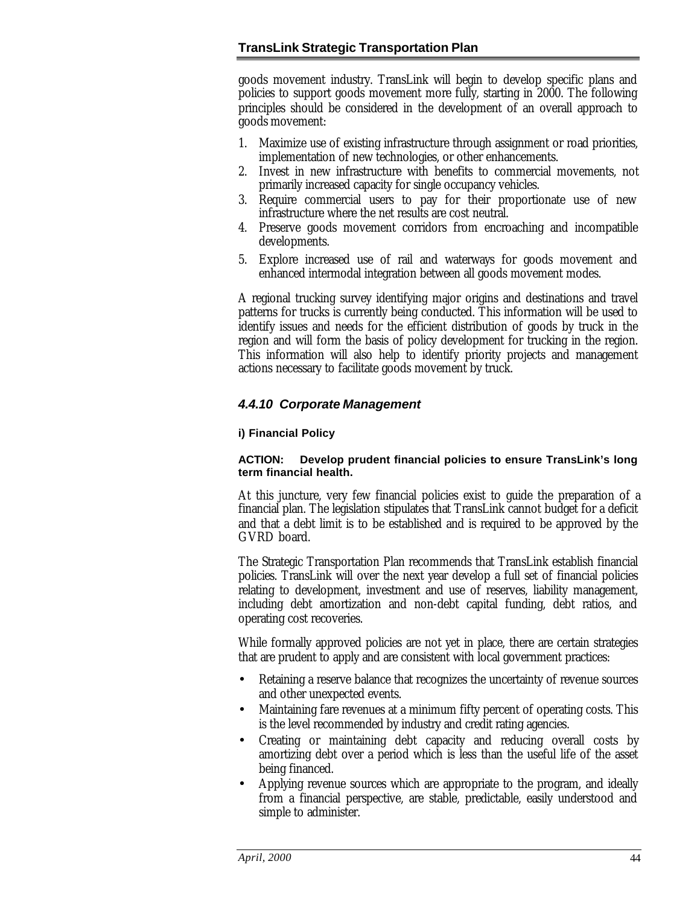goods movement industry. TransLink will begin to develop specific plans and policies to support goods movement more fully, starting in 2000. The following principles should be considered in the development of an overall approach to goods movement:

1. Maximize use of existing infrastructure through assignment or road priorities, implementation of new technologies, or other enhancements.
2. Invest in new infrastructure with benefits to commercial movements, not primarily increased capacity for single occupancy vehicles.
3. Require commercial users to pay for their proportionate use of new infrastructure where the net results are cost neutral.
4. Preserve goods movement corridors from encroaching and incompatible developments.
5. Explore increased use of rail and waterways for goods movement and enhanced intermodal integration between all goods movement modes.

A regional trucking survey identifying major origins and destinations and travel patterns for trucks is currently being conducted. This information will be used to identify issues and needs for the efficient distribution of goods by truck in the region and will form the basis of policy development for trucking in the region. This information will also help to identify priority projects and management actions necessary to facilitate goods movement by truck.

### *4.4.10 Corporate Management*

#### i) Financial Policy

**ACTION: Develop prudent financial policies to ensure TransLink's long term financial health.**

At this juncture, very few financial policies exist to guide the preparation of a financial plan. The legislation stipulates that TransLink cannot budget for a deficit and that a debt limit is to be established and is required to be approved by the GVRD board.

The Strategic Transportation Plan recommends that TransLink establish financial policies. TransLink will over the next year develop a full set of financial policies relating to development, investment and use of reserves, liability management, including debt amortization and non-debt capital funding, debt ratios, and operating cost recoveries.

While formally approved policies are not yet in place, there are certain strategies that are prudent to apply and are consistent with local government practices:

- Retaining a reserve balance that recognizes the uncertainty of revenue sources and other unexpected events.
- Maintaining fare revenues at a minimum fifty percent of operating costs. This is the level recommended by industry and credit rating agencies.
- Creating or maintaining debt capacity and reducing overall costs by amortizing debt over a period which is less than the useful life of the asset being financed.
- Applying revenue sources which are appropriate to the program, and ideally from a financial perspective, are stable, predictable, easily understood and simple to administer.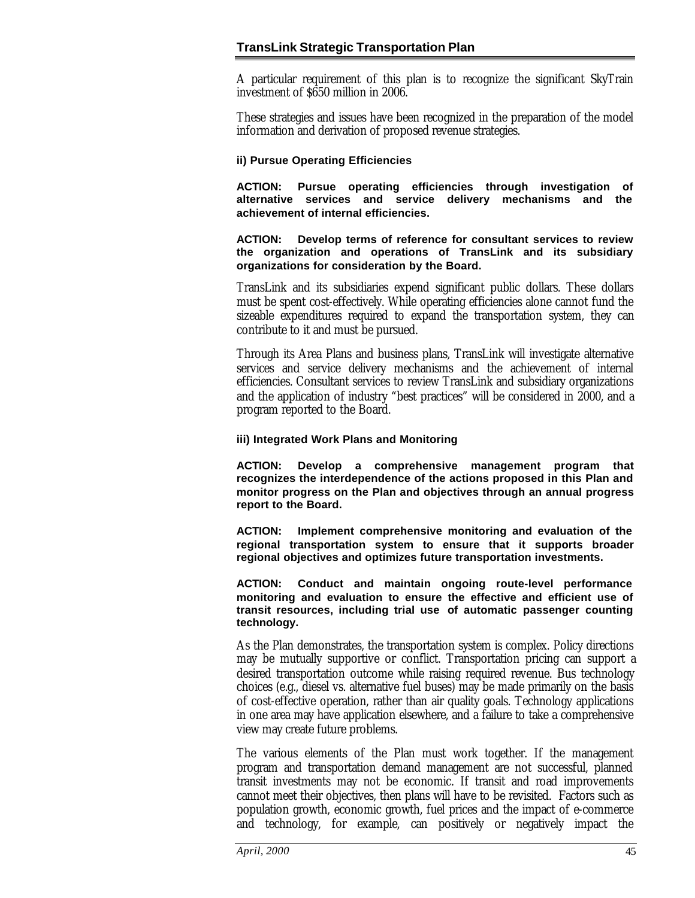A particular requirement of this plan is to recognize the significant SkyTrain investment of $650 million in 2006.

These strategies and issues have been recognized in the preparation of the model information and derivation of proposed revenue strategies.

#### ii) Pursue Operating Efficiencies

**ACTION: Pursue operating efficiencies through investigation of alternative services and service delivery mechanisms and the achievement of internal efficiencies.**

**ACTION: Develop terms of reference for consultant services to review the organization and operations of TransLink and its subsidiary organizations for consideration by the Board.**

TransLink and its subsidiaries expend significant public dollars. These dollars must be spent cost-effectively. While operating efficiencies alone cannot fund the sizeable expenditures required to expand the transportation system, they can contribute to it and must be pursued.

Through its Area Plans and business plans, TransLink will investigate alternative services and service delivery mechanisms and the achievement of internal efficiencies. Consultant services to review TransLink and subsidiary organizations and the application of industry "best practices" will be considered in 2000, and a program reported to the Board.

#### iii) Integrated Work Plans and Monitoring

**ACTION: Develop a comprehensive management program that recognizes the interdependence of the actions proposed in this Plan and monitor progress on the Plan and objectives through an annual progress report to the Board.**

**ACTION: Implement comprehensive monitoring and evaluation of the regional transportation system to ensure that it supports broader regional objectives and optimizes future transportation investments.**

**ACTION: Conduct and maintain ongoing route-level performance monitoring and evaluation to ensure the effective and efficient use of transit resources, including trial use of automatic passenger counting technology.**

As the Plan demonstrates, the transportation system is complex. Policy directions may be mutually supportive or conflict. Transportation pricing can support a desired transportation outcome while raising required revenue. Bus technology choices (e.g., diesel vs. alternative fuel buses) may be made primarily on the basis of cost-effective operation, rather than air quality goals. Technology applications in one area may have application elsewhere, and a failure to take a comprehensive view may create future problems.

The various elements of the Plan must work together. If the management program and transportation demand management are not successful, planned transit investments may not be economic. If transit and road improvements cannot meet their objectives, then plans will have to be revisited. Factors such as population growth, economic growth, fuel prices and the impact of e-commerce and technology, for example, can positively or negatively impact the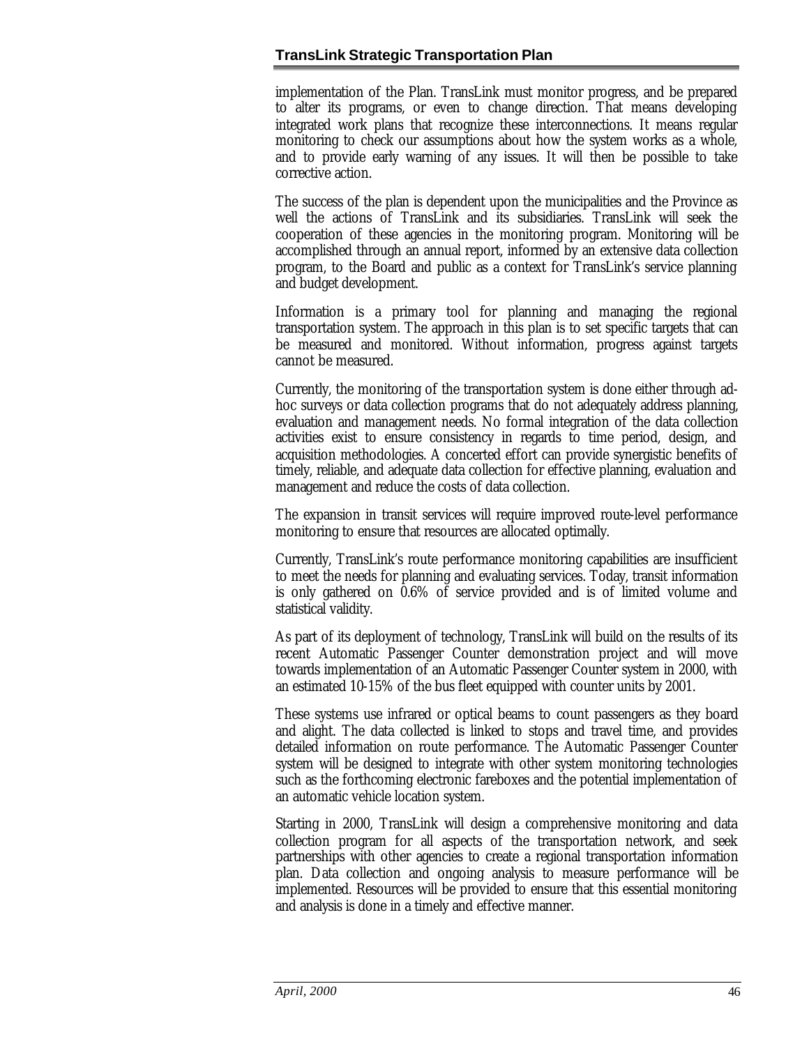implementation of the Plan. TransLink must monitor progress, and be prepared to alter its programs, or even to change direction. That means developing integrated work plans that recognize these interconnections. It means regular monitoring to check our assumptions about how the system works as a whole, and to provide early warning of any issues. It will then be possible to take corrective action.

The success of the plan is dependent upon the municipalities and the Province as well the actions of TransLink and its subsidiaries. TransLink will seek the cooperation of these agencies in the monitoring program. Monitoring will be accomplished through an annual report, informed by an extensive data collection program, to the Board and public as a context for TransLink's service planning and budget development.

Information is a primary tool for planning and managing the regional transportation system. The approach in this plan is to set specific targets that can be measured and monitored. Without information, progress against targets cannot be measured.

Currently, the monitoring of the transportation system is done either through ad-hoc surveys or data collection programs that do not adequately address planning, evaluation and management needs. No formal integration of the data collection activities exist to ensure consistency in regards to time period, design, and acquisition methodologies. A concerted effort can provide synergistic benefits of timely, reliable, and adequate data collection for effective planning, evaluation and management and reduce the costs of data collection.

The expansion in transit services will require improved route-level performance monitoring to ensure that resources are allocated optimally.

Currently, TransLink's route performance monitoring capabilities are insufficient to meet the needs for planning and evaluating services. Today, transit information is only gathered on 0.6% of service provided and is of limited volume and statistical validity.

As part of its deployment of technology, TransLink will build on the results of its recent Automatic Passenger Counter demonstration project and will move towards implementation of an Automatic Passenger Counter system in 2000, with an estimated 10-15% of the bus fleet equipped with counter units by 2001.

These systems use infrared or optical beams to count passengers as they board and alight. The data collected is linked to stops and travel time, and provides detailed information on route performance. The Automatic Passenger Counter system will be designed to integrate with other system monitoring technologies such as the forthcoming electronic fareboxes and the potential implementation of an automatic vehicle location system.

Starting in 2000, TransLink will design a comprehensive monitoring and data collection program for all aspects of the transportation network, and seek partnerships with other agencies to create a regional transportation information plan. Data collection and ongoing analysis to measure performance will be implemented. Resources will be provided to ensure that this essential monitoring and analysis is done in a timely and effective manner.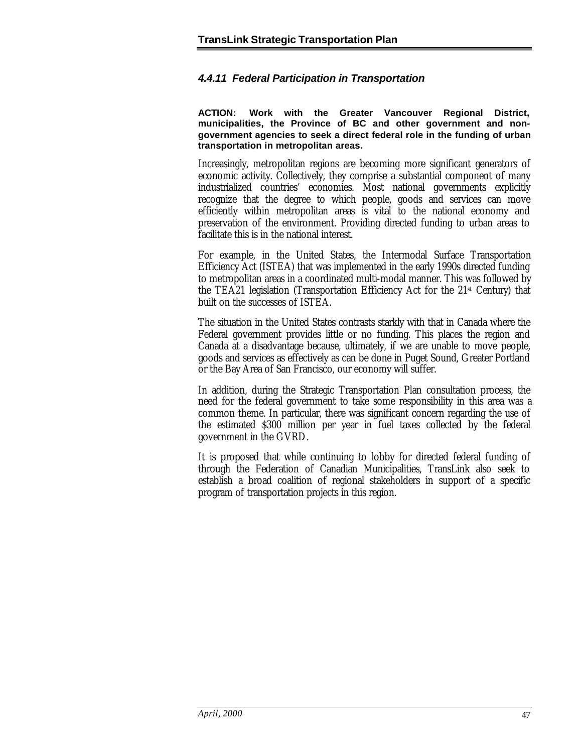### *4.4.11 Federal Participation in Transportation*

**ACTION: Work with the Greater Vancouver Regional District, municipalities, the Province of BC and other government and non-government agencies to seek a direct federal role in the funding of urban transportation in metropolitan areas.**

Increasingly, metropolitan regions are becoming more significant generators of economic activity. Collectively, they comprise a substantial component of many industrialized countries' economies. Most national governments explicitly recognize that the degree to which people, goods and services can move efficiently within metropolitan areas is vital to the national economy and preservation of the environment. Providing directed funding to urban areas to facilitate this is in the national interest.

For example, in the United States, the Intermodal Surface Transportation Efficiency Act (ISTEA) that was implemented in the early 1990s directed funding to metropolitan areas in a coordinated multi-modal manner. This was followed by the TEA21 legislation (Transportation Efficiency Act for the 21st Century) that built on the successes of ISTEA.

The situation in the United States contrasts starkly with that in Canada where the Federal government provides little or no funding. This places the region and Canada at a disadvantage because, ultimately, if we are unable to move people, goods and services as effectively as can be done in Puget Sound, Greater Portland or the Bay Area of San Francisco, our economy will suffer.

In addition, during the Strategic Transportation Plan consultation process, the need for the federal government to take some responsibility in this area was a common theme. In particular, there was significant concern regarding the use of the estimated $300 million per year in fuel taxes collected by the federal government in the GVRD.

It is proposed that while continuing to lobby for directed federal funding of through the Federation of Canadian Municipalities, TransLink also seek to establish a broad coalition of regional stakeholders in support of a specific program of transportation projects in this region.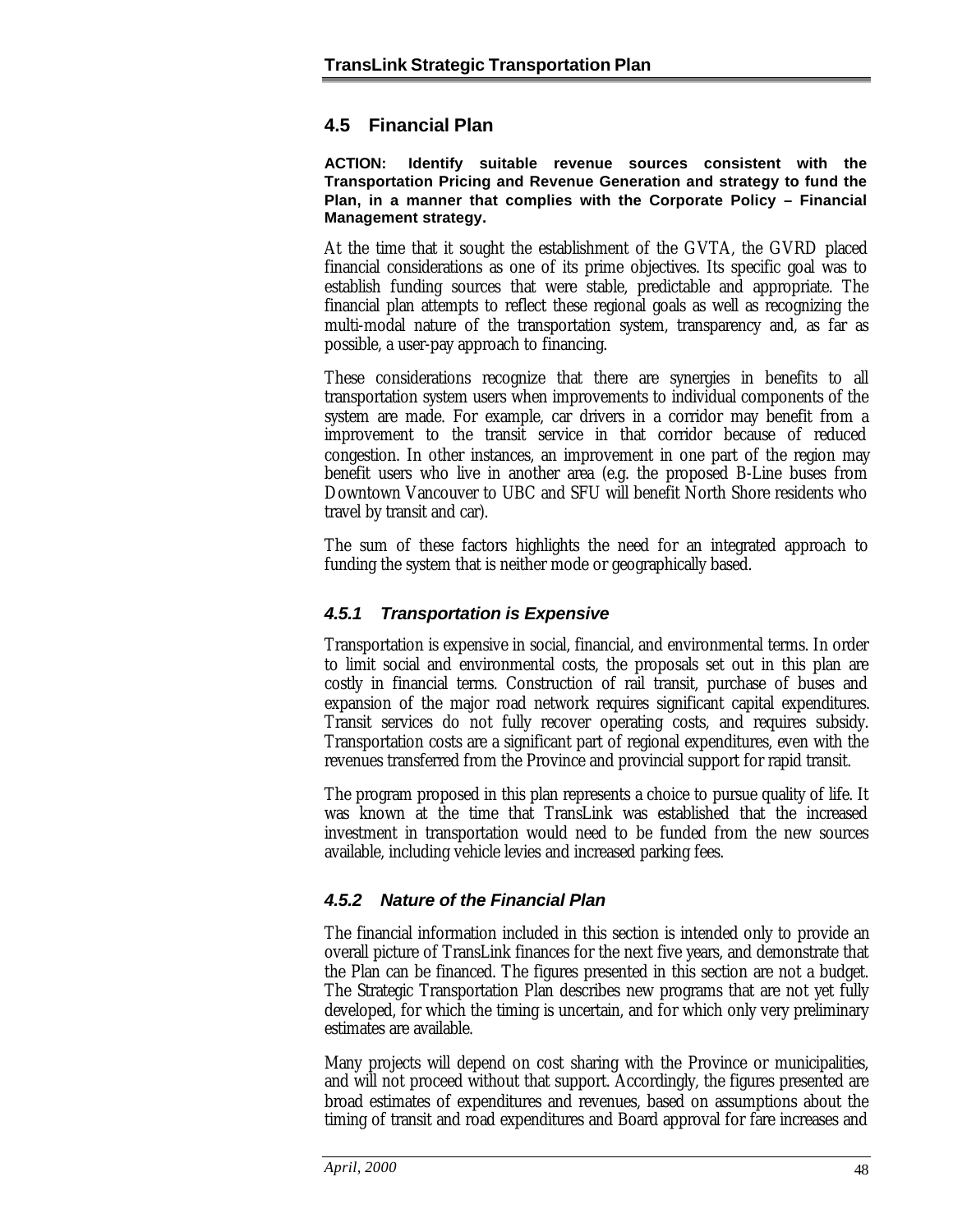## 4.5 Financial Plan

**ACTION: Identify suitable revenue sources consistent with the Transportation Pricing and Revenue Generation and strategy to fund the Plan, in a manner that complies with the Corporate Policy – Financial Management strategy.**

At the time that it sought the establishment of the GVTA, the GVRD placed financial considerations as one of its prime objectives. Its specific goal was to establish funding sources that were stable, predictable and appropriate. The financial plan attempts to reflect these regional goals as well as recognizing the multi-modal nature of the transportation system, transparency and, as far as possible, a user-pay approach to financing.

These considerations recognize that there are synergies in benefits to all transportation system users when improvements to individual components of the system are made. For example, car drivers in a corridor may benefit from a improvement to the transit service in that corridor because of reduced congestion. In other instances, an improvement in one part of the region may benefit users who live in another area (e.g. the proposed B-Line buses from Downtown Vancouver to UBC and SFU will benefit North Shore residents who travel by transit and car).

The sum of these factors highlights the need for an integrated approach to funding the system that is neither mode or geographically based.

### *4.5.1 Transportation is Expensive*

Transportation is expensive in social, financial, and environmental terms. In order to limit social and environmental costs, the proposals set out in this plan are costly in financial terms. Construction of rail transit, purchase of buses and expansion of the major road network requires significant capital expenditures. Transit services do not fully recover operating costs, and requires subsidy. Transportation costs are a significant part of regional expenditures, even with the revenues transferred from the Province and provincial support for rapid transit.

The program proposed in this plan represents a choice to pursue quality of life. It was known at the time that TransLink was established that the increased investment in transportation would need to be funded from the new sources available, including vehicle levies and increased parking fees.

### *4.5.2 Nature of the Financial Plan*

The financial information included in this section is intended only to provide an overall picture of TransLink finances for the next five years, and demonstrate that the Plan can be financed. The figures presented in this section are not a budget. The Strategic Transportation Plan describes new programs that are not yet fully developed, for which the timing is uncertain, and for which only very preliminary estimates are available.

Many projects will depend on cost sharing with the Province or municipalities, and will not proceed without that support. Accordingly, the figures presented are broad estimates of expenditures and revenues, based on assumptions about the timing of transit and road expenditures and Board approval for fare increases and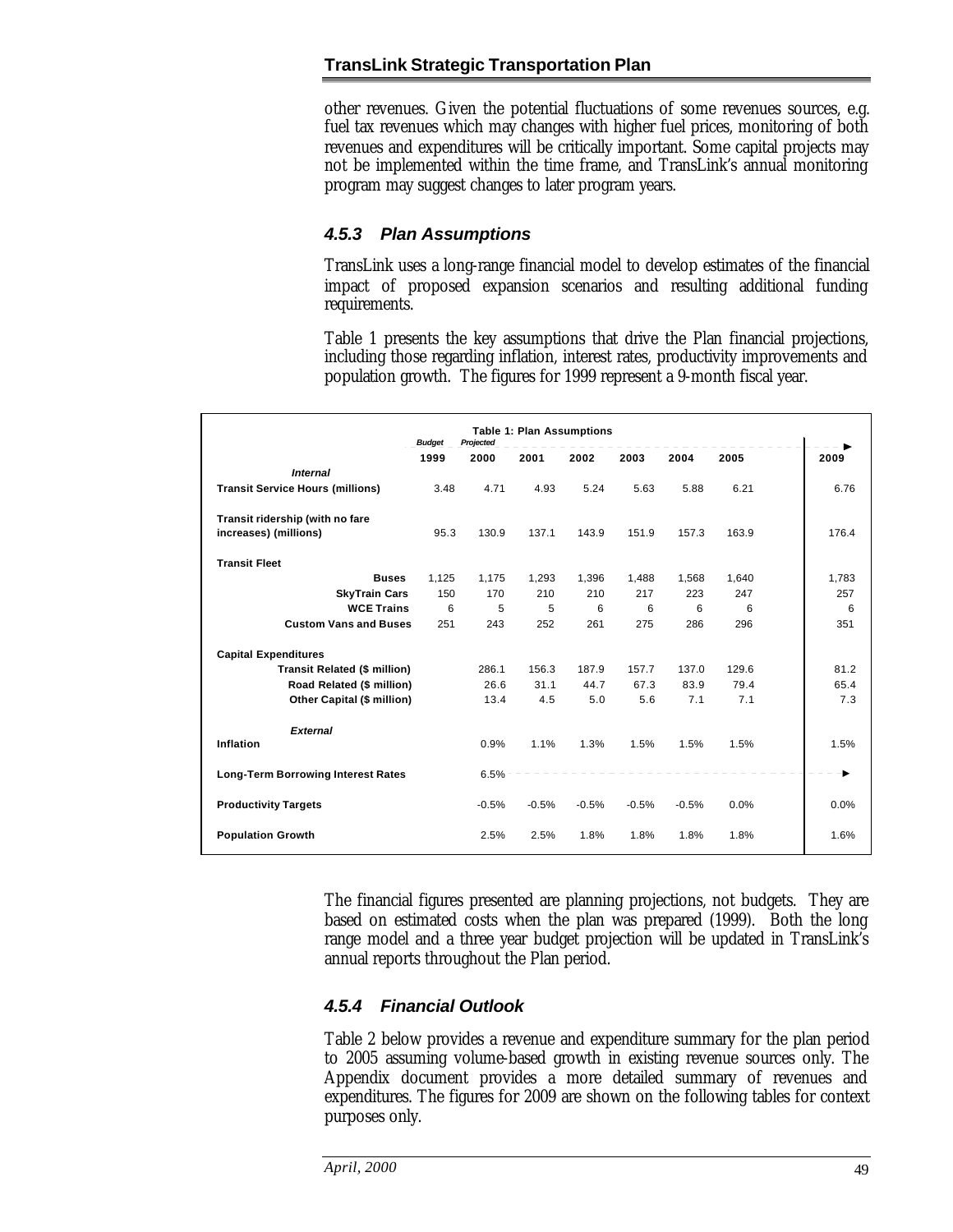other revenues. Given the potential fluctuations of some revenues sources, e.g. fuel tax revenues which may changes with higher fuel prices, monitoring of both revenues and expenditures will be critically important. Some capital projects may not be implemented within the time frame, and TransLink's annual monitoring program may suggest changes to later program years.

### *4.5.3 Plan Assumptions*

TransLink uses a long-range financial model to develop estimates of the financial impact of proposed expansion scenarios and resulting additional funding requirements.

Table 1 presents the key assumptions that drive the Plan financial projections, including those regarding inflation, interest rates, productivity improvements and population growth. The figures for 1999 represent a 9-month fiscal year.

**Table 1: Plan Assumptions**

| | *Budget* 1999 | *Projected* 2000 | 2001 | 2002 | 2003 | 2004 | 2005 | 2009 |
|---|---|---|---|---|---|---|---|---|
| ***Internal*** | | | | | | | | |
| **Transit Service Hours (millions)** | 3.48 | 4.71 | 4.93 | 5.24 | 5.63 | 5.88 | 6.21 | 6.76 |
| **Transit ridership (with no fare increases) (millions)** | 95.3 | 130.9 | 137.1 | 143.9 | 151.9 | 157.3 | 163.9 | 176.4 |
| **Transit Fleet** | | | | | | | | |
| **Buses** | 1,125 | 1,175 | 1,293 | 1,396 | 1,488 | 1,568 | 1,640 | 1,783 |
| **SkyTrain Cars** | 150 | 170 | 210 | 210 | 217 | 223 | 247 | 257 |
| **WCE Trains** | 6 | 5 | 5 | 6 | 6 | 6 | 6 | 6 |
| **Custom Vans and Buses** | 251 | 243 | 252 | 261 | 275 | 286 | 296 | 351 |
| **Capital Expenditures** | | | | | | | | |
| **Transit Related ($ million)** | | 286.1 | 156.3 | 187.9 | 157.7 | 137.0 | 129.6 | 81.2 |
| **Road Related ($ million)** | | 26.6 | 31.1 | 44.7 | 67.3 | 83.9 | 79.4 | 65.4 |
| **Other Capital ($ million)** | | 13.4 | 4.5 | 5.0 | 5.6 | 7.1 | 7.1 | 7.3 |
| ***External*** | | | | | | | | |
| **Inflation** | | 0.9% | 1.1% | 1.3% | 1.5% | 1.5% | 1.5% | 1.5% |
| **Long-Term Borrowing Interest Rates** | | 6.5% | → | → | → | → | → | → |
| **Productivity Targets** | | -0.5% | -0.5% | -0.5% | -0.5% | -0.5% | 0.0% | 0.0% |
| **Population Growth** | | 2.5% | 2.5% | 1.8% | 1.8% | 1.8% | 1.8% | 1.6% |

The financial figures presented are planning projections, not budgets. They are based on estimated costs when the plan was prepared (1999). Both the long range model and a three year budget projection will be updated in TransLink's annual reports throughout the Plan period.

### *4.5.4 Financial Outlook*

Table 2 below provides a revenue and expenditure summary for the plan period to 2005 assuming volume-based growth in existing revenue sources only. The Appendix document provides a more detailed summary of revenues and expenditures. The figures for 2009 are shown on the following tables for context purposes only.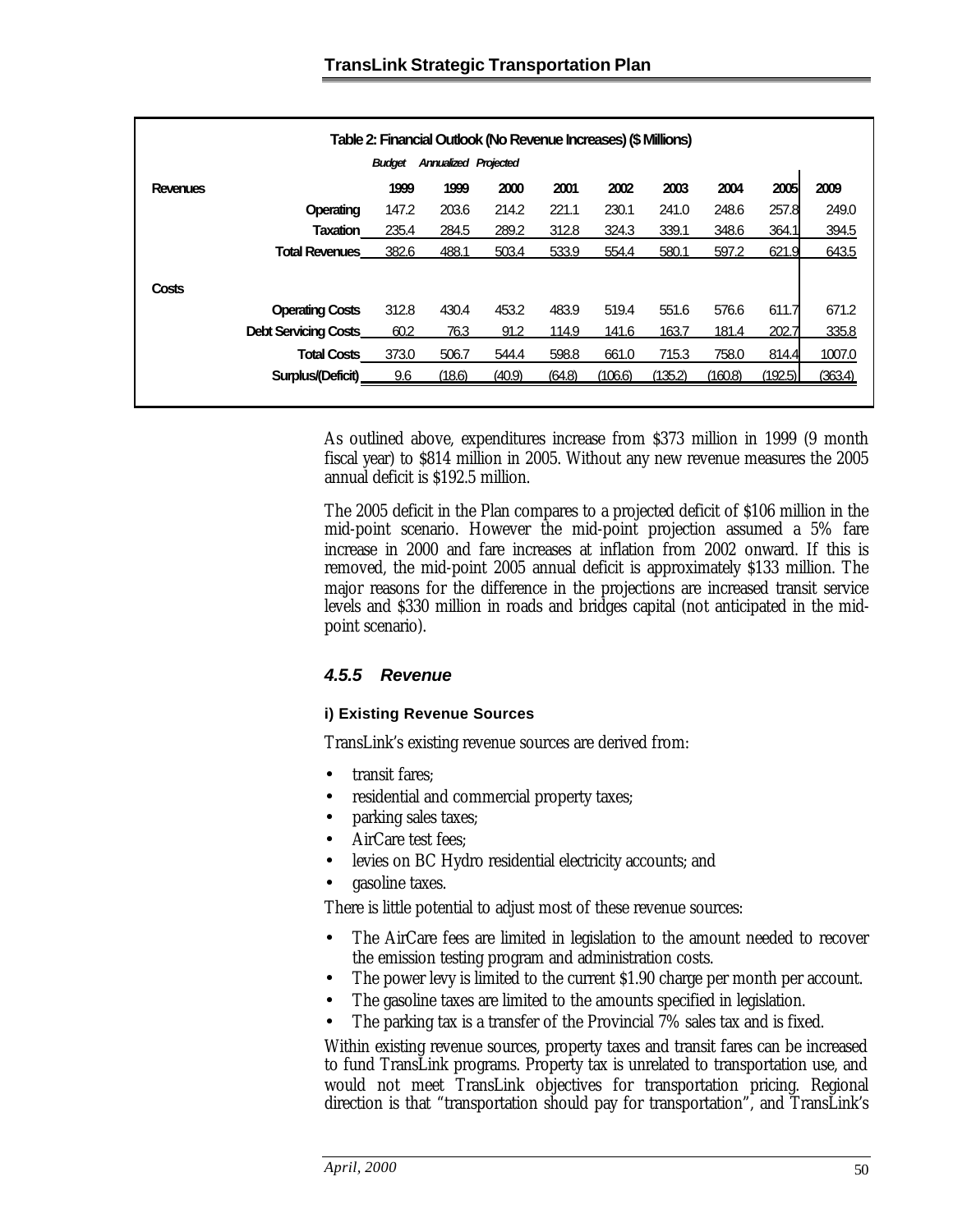**Table 2: Financial Outlook (No Revenue Increases) ($ Millions)**

| | | Budget | Annualized | Projected | | | | | | |
|---|---|---|---|---|---|---|---|---|---|---|
| **Revenues** | | **1999** | **1999** | **2000** | **2001** | **2002** | **2003** | **2004** | **2005** | **2009** |
| | **Operating** | 147.2 | 203.6 | 214.2 | 221.1 | 230.1 | 241.0 | 248.6 | 257.8 | 249.0 |
| | **Taxation** | 235.4 | 284.5 | 289.2 | 312.8 | 324.3 | 339.1 | 348.6 | 364.1 | 394.5 |
| | **Total Revenues** | 382.6 | 488.1 | 503.4 | 533.9 | 554.4 | 580.1 | 597.2 | 621.9 | 643.5 |
| **Costs** | | | | | | | | | | |
| | **Operating Costs** | 312.8 | 430.4 | 453.2 | 483.9 | 519.4 | 551.6 | 576.6 | 611.7 | 671.2 |
| | **Debt Servicing Costs** | 60.2 | 76.3 | 91.2 | 114.9 | 141.6 | 163.7 | 181.4 | 202.7 | 335.8 |
| | **Total Costs** | 373.0 | 506.7 | 544.4 | 598.8 | 661.0 | 715.3 | 758.0 | 814.4 | 1007.0 |
| | **Surplus/(Deficit)** | 9.6 | (18.6) | (40.9) | (64.8) | (106.6) | (135.2) | (160.8) | (192.5) | (363.4) |

As outlined above, expenditures increase from $373 million in 1999 (9 month fiscal year) to $814 million in 2005. Without any new revenue measures the 2005 annual deficit is $192.5 million.

The 2005 deficit in the Plan compares to a projected deficit of $106 million in the mid-point scenario. However the mid-point projection assumed a 5% fare increase in 2000 and fare increases at inflation from 2002 onward. If this is removed, the mid-point 2005 annual deficit is approximately $133 million. The major reasons for the difference in the projections are increased transit service levels and $330 million in roads and bridges capital (not anticipated in the mid-point scenario).

### *4.5.5 Revenue*

#### i) Existing Revenue Sources

TransLink's existing revenue sources are derived from:

- transit fares;
- residential and commercial property taxes;
- parking sales taxes;
- AirCare test fees;
- levies on BC Hydro residential electricity accounts; and
- gasoline taxes.

There is little potential to adjust most of these revenue sources:

- The AirCare fees are limited in legislation to the amount needed to recover the emission testing program and administration costs.
- The power levy is limited to the current $1.90 charge per month per account.
- The gasoline taxes are limited to the amounts specified in legislation.
- The parking tax is a transfer of the Provincial 7% sales tax and is fixed.

Within existing revenue sources, property taxes and transit fares can be increased to fund TransLink programs. Property tax is unrelated to transportation use, and would not meet TransLink objectives for transportation pricing. Regional direction is that "transportation should pay for transportation", and TransLink's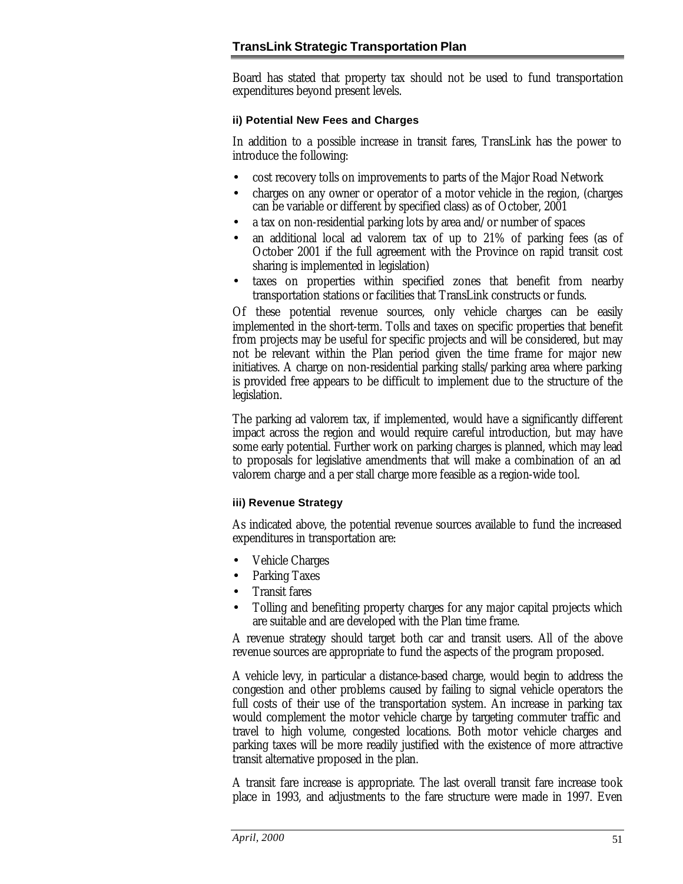Board has stated that property tax should not be used to fund transportation expenditures beyond present levels.

#### ii) Potential New Fees and Charges

In addition to a possible increase in transit fares, TransLink has the power to introduce the following:

- cost recovery tolls on improvements to parts of the Major Road Network
- charges on any owner or operator of a motor vehicle in the region, (charges can be variable or different by specified class) as of October, 2001
- a tax on non-residential parking lots by area and/or number of spaces
- an additional local ad valorem tax of up to 21% of parking fees (as of October 2001 if the full agreement with the Province on rapid transit cost sharing is implemented in legislation)
- taxes on properties within specified zones that benefit from nearby transportation stations or facilities that TransLink constructs or funds.

Of these potential revenue sources, only vehicle charges can be easily implemented in the short-term. Tolls and taxes on specific properties that benefit from projects may be useful for specific projects and will be considered, but may not be relevant within the Plan period given the time frame for major new initiatives. A charge on non-residential parking stalls/parking area where parking is provided free appears to be difficult to implement due to the structure of the legislation.

The parking ad valorem tax, if implemented, would have a significantly different impact across the region and would require careful introduction, but may have some early potential. Further work on parking charges is planned, which may lead to proposals for legislative amendments that will make a combination of an ad valorem charge and a per stall charge more feasible as a region-wide tool.

#### iii) Revenue Strategy

As indicated above, the potential revenue sources available to fund the increased expenditures in transportation are:

- Vehicle Charges
- Parking Taxes
- Transit fares
- Tolling and benefiting property charges for any major capital projects which are suitable and are developed with the Plan time frame.

A revenue strategy should target both car and transit users. All of the above revenue sources are appropriate to fund the aspects of the program proposed.

A vehicle levy, in particular a distance-based charge, would begin to address the congestion and other problems caused by failing to signal vehicle operators the full costs of their use of the transportation system. An increase in parking tax would complement the motor vehicle charge by targeting commuter traffic and travel to high volume, congested locations. Both motor vehicle charges and parking taxes will be more readily justified with the existence of more attractive transit alternative proposed in the plan.

A transit fare increase is appropriate. The last overall transit fare increase took place in 1993, and adjustments to the fare structure were made in 1997. Even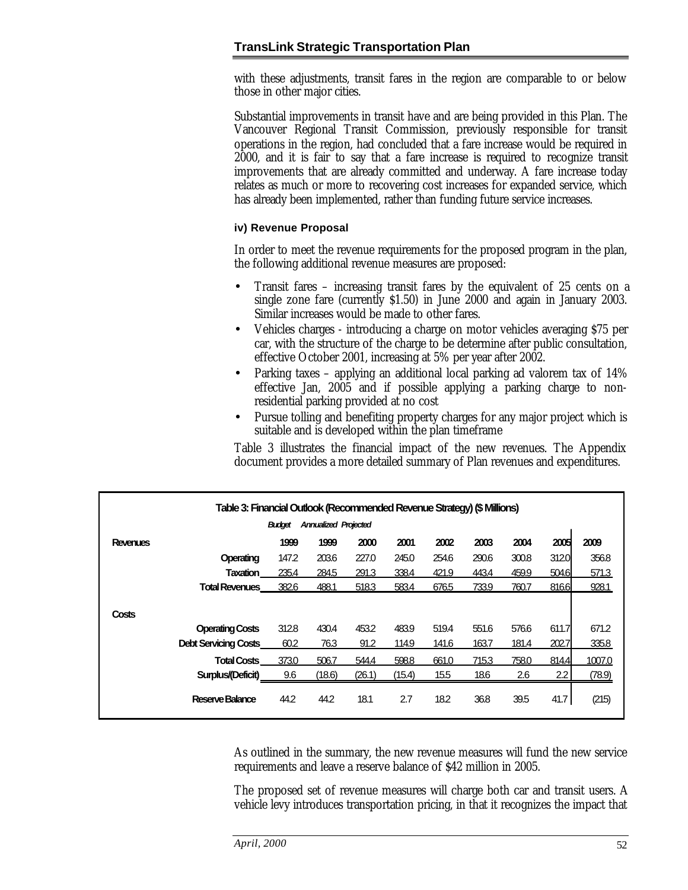with these adjustments, transit fares in the region are comparable to or below those in other major cities.

Substantial improvements in transit have and are being provided in this Plan. The Vancouver Regional Transit Commission, previously responsible for transit operations in the region, had concluded that a fare increase would be required in 2000, and it is fair to say that a fare increase is required to recognize transit improvements that are already committed and underway. A fare increase today relates as much or more to recovering cost increases for expanded service, which has already been implemented, rather than funding future service increases.

#### iv) Revenue Proposal

In order to meet the revenue requirements for the proposed program in the plan, the following additional revenue measures are proposed:

- Transit fares – increasing transit fares by the equivalent of 25 cents on a single zone fare (currently $1.50) in June 2000 and again in January 2003. Similar increases would be made to other fares.
- Vehicles charges - introducing a charge on motor vehicles averaging $75 per car, with the structure of the charge to be determine after public consultation, effective October 2001, increasing at 5% per year after 2002.
- Parking taxes – applying an additional local parking ad valorem tax of 14% effective Jan, 2005 and if possible applying a parking charge to non-residential parking provided at no cost
- Pursue tolling and benefiting property charges for any major project which is suitable and is developed within the plan timeframe

Table 3 illustrates the financial impact of the new revenues. The Appendix document provides a more detailed summary of Plan revenues and expenditures.

**Table 3: Financial Outlook (Recommended Revenue Strategy) ($ Millions)**

| | | *Budget* | *Annualized* | *Projected* | | | | | | |
|---|---|---|---|---|---|---|---|---|---|---|
| **Revenues** | | **1999** | **1999** | **2000** | **2001** | **2002** | **2003** | **2004** | **2005** | **2009** |
| | **Operating** | 147.2 | 203.6 | 227.0 | 245.0 | 254.6 | 290.6 | 300.8 | 312.0 | 356.8 |
| | **Taxation** | 235.4 | 284.5 | 291.3 | 338.4 | 421.9 | 443.4 | 459.9 | 504.6 | 571.3 |
| | **Total Revenues** | 382.6 | 488.1 | 518.3 | 583.4 | 676.5 | 733.9 | 760.7 | 816.6 | 928.1 |
| **Costs** | | | | | | | | | | |
| | **Operating Costs** | 312.8 | 430.4 | 453.2 | 483.9 | 519.4 | 551.6 | 576.6 | 611.7 | 671.2 |
| | **Debt Servicing Costs** | 60.2 | 76.3 | 91.2 | 114.9 | 141.6 | 163.7 | 181.4 | 202.7 | 335.8 |
| | **Total Costs** | 373.0 | 506.7 | 544.4 | 598.8 | 661.0 | 715.3 | 758.0 | 814.4 | 1007.0 |
| | **Surplus/(Deficit)** | 9.6 | (18.6) | (26.1) | (15.4) | 15.5 | 18.6 | 2.6 | 2.2 | (78.9) |
| | **Reserve Balance** | 44.2 | 44.2 | 18.1 | 2.7 | 18.2 | 36.8 | 39.5 | 41.7 | (215) |

As outlined in the summary, the new revenue measures will fund the new service requirements and leave a reserve balance of $42 million in 2005.

The proposed set of revenue measures will charge both car and transit users. A vehicle levy introduces transportation pricing, in that it recognizes the impact that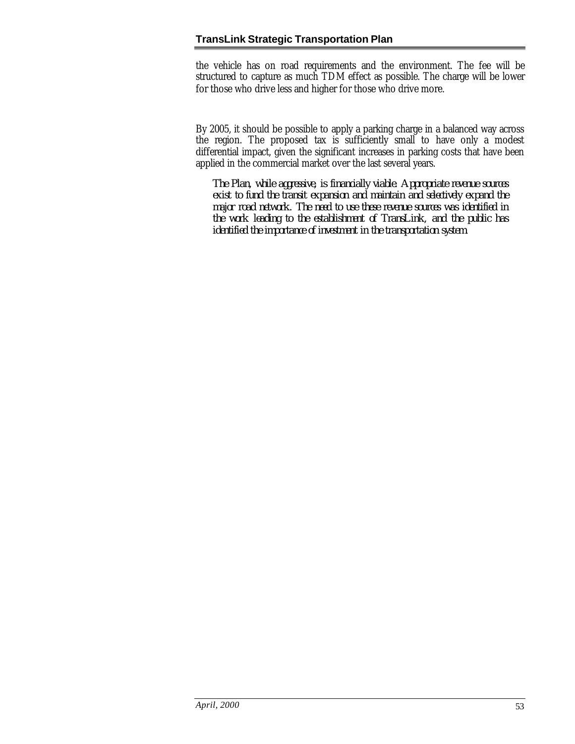the vehicle has on road requirements and the environment. The fee will be structured to capture as much TDM effect as possible. The charge will be lower for those who drive less and higher for those who drive more.

By 2005, it should be possible to apply a parking charge in a balanced way across the region. The proposed tax is sufficiently small to have only a modest differential impact, given the significant increases in parking costs that have been applied in the commercial market over the last several years.

*The Plan, while aggressive, is financially viable. Appropriate revenue sources exist to fund the transit expansion and maintain and selectively expand the major road network. The need to use these revenue sources was identified in the work leading to the establishment of TransLink, and the public has identified the importance of investment in the transportation system.*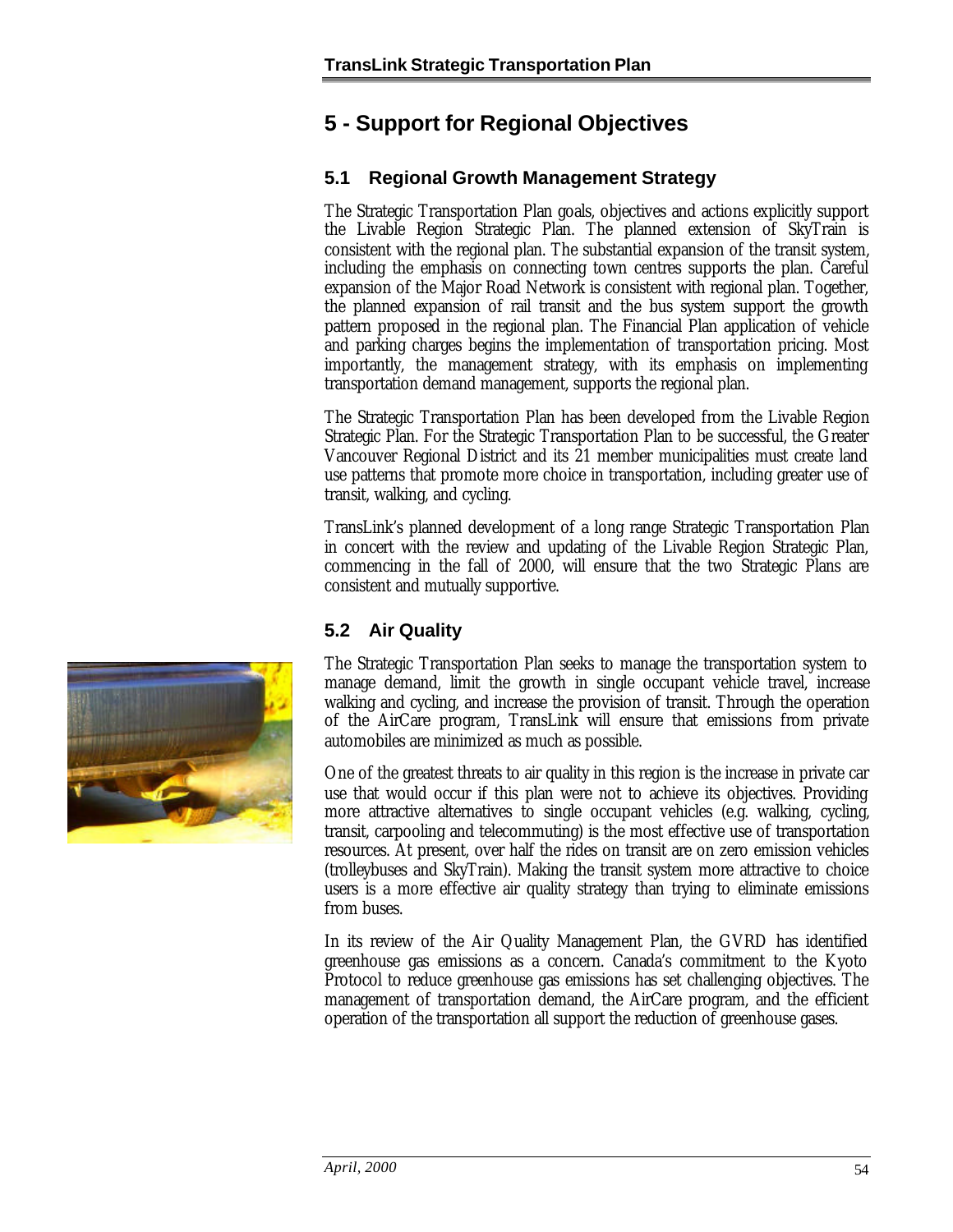# 5 - Support for Regional Objectives

## 5.1 Regional Growth Management Strategy

The Strategic Transportation Plan goals, objectives and actions explicitly support the Livable Region Strategic Plan. The planned extension of SkyTrain is consistent with the regional plan. The substantial expansion of the transit system, including the emphasis on connecting town centres supports the plan. Careful expansion of the Major Road Network is consistent with regional plan. Together, the planned expansion of rail transit and the bus system support the growth pattern proposed in the regional plan. The Financial Plan application of vehicle and parking charges begins the implementation of transportation pricing. Most importantly, the management strategy, with its emphasis on implementing transportation demand management, supports the regional plan.

The Strategic Transportation Plan has been developed from the Livable Region Strategic Plan. For the Strategic Transportation Plan to be successful, the Greater Vancouver Regional District and its 21 member municipalities must create land use patterns that promote more choice in transportation, including greater use of transit, walking, and cycling.

TransLink's planned development of a long range Strategic Transportation Plan in concert with the review and updating of the Livable Region Strategic Plan, commencing in the fall of 2000, will ensure that the two Strategic Plans are consistent and mutually supportive.

## 5.2 Air Quality

The Strategic Transportation Plan seeks to manage the transportation system to manage demand, limit the growth in single occupant vehicle travel, increase walking and cycling, and increase the provision of transit. Through the operation of the AirCare program, TransLink will ensure that emissions from private automobiles are minimized as much as possible.

One of the greatest threats to air quality in this region is the increase in private car use that would occur if this plan were not to achieve its objectives. Providing more attractive alternatives to single occupant vehicles (e.g. walking, cycling, transit, carpooling and telecommuting) is the most effective use of transportation resources. At present, over half the rides on transit are on zero emission vehicles (trolleybuses and SkyTrain). Making the transit system more attractive to choice users is a more effective air quality strategy than trying to eliminate emissions from buses.

In its review of the Air Quality Management Plan, the GVRD has identified greenhouse gas emissions as a concern. Canada's commitment to the Kyoto Protocol to reduce greenhouse gas emissions has set challenging objectives. The management of transportation demand, the AirCare program, and the efficient operation of the transportation all support the reduction of greenhouse gases.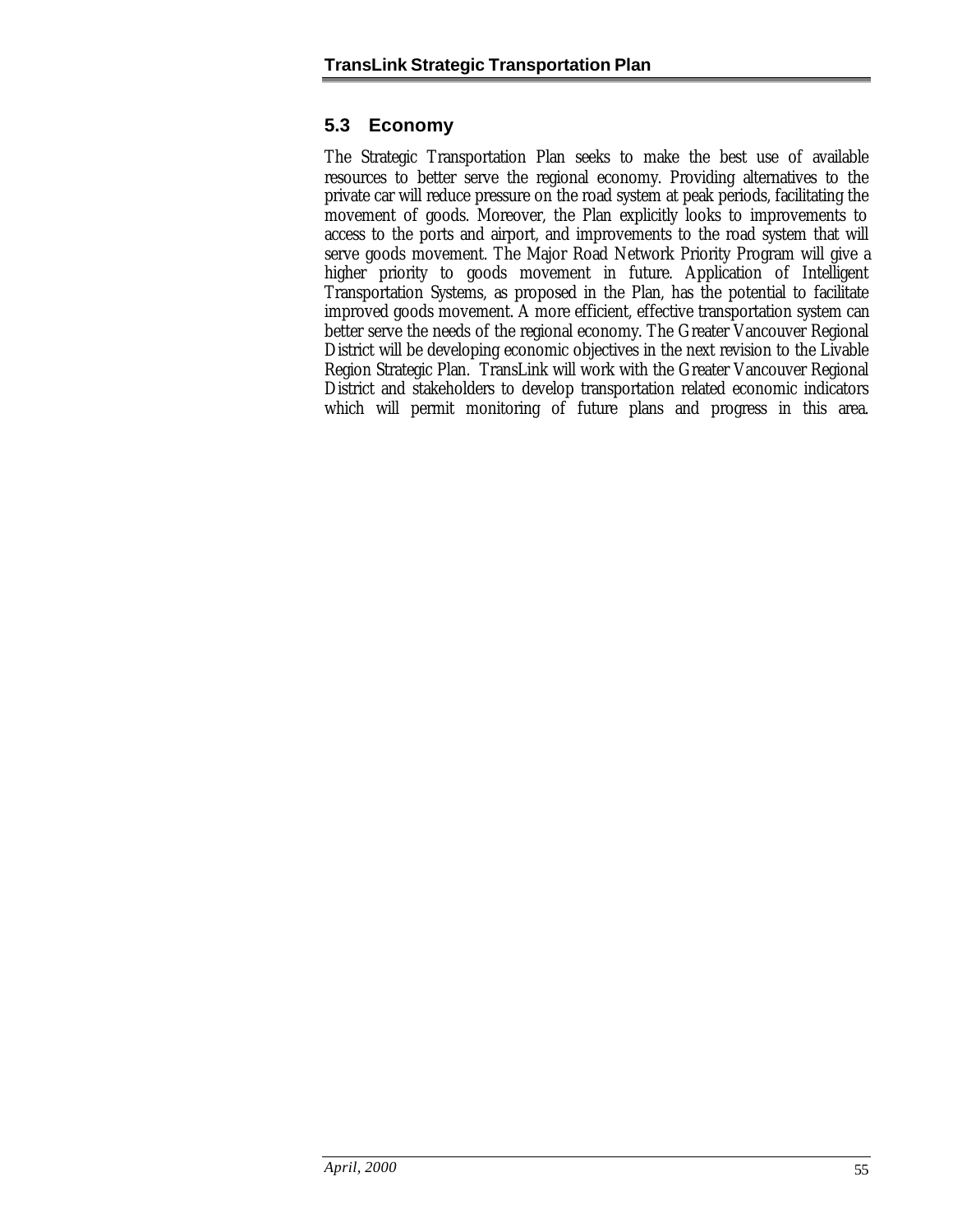## 5.3 Economy

The Strategic Transportation Plan seeks to make the best use of available resources to better serve the regional economy. Providing alternatives to the private car will reduce pressure on the road system at peak periods, facilitating the movement of goods. Moreover, the Plan explicitly looks to improvements to access to the ports and airport, and improvements to the road system that will serve goods movement. The Major Road Network Priority Program will give a higher priority to goods movement in future. Application of Intelligent Transportation Systems, as proposed in the Plan, has the potential to facilitate improved goods movement. A more efficient, effective transportation system can better serve the needs of the regional economy. The Greater Vancouver Regional District will be developing economic objectives in the next revision to the Livable Region Strategic Plan. TransLink will work with the Greater Vancouver Regional District and stakeholders to develop transportation related economic indicators which will permit monitoring of future plans and progress in this area.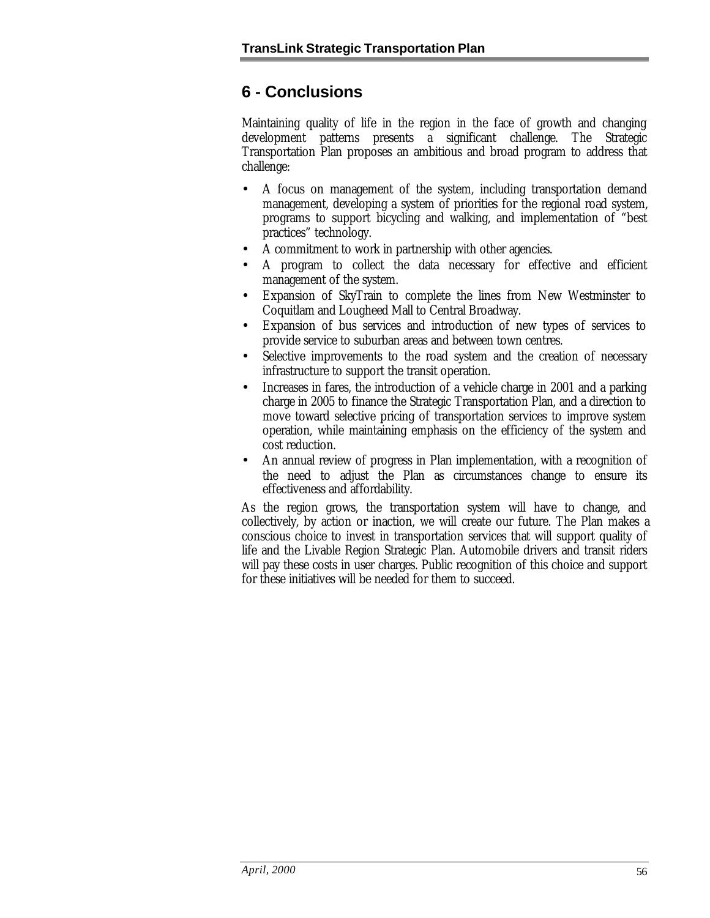# 6 - Conclusions

Maintaining quality of life in the region in the face of growth and changing development patterns presents a significant challenge. The Strategic Transportation Plan proposes an ambitious and broad program to address that challenge:

- A focus on management of the system, including transportation demand management, developing a system of priorities for the regional road system, programs to support bicycling and walking, and implementation of "best practices" technology.
- A commitment to work in partnership with other agencies.
- A program to collect the data necessary for effective and efficient management of the system.
- Expansion of SkyTrain to complete the lines from New Westminster to Coquitlam and Lougheed Mall to Central Broadway.
- Expansion of bus services and introduction of new types of services to provide service to suburban areas and between town centres.
- Selective improvements to the road system and the creation of necessary infrastructure to support the transit operation.
- Increases in fares, the introduction of a vehicle charge in 2001 and a parking charge in 2005 to finance the Strategic Transportation Plan, and a direction to move toward selective pricing of transportation services to improve system operation, while maintaining emphasis on the efficiency of the system and cost reduction.
- An annual review of progress in Plan implementation, with a recognition of the need to adjust the Plan as circumstances change to ensure its effectiveness and affordability.

As the region grows, the transportation system will have to change, and collectively, by action or inaction, we will create our future. The Plan makes a conscious choice to invest in transportation services that will support quality of life and the Livable Region Strategic Plan. Automobile drivers and transit riders will pay these costs in user charges. Public recognition of this choice and support for these initiatives will be needed for them to succeed.